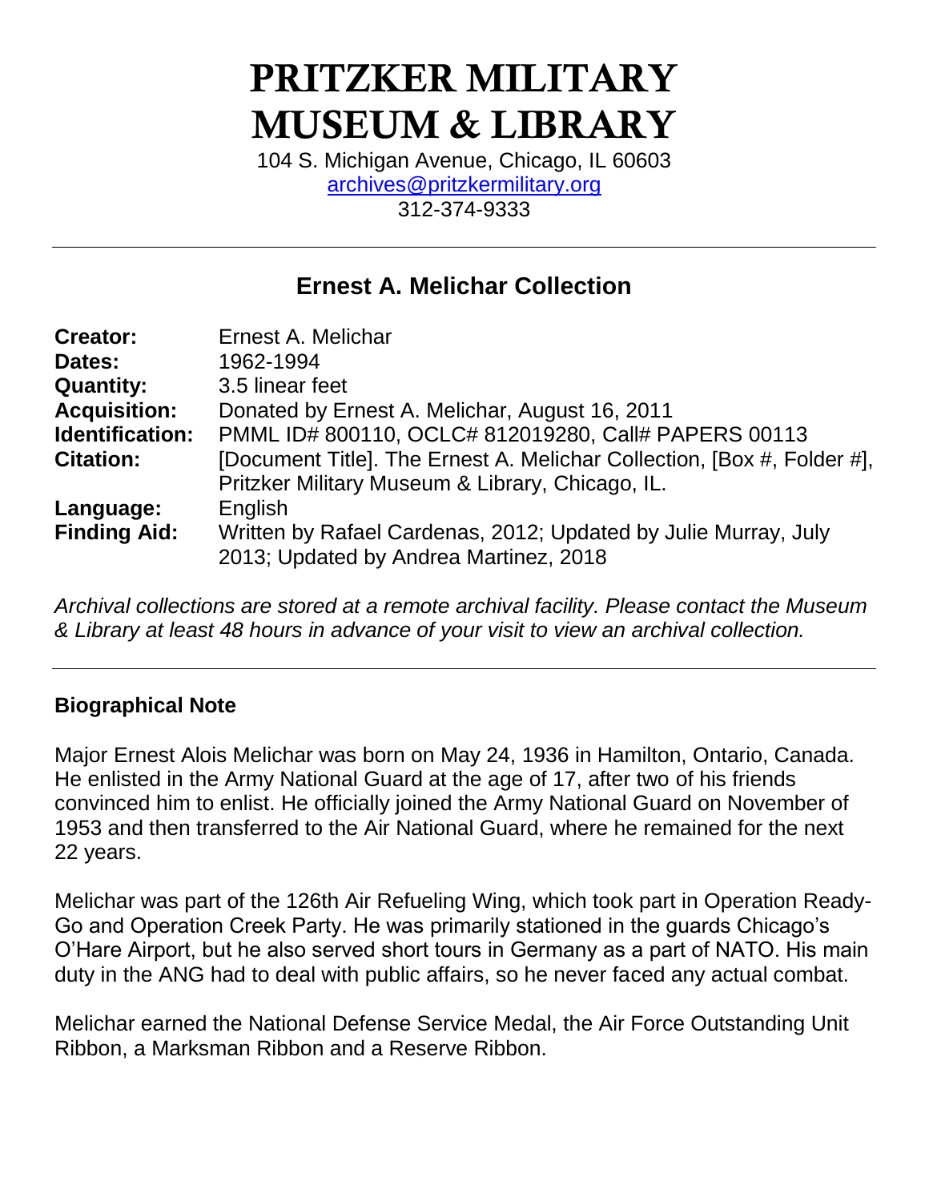# PRITZKER MILITARY MUSEUM & LIBRARY

104 S. Michigan Avenue, Chicago, IL 60603
archives@pritzkermilitary.org
312-374-9333

---

## Ernest A. Melichar Collection

| | |
|---|---|
| **Creator:** | Ernest A. Melichar |
| **Dates:** | 1962-1994 |
| **Quantity:** | 3.5 linear feet |
| **Acquisition:** | Donated by Ernest A. Melichar, August 16, 2011 |
| **Identification:** | PMML ID# 800110, OCLC# 812019280, Call# PAPERS 00113 |
| **Citation:** | [Document Title]. The Ernest A. Melichar Collection, [Box #, Folder #], Pritzker Military Museum & Library, Chicago, IL. |
| **Language:** | English |
| **Finding Aid:** | Written by Rafael Cardenas, 2012; Updated by Julie Murray, July 2013; Updated by Andrea Martinez, 2018 |

*Archival collections are stored at a remote archival facility. Please contact the Museum & Library at least 48 hours in advance of your visit to view an archival collection.*

---

### Biographical Note

Major Ernest Alois Melichar was born on May 24, 1936 in Hamilton, Ontario, Canada. He enlisted in the Army National Guard at the age of 17, after two of his friends convinced him to enlist. He officially joined the Army National Guard on November of 1953 and then transferred to the Air National Guard, where he remained for the next 22 years.

Melichar was part of the 126th Air Refueling Wing, which took part in Operation Ready-Go and Operation Creek Party. He was primarily stationed in the guards Chicago's O'Hare Airport, but he also served short tours in Germany as a part of NATO. His main duty in the ANG had to deal with public affairs, so he never faced any actual combat.

Melichar earned the National Defense Service Medal, the Air Force Outstanding Unit Ribbon, a Marksman Ribbon and a Reserve Ribbon.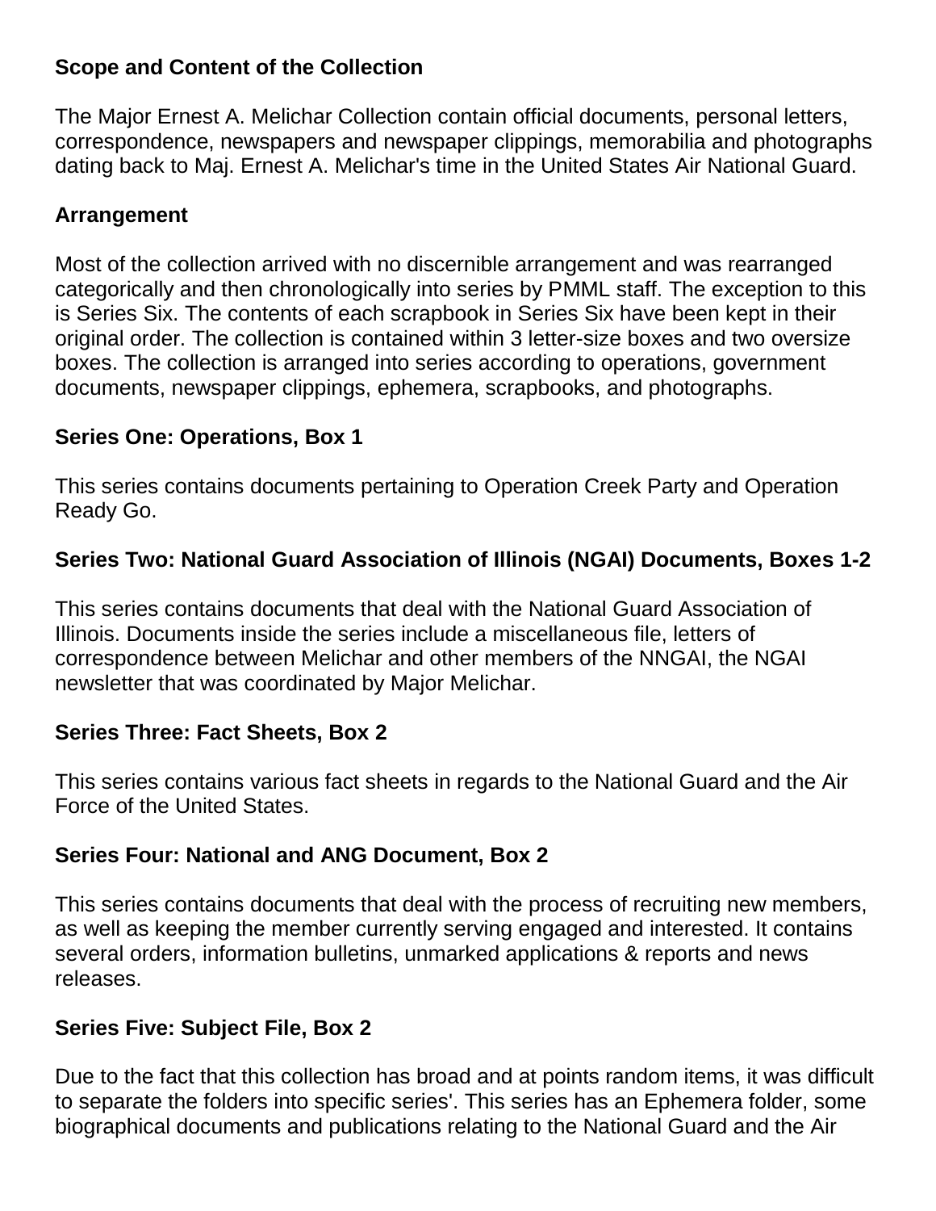**Scope and Content of the Collection**

The Major Ernest A. Melichar Collection contain official documents, personal letters, correspondence, newspapers and newspaper clippings, memorabilia and photographs dating back to Maj. Ernest A. Melichar's time in the United States Air National Guard.

**Arrangement**

Most of the collection arrived with no discernible arrangement and was rearranged categorically and then chronologically into series by PMML staff. The exception to this is Series Six. The contents of each scrapbook in Series Six have been kept in their original order. The collection is contained within 3 letter-size boxes and two oversize boxes. The collection is arranged into series according to operations, government documents, newspaper clippings, ephemera, scrapbooks, and photographs.

**Series One: Operations, Box 1**

This series contains documents pertaining to Operation Creek Party and Operation Ready Go.

**Series Two: National Guard Association of Illinois (NGAI) Documents, Boxes 1-2**

This series contains documents that deal with the National Guard Association of Illinois. Documents inside the series include a miscellaneous file, letters of correspondence between Melichar and other members of the NNGAI, the NGAI newsletter that was coordinated by Major Melichar.

**Series Three: Fact Sheets, Box 2**

This series contains various fact sheets in regards to the National Guard and the Air Force of the United States.

**Series Four: National and ANG Document, Box 2**

This series contains documents that deal with the process of recruiting new members, as well as keeping the member currently serving engaged and interested. It contains several orders, information bulletins, unmarked applications & reports and news releases.

**Series Five: Subject File, Box 2**

Due to the fact that this collection has broad and at points random items, it was difficult to separate the folders into specific series'. This series has an Ephemera folder, some biographical documents and publications relating to the National Guard and the Air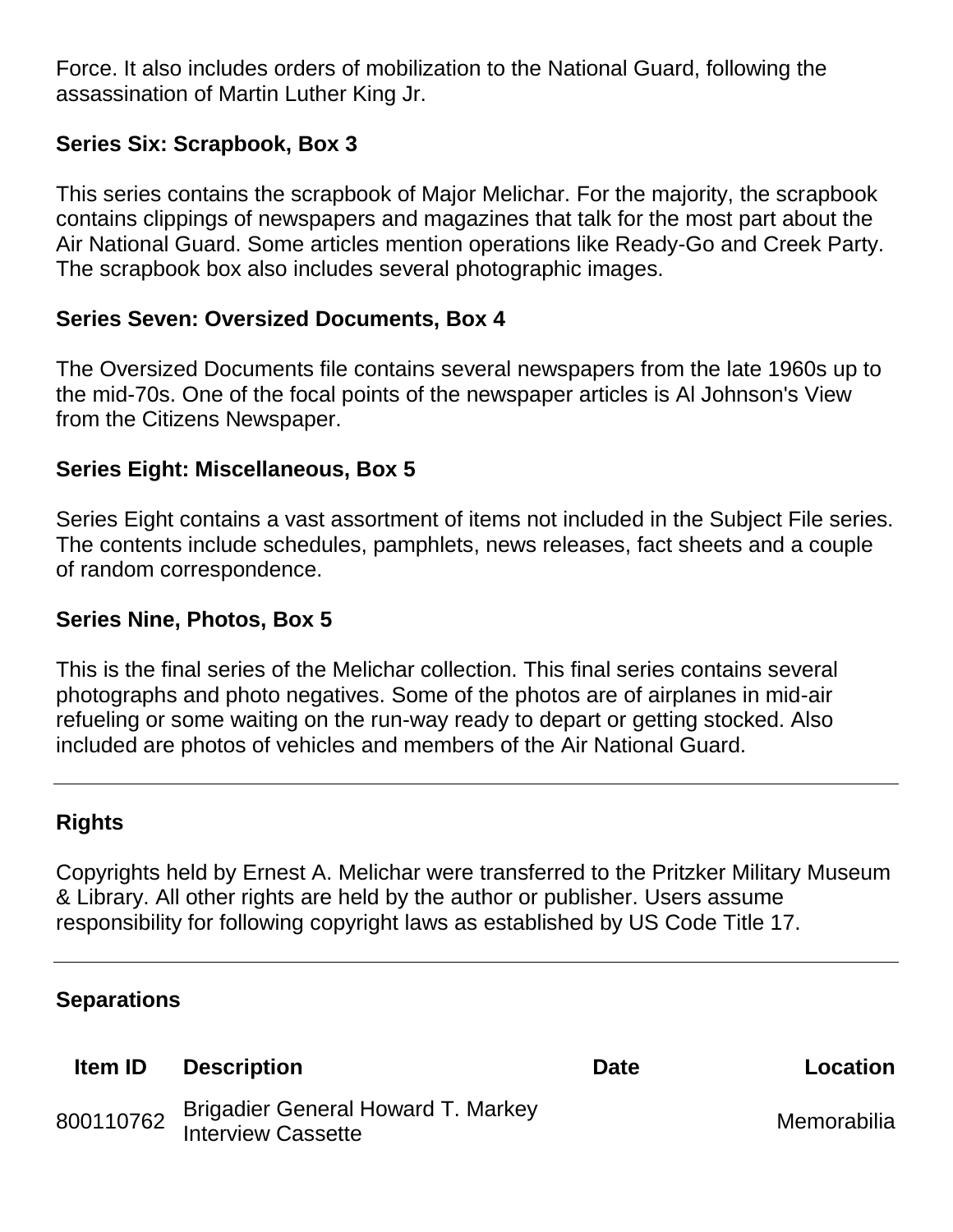Force. It also includes orders of mobilization to the National Guard, following the assassination of Martin Luther King Jr.

### Series Six: Scrapbook, Box 3

This series contains the scrapbook of Major Melichar. For the majority, the scrapbook contains clippings of newspapers and magazines that talk for the most part about the Air National Guard. Some articles mention operations like Ready-Go and Creek Party. The scrapbook box also includes several photographic images.

### Series Seven: Oversized Documents, Box 4

The Oversized Documents file contains several newspapers from the late 1960s up to the mid-70s. One of the focal points of the newspaper articles is Al Johnson's View from the Citizens Newspaper.

### Series Eight: Miscellaneous, Box 5

Series Eight contains a vast assortment of items not included in the Subject File series. The contents include schedules, pamphlets, news releases, fact sheets and a couple of random correspondence.

### Series Nine, Photos, Box 5

This is the final series of the Melichar collection. This final series contains several photographs and photo negatives. Some of the photos are of airplanes in mid-air refueling or some waiting on the run-way ready to depart or getting stocked. Also included are photos of vehicles and members of the Air National Guard.

---

## Rights

Copyrights held by Ernest A. Melichar were transferred to the Pritzker Military Museum & Library. All other rights are held by the author or publisher. Users assume responsibility for following copyright laws as established by US Code Title 17.

---

## Separations

| Item ID | Description | Date | Location |
|---|---|---|---|
| 800110762 | Brigadier General Howard T. Markey Interview Cassette | | Memorabilia |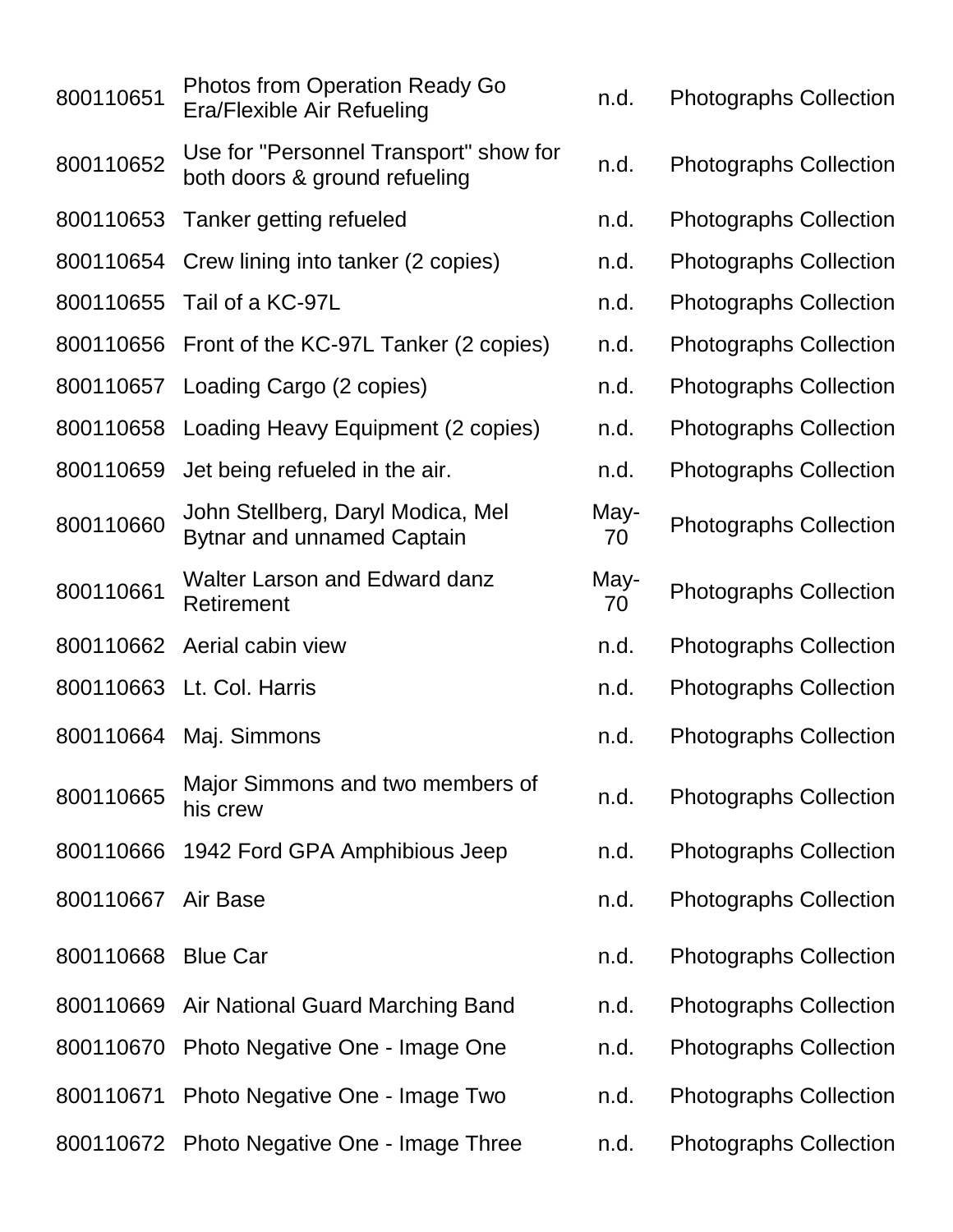| | | | |
|---|---|---|---|
| 800110651 | Photos from Operation Ready Go Era/Flexible Air Refueling | n.d. | Photographs Collection |
| 800110652 | Use for "Personnel Transport" show for both doors & ground refueling | n.d. | Photographs Collection |
| 800110653 | Tanker getting refueled | n.d. | Photographs Collection |
| 800110654 | Crew lining into tanker (2 copies) | n.d. | Photographs Collection |
| 800110655 | Tail of a KC-97L | n.d. | Photographs Collection |
| 800110656 | Front of the KC-97L Tanker (2 copies) | n.d. | Photographs Collection |
| 800110657 | Loading Cargo (2 copies) | n.d. | Photographs Collection |
| 800110658 | Loading Heavy Equipment (2 copies) | n.d. | Photographs Collection |
| 800110659 | Jet being refueled in the air. | n.d. | Photographs Collection |
| 800110660 | John Stellberg, Daryl Modica, Mel Bytnar and unnamed Captain | May-70 | Photographs Collection |
| 800110661 | Walter Larson and Edward danz Retirement | May-70 | Photographs Collection |
| 800110662 | Aerial cabin view | n.d. | Photographs Collection |
| 800110663 | Lt. Col. Harris | n.d. | Photographs Collection |
| 800110664 | Maj. Simmons | n.d. | Photographs Collection |
| 800110665 | Major Simmons and two members of his crew | n.d. | Photographs Collection |
| 800110666 | 1942 Ford GPA Amphibious Jeep | n.d. | Photographs Collection |
| 800110667 | Air Base | n.d. | Photographs Collection |
| 800110668 | Blue Car | n.d. | Photographs Collection |
| 800110669 | Air National Guard Marching Band | n.d. | Photographs Collection |
| 800110670 | Photo Negative One - Image One | n.d. | Photographs Collection |
| 800110671 | Photo Negative One - Image Two | n.d. | Photographs Collection |
| 800110672 | Photo Negative One - Image Three | n.d. | Photographs Collection |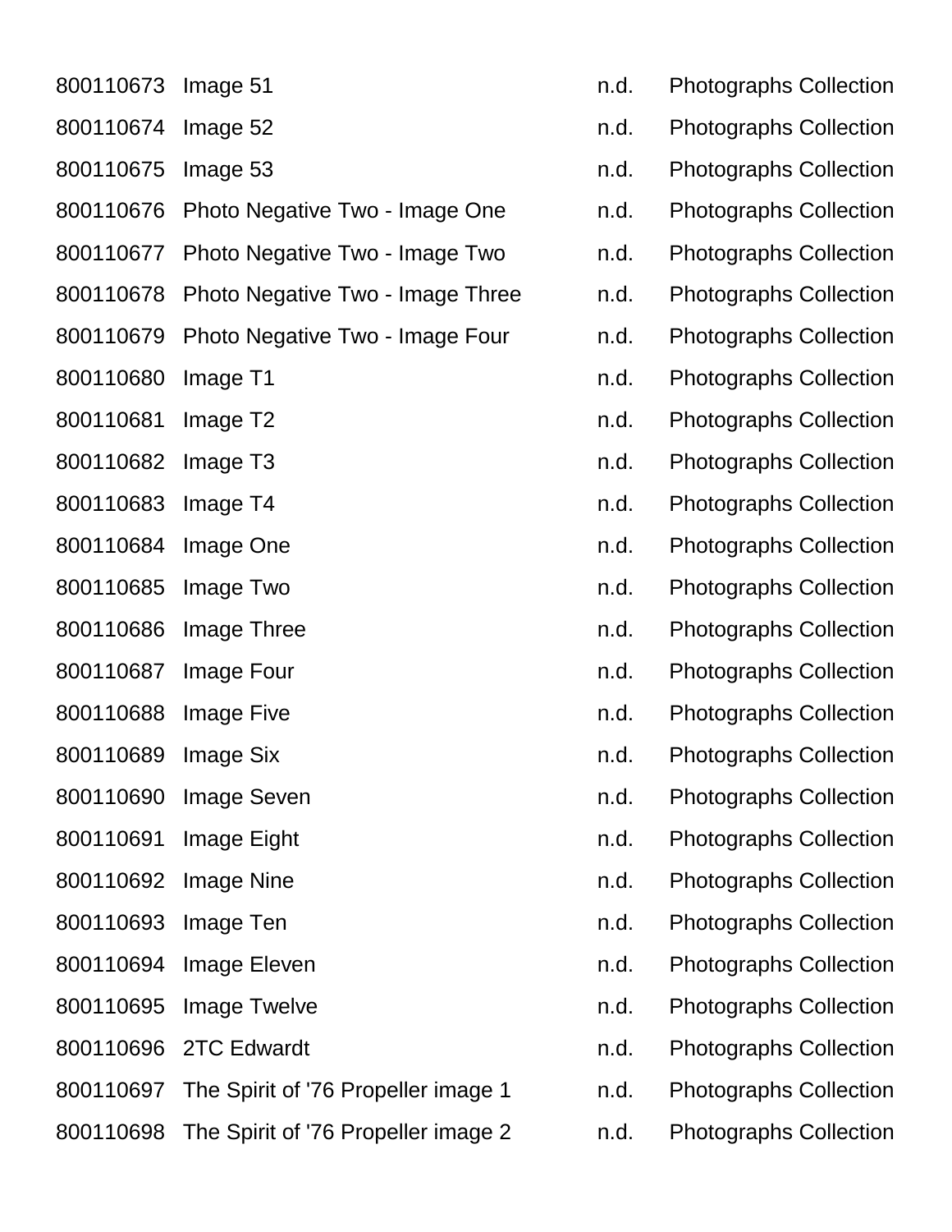| | | | |
|---|---|---|---|
| 800110673 | Image 51 | n.d. | Photographs Collection |
| 800110674 | Image 52 | n.d. | Photographs Collection |
| 800110675 | Image 53 | n.d. | Photographs Collection |
| 800110676 | Photo Negative Two - Image One | n.d. | Photographs Collection |
| 800110677 | Photo Negative Two - Image Two | n.d. | Photographs Collection |
| 800110678 | Photo Negative Two - Image Three | n.d. | Photographs Collection |
| 800110679 | Photo Negative Two - Image Four | n.d. | Photographs Collection |
| 800110680 | Image T1 | n.d. | Photographs Collection |
| 800110681 | Image T2 | n.d. | Photographs Collection |
| 800110682 | Image T3 | n.d. | Photographs Collection |
| 800110683 | Image T4 | n.d. | Photographs Collection |
| 800110684 | Image One | n.d. | Photographs Collection |
| 800110685 | Image Two | n.d. | Photographs Collection |
| 800110686 | Image Three | n.d. | Photographs Collection |
| 800110687 | Image Four | n.d. | Photographs Collection |
| 800110688 | Image Five | n.d. | Photographs Collection |
| 800110689 | Image Six | n.d. | Photographs Collection |
| 800110690 | Image Seven | n.d. | Photographs Collection |
| 800110691 | Image Eight | n.d. | Photographs Collection |
| 800110692 | Image Nine | n.d. | Photographs Collection |
| 800110693 | Image Ten | n.d. | Photographs Collection |
| 800110694 | Image Eleven | n.d. | Photographs Collection |
| 800110695 | Image Twelve | n.d. | Photographs Collection |
| 800110696 | 2TC Edwardt | n.d. | Photographs Collection |
| 800110697 | The Spirit of '76 Propeller image 1 | n.d. | Photographs Collection |
| 800110698 | The Spirit of '76 Propeller image 2 | n.d. | Photographs Collection |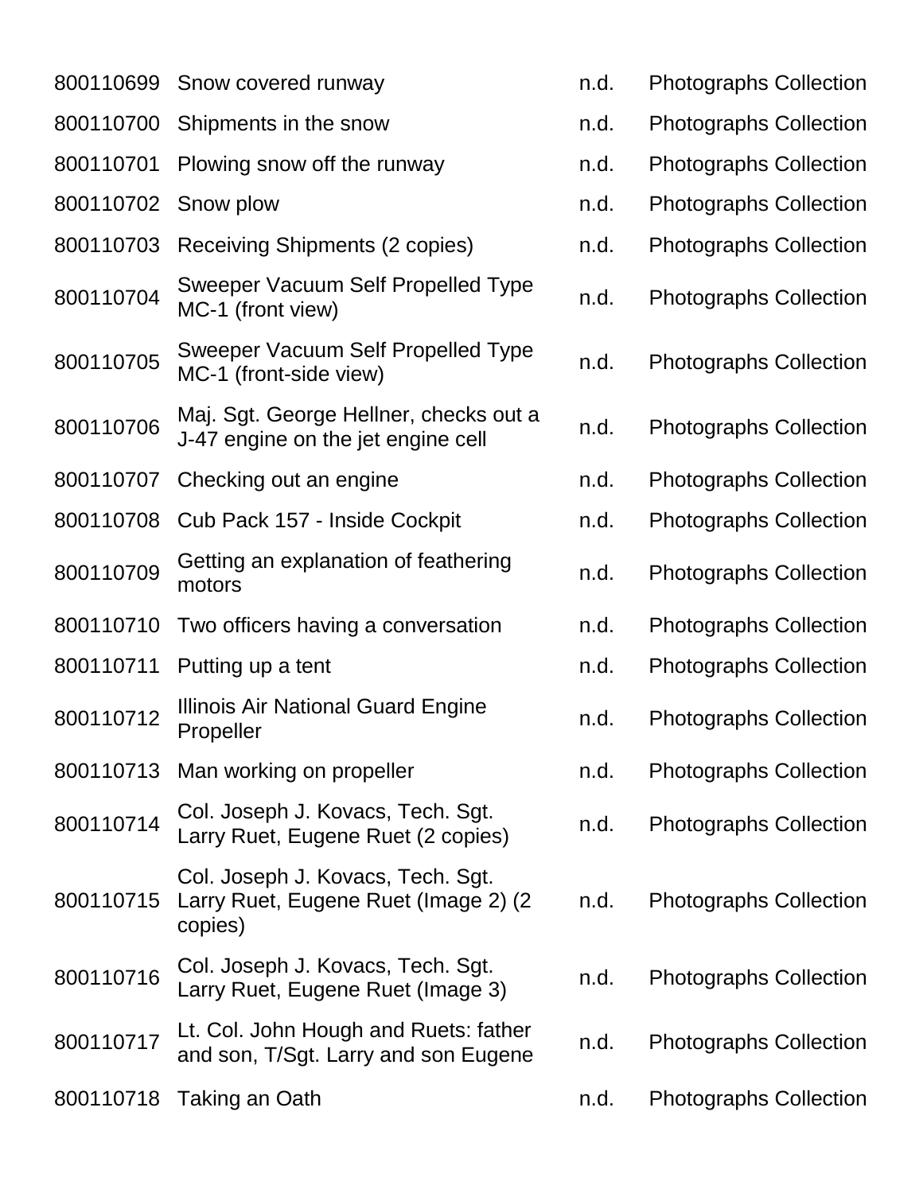| | | | |
|---|---|---|---|
| 800110699 | Snow covered runway | n.d. | Photographs Collection |
| 800110700 | Shipments in the snow | n.d. | Photographs Collection |
| 800110701 | Plowing snow off the runway | n.d. | Photographs Collection |
| 800110702 | Snow plow | n.d. | Photographs Collection |
| 800110703 | Receiving Shipments (2 copies) | n.d. | Photographs Collection |
| 800110704 | Sweeper Vacuum Self Propelled Type MC-1 (front view) | n.d. | Photographs Collection |
| 800110705 | Sweeper Vacuum Self Propelled Type MC-1 (front-side view) | n.d. | Photographs Collection |
| 800110706 | Maj. Sgt. George Hellner, checks out a J-47 engine on the jet engine cell | n.d. | Photographs Collection |
| 800110707 | Checking out an engine | n.d. | Photographs Collection |
| 800110708 | Cub Pack 157 - Inside Cockpit | n.d. | Photographs Collection |
| 800110709 | Getting an explanation of feathering motors | n.d. | Photographs Collection |
| 800110710 | Two officers having a conversation | n.d. | Photographs Collection |
| 800110711 | Putting up a tent | n.d. | Photographs Collection |
| 800110712 | Illinois Air National Guard Engine Propeller | n.d. | Photographs Collection |
| 800110713 | Man working on propeller | n.d. | Photographs Collection |
| 800110714 | Col. Joseph J. Kovacs, Tech. Sgt. Larry Ruet, Eugene Ruet (2 copies) | n.d. | Photographs Collection |
| 800110715 | Col. Joseph J. Kovacs, Tech. Sgt. Larry Ruet, Eugene Ruet (Image 2) (2 copies) | n.d. | Photographs Collection |
| 800110716 | Col. Joseph J. Kovacs, Tech. Sgt. Larry Ruet, Eugene Ruet (Image 3) | n.d. | Photographs Collection |
| 800110717 | Lt. Col. John Hough and Ruets: father and son, T/Sgt. Larry and son Eugene | n.d. | Photographs Collection |
| 800110718 | Taking an Oath | n.d. | Photographs Collection |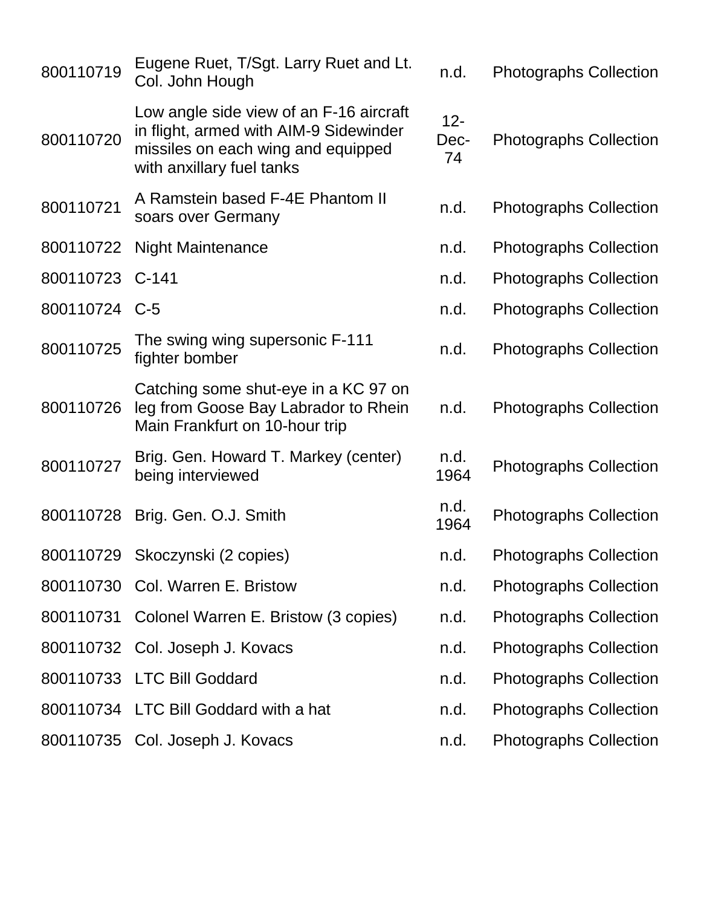| | | | |
|---|---|---|---|
| 800110719 | Eugene Ruet, T/Sgt. Larry Ruet and Lt. Col. John Hough | n.d. | Photographs Collection |
| 800110720 | Low angle side view of an F-16 aircraft in flight, armed with AIM-9 Sidewinder missiles on each wing and equipped with anxillary fuel tanks | 12-Dec-74 | Photographs Collection |
| 800110721 | A Ramstein based F-4E Phantom II soars over Germany | n.d. | Photographs Collection |
| 800110722 | Night Maintenance | n.d. | Photographs Collection |
| 800110723 | C-141 | n.d. | Photographs Collection |
| 800110724 | C-5 | n.d. | Photographs Collection |
| 800110725 | The swing wing supersonic F-111 fighter bomber | n.d. | Photographs Collection |
| 800110726 | Catching some shut-eye in a KC 97 on leg from Goose Bay Labrador to Rhein Main Frankfurt on 10-hour trip | n.d. | Photographs Collection |
| 800110727 | Brig. Gen. Howard T. Markey (center) being interviewed | n.d. 1964 | Photographs Collection |
| 800110728 | Brig. Gen. O.J. Smith | n.d. 1964 | Photographs Collection |
| 800110729 | Skoczynski (2 copies) | n.d. | Photographs Collection |
| 800110730 | Col. Warren E. Bristow | n.d. | Photographs Collection |
| 800110731 | Colonel Warren E. Bristow (3 copies) | n.d. | Photographs Collection |
| 800110732 | Col. Joseph J. Kovacs | n.d. | Photographs Collection |
| 800110733 | LTC Bill Goddard | n.d. | Photographs Collection |
| 800110734 | LTC Bill Goddard with a hat | n.d. | Photographs Collection |
| 800110735 | Col. Joseph J. Kovacs | n.d. | Photographs Collection |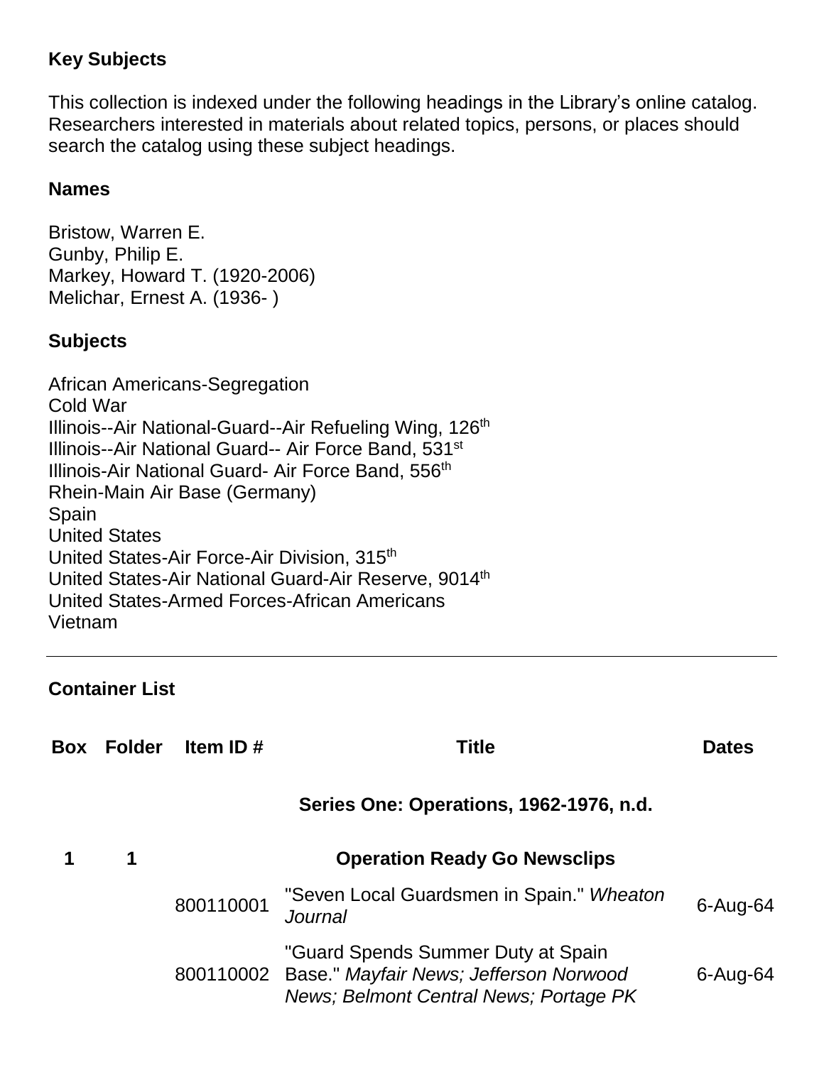### Key Subjects

This collection is indexed under the following headings in the Library's online catalog. Researchers interested in materials about related topics, persons, or places should search the catalog using these subject headings.

### Names

Bristow, Warren E.
Gunby, Philip E.
Markey, Howard T. (1920-2006)
Melichar, Ernest A. (1936- )

### Subjects

African Americans-Segregation
Cold War
Illinois--Air National-Guard--Air Refueling Wing, 126th
Illinois--Air National Guard-- Air Force Band, 531st
Illinois-Air National Guard- Air Force Band, 556th
Rhein-Main Air Base (Germany)
Spain
United States
United States-Air Force-Air Division, 315th
United States-Air National Guard-Air Reserve, 9014th
United States-Armed Forces-African Americans
Vietnam

---

### Container List

| Box | Folder | Item ID # | Title | Dates |
|---|---|---|---|---|
| | | | **Series One: Operations, 1962-1976, n.d.** | |
| **1** | **1** | | **Operation Ready Go Newsclips** | |
| | | 800110001 | "Seven Local Guardsmen in Spain." *Wheaton Journal* | 6-Aug-64 |
| | | 800110002 | "Guard Spends Summer Duty at Spain Base." *Mayfair News; Jefferson Norwood News; Belmont Central News; Portage PK* | 6-Aug-64 |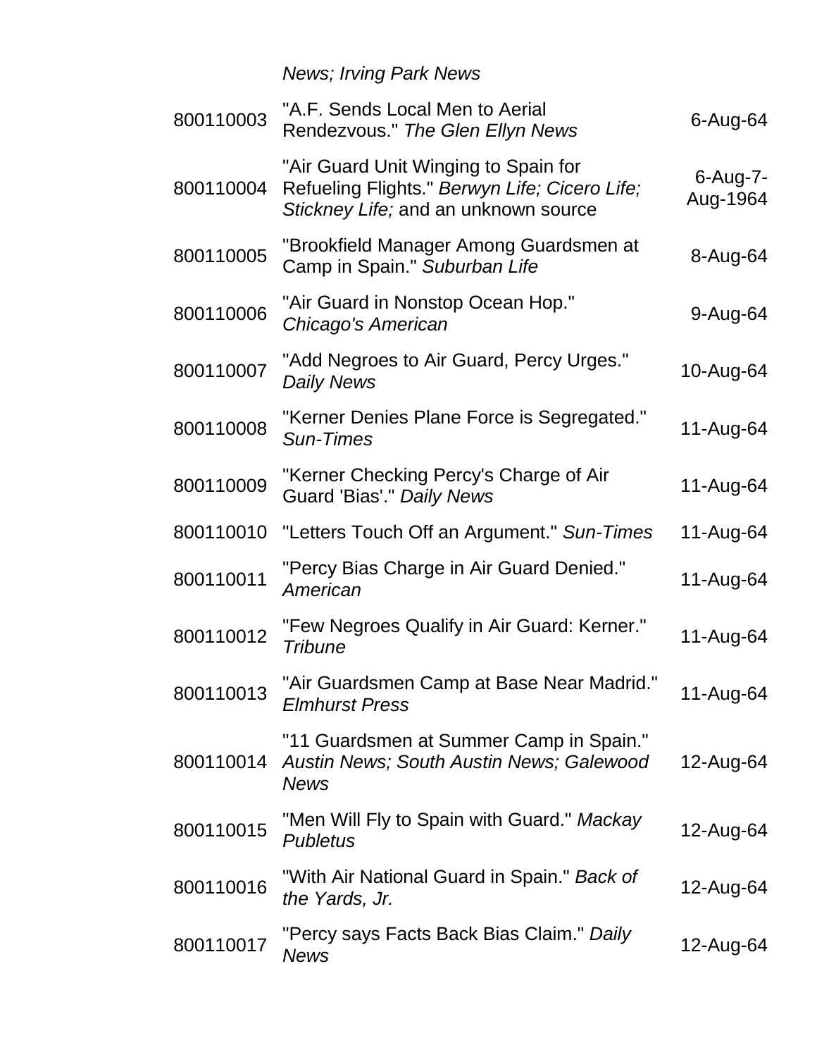| | *News; Irving Park News* | |
|---|---|---|
| 800110003 | "A.F. Sends Local Men to Aerial Rendezvous." *The Glen Ellyn News* | 6-Aug-64 |
| 800110004 | "Air Guard Unit Winging to Spain for Refueling Flights." *Berwyn Life; Cicero Life; Stickney Life;* and an unknown source | 6-Aug-7-Aug-1964 |
| 800110005 | "Brookfield Manager Among Guardsmen at Camp in Spain." *Suburban Life* | 8-Aug-64 |
| 800110006 | "Air Guard in Nonstop Ocean Hop." *Chicago's American* | 9-Aug-64 |
| 800110007 | "Add Negroes to Air Guard, Percy Urges." *Daily News* | 10-Aug-64 |
| 800110008 | "Kerner Denies Plane Force is Segregated." *Sun-Times* | 11-Aug-64 |
| 800110009 | "Kerner Checking Percy's Charge of Air Guard 'Bias'." *Daily News* | 11-Aug-64 |
| 800110010 | "Letters Touch Off an Argument." *Sun-Times* | 11-Aug-64 |
| 800110011 | "Percy Bias Charge in Air Guard Denied." *American* | 11-Aug-64 |
| 800110012 | "Few Negroes Qualify in Air Guard: Kerner." *Tribune* | 11-Aug-64 |
| 800110013 | "Air Guardsmen Camp at Base Near Madrid." *Elmhurst Press* | 11-Aug-64 |
| 800110014 | "11 Guardsmen at Summer Camp in Spain." *Austin News; South Austin News; Galewood News* | 12-Aug-64 |
| 800110015 | "Men Will Fly to Spain with Guard." *Mackay Publetus* | 12-Aug-64 |
| 800110016 | "With Air National Guard in Spain." *Back of the Yards, Jr.* | 12-Aug-64 |
| 800110017 | "Percy says Facts Back Bias Claim." *Daily News* | 12-Aug-64 |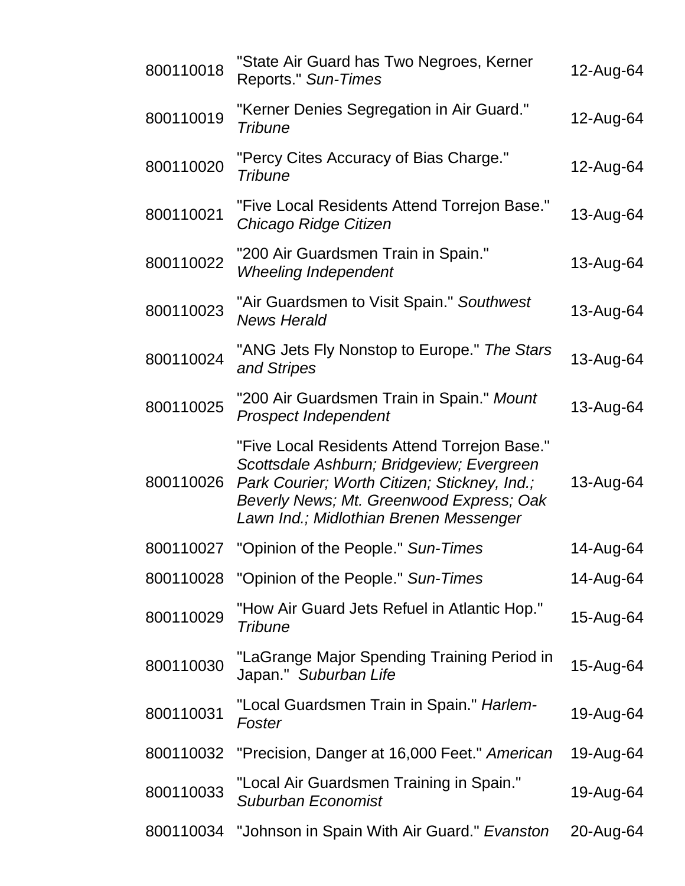| | | |
|---|---|---|
| 800110018 | "State Air Guard has Two Negroes, Kerner Reports." *Sun-Times* | 12-Aug-64 |
| 800110019 | "Kerner Denies Segregation in Air Guard." *Tribune* | 12-Aug-64 |
| 800110020 | "Percy Cites Accuracy of Bias Charge." *Tribune* | 12-Aug-64 |
| 800110021 | "Five Local Residents Attend Torrejon Base." *Chicago Ridge Citizen* | 13-Aug-64 |
| 800110022 | "200 Air Guardsmen Train in Spain." *Wheeling Independent* | 13-Aug-64 |
| 800110023 | "Air Guardsmen to Visit Spain." *Southwest News Herald* | 13-Aug-64 |
| 800110024 | "ANG Jets Fly Nonstop to Europe." *The Stars and Stripes* | 13-Aug-64 |
| 800110025 | "200 Air Guardsmen Train in Spain." *Mount Prospect Independent* | 13-Aug-64 |
| 800110026 | "Five Local Residents Attend Torrejon Base." *Scottsdale Ashburn; Bridgeview; Evergreen Park Courier; Worth Citizen; Stickney, Ind.; Beverly News; Mt. Greenwood Express; Oak Lawn Ind.; Midlothian Brenen Messenger* | 13-Aug-64 |
| 800110027 | "Opinion of the People." *Sun-Times* | 14-Aug-64 |
| 800110028 | "Opinion of the People." *Sun-Times* | 14-Aug-64 |
| 800110029 | "How Air Guard Jets Refuel in Atlantic Hop." *Tribune* | 15-Aug-64 |
| 800110030 | "LaGrange Major Spending Training Period in Japan." *Suburban Life* | 15-Aug-64 |
| 800110031 | "Local Guardsmen Train in Spain." *Harlem-Foster* | 19-Aug-64 |
| 800110032 | "Precision, Danger at 16,000 Feet." *American* | 19-Aug-64 |
| 800110033 | "Local Air Guardsmen Training in Spain." *Suburban Economist* | 19-Aug-64 |
| 800110034 | "Johnson in Spain With Air Guard." *Evanston* | 20-Aug-64 |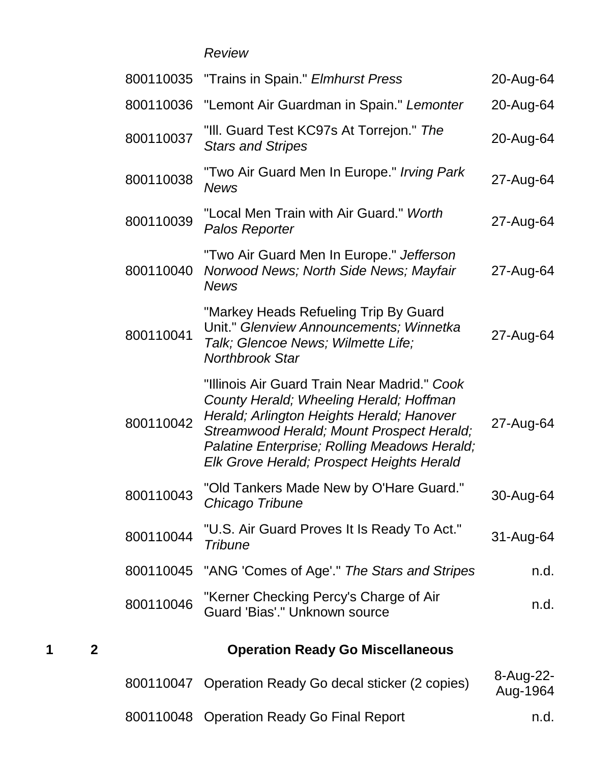| Box | Folder | Item | Description | Date |
|---|---|---|---|---|
| | | | *Review* | |
| | | 800110035 | "Trains in Spain." *Elmhurst Press* | 20-Aug-64 |
| | | 800110036 | "Lemont Air Guardman in Spain." *Lemonter* | 20-Aug-64 |
| | | 800110037 | "Ill. Guard Test KC97s At Torrejon." *The Stars and Stripes* | 20-Aug-64 |
| | | 800110038 | "Two Air Guard Men In Europe." *Irving Park News* | 27-Aug-64 |
| | | 800110039 | "Local Men Train with Air Guard." *Worth Palos Reporter* | 27-Aug-64 |
| | | 800110040 | "Two Air Guard Men In Europe." *Jefferson Norwood News; North Side News; Mayfair News* | 27-Aug-64 |
| | | 800110041 | "Markey Heads Refueling Trip By Guard Unit." *Glenview Announcements; Winnetka Talk; Glencoe News; Wilmette Life; Northbrook Star* | 27-Aug-64 |
| | | 800110042 | "Illinois Air Guard Train Near Madrid." *Cook County Herald; Wheeling Herald; Hoffman Herald; Arlington Heights Herald; Hanover Streamwood Herald; Mount Prospect Herald; Palatine Enterprise; Rolling Meadows Herald; Elk Grove Herald; Prospect Heights Herald* | 27-Aug-64 |
| | | 800110043 | "Old Tankers Made New by O'Hare Guard." *Chicago Tribune* | 30-Aug-64 |
| | | 800110044 | "U.S. Air Guard Proves It Is Ready To Act." *Tribune* | 31-Aug-64 |
| | | 800110045 | "ANG 'Comes of Age'." *The Stars and Stripes* | n.d. |
| | | 800110046 | "Kerner Checking Percy's Charge of Air Guard 'Bias'." Unknown source | n.d. |
| **1** | **2** | | **Operation Ready Go Miscellaneous** | |
| | | 800110047 | Operation Ready Go decal sticker (2 copies) | 8-Aug-22-Aug-1964 |
| | | 800110048 | Operation Ready Go Final Report | n.d. |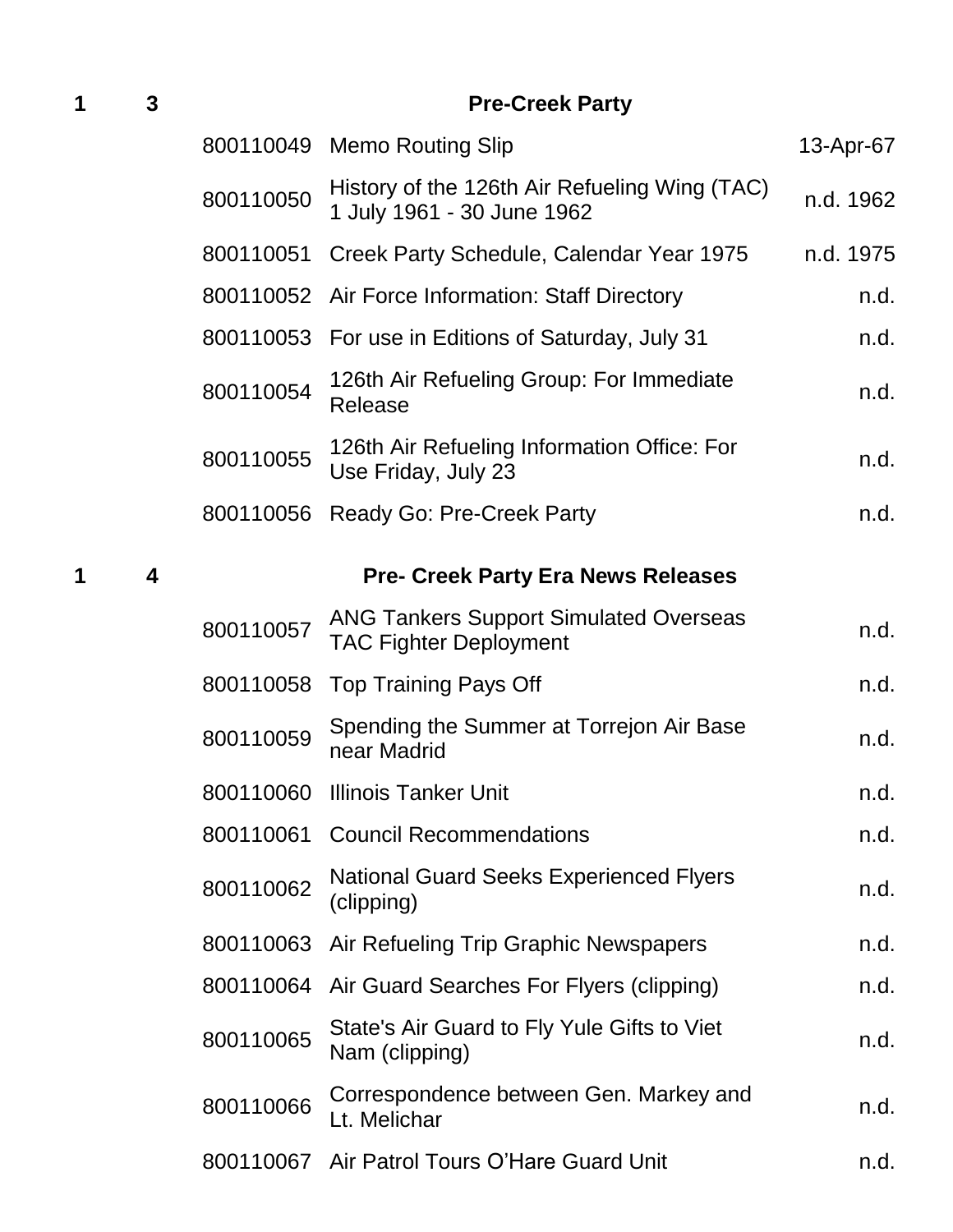| Box | Folder | ID | Title | Date |
|---|---|---|---|---|
| 1 | 3 | | **Pre-Creek Party** | |
| | | 800110049 | Memo Routing Slip | 13-Apr-67 |
| | | 800110050 | History of the 126th Air Refueling Wing (TAC) 1 July 1961 - 30 June 1962 | n.d. 1962 |
| | | 800110051 | Creek Party Schedule, Calendar Year 1975 | n.d. 1975 |
| | | 800110052 | Air Force Information: Staff Directory | n.d. |
| | | 800110053 | For use in Editions of Saturday, July 31 | n.d. |
| | | 800110054 | 126th Air Refueling Group: For Immediate Release | n.d. |
| | | 800110055 | 126th Air Refueling Information Office: For Use Friday, July 23 | n.d. |
| | | 800110056 | Ready Go: Pre-Creek Party | n.d. |
| 1 | 4 | | **Pre- Creek Party Era News Releases** | |
| | | 800110057 | ANG Tankers Support Simulated Overseas TAC Fighter Deployment | n.d. |
| | | 800110058 | Top Training Pays Off | n.d. |
| | | 800110059 | Spending the Summer at Torrejon Air Base near Madrid | n.d. |
| | | 800110060 | Illinois Tanker Unit | n.d. |
| | | 800110061 | Council Recommendations | n.d. |
| | | 800110062 | National Guard Seeks Experienced Flyers (clipping) | n.d. |
| | | 800110063 | Air Refueling Trip Graphic Newspapers | n.d. |
| | | 800110064 | Air Guard Searches For Flyers (clipping) | n.d. |
| | | 800110065 | State's Air Guard to Fly Yule Gifts to Viet Nam (clipping) | n.d. |
| | | 800110066 | Correspondence between Gen. Markey and Lt. Melichar | n.d. |
| | | 800110067 | Air Patrol Tours O'Hare Guard Unit | n.d. |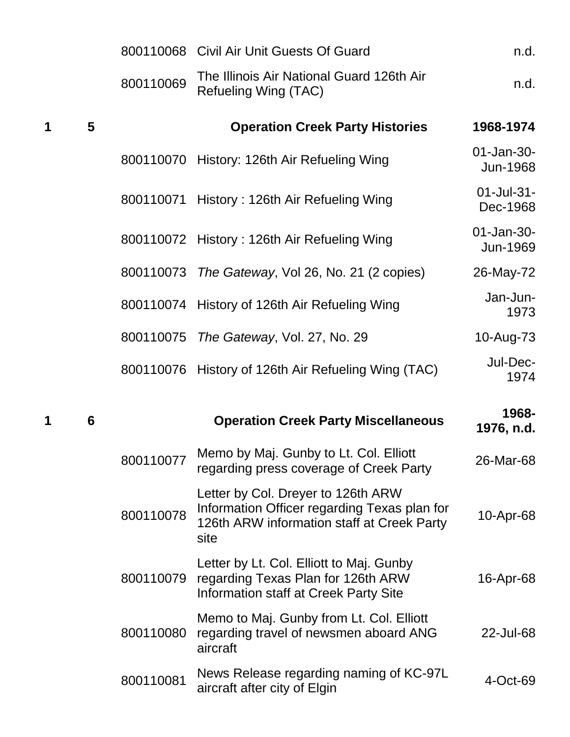| Box | Folder | Item | Title | Date |
|---|---|---|---|---|
| | | 800110068 | Civil Air Unit Guests Of Guard | n.d. |
| | | 800110069 | The Illinois Air National Guard 126th Air Refueling Wing (TAC) | n.d. |
| **1** | **5** | | **Operation Creek Party Histories** | **1968-1974** |
| | | 800110070 | History: 126th Air Refueling Wing | 01-Jan-30-Jun-1968 |
| | | 800110071 | History : 126th Air Refueling Wing | 01-Jul-31-Dec-1968 |
| | | 800110072 | History : 126th Air Refueling Wing | 01-Jan-30-Jun-1969 |
| | | 800110073 | *The Gateway*, Vol 26, No. 21 (2 copies) | 26-May-72 |
| | | 800110074 | History of 126th Air Refueling Wing | Jan-Jun-1973 |
| | | 800110075 | *The Gateway*, Vol. 27, No. 29 | 10-Aug-73 |
| | | 800110076 | History of 126th Air Refueling Wing (TAC) | Jul-Dec-1974 |
| **1** | **6** | | **Operation Creek Party Miscellaneous** | **1968-1976, n.d.** |
| | | 800110077 | Memo by Maj. Gunby to Lt. Col. Elliott regarding press coverage of Creek Party | 26-Mar-68 |
| | | 800110078 | Letter by Col. Dreyer to 126th ARW Information Officer regarding Texas plan for 126th ARW information staff at Creek Party site | 10-Apr-68 |
| | | 800110079 | Letter by Lt. Col. Elliott to Maj. Gunby regarding Texas Plan for 126th ARW Information staff at Creek Party Site | 16-Apr-68 |
| | | 800110080 | Memo to Maj. Gunby from Lt. Col. Elliott regarding travel of newsmen aboard ANG aircraft | 22-Jul-68 |
| | | 800110081 | News Release regarding naming of KC-97L aircraft after city of Elgin | 4-Oct-69 |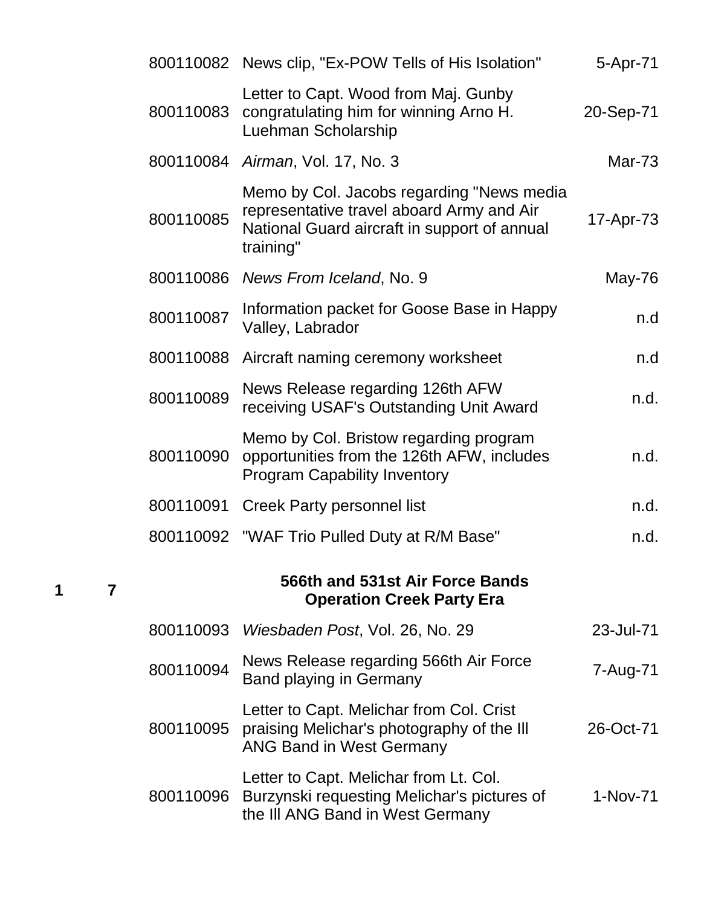| | | | | |
|---|---|---|---|---|
| | | 800110082 | News clip, "Ex-POW Tells of His Isolation" | 5-Apr-71 |
| | | 800110083 | Letter to Capt. Wood from Maj. Gunby congratulating him for winning Arno H. Luehman Scholarship | 20-Sep-71 |
| | | 800110084 | *Airman*, Vol. 17, No. 3 | Mar-73 |
| | | 800110085 | Memo by Col. Jacobs regarding "News media representative travel aboard Army and Air National Guard aircraft in support of annual training" | 17-Apr-73 |
| | | 800110086 | *News From Iceland*, No. 9 | May-76 |
| | | 800110087 | Information packet for Goose Base in Happy Valley, Labrador | n.d |
| | | 800110088 | Aircraft naming ceremony worksheet | n.d |
| | | 800110089 | News Release regarding 126th AFW receiving USAF's Outstanding Unit Award | n.d. |
| | | 800110090 | Memo by Col. Bristow regarding program opportunities from the 126th AFW, includes Program Capability Inventory | n.d. |
| | | 800110091 | Creek Party personnel list | n.d. |
| | | 800110092 | "WAF Trio Pulled Duty at R/M Base" | n.d. |
| **1** | **7** | | **566th and 531st Air Force Bands Operation Creek Party Era** | |
| | | 800110093 | *Wiesbaden Post*, Vol. 26, No. 29 | 23-Jul-71 |
| | | 800110094 | News Release regarding 566th Air Force Band playing in Germany | 7-Aug-71 |
| | | 800110095 | Letter to Capt. Melichar from Col. Crist praising Melichar's photography of the Ill ANG Band in West Germany | 26-Oct-71 |
| | | 800110096 | Letter to Capt. Melichar from Lt. Col. Burzynski requesting Melichar's pictures of the Ill ANG Band in West Germany | 1-Nov-71 |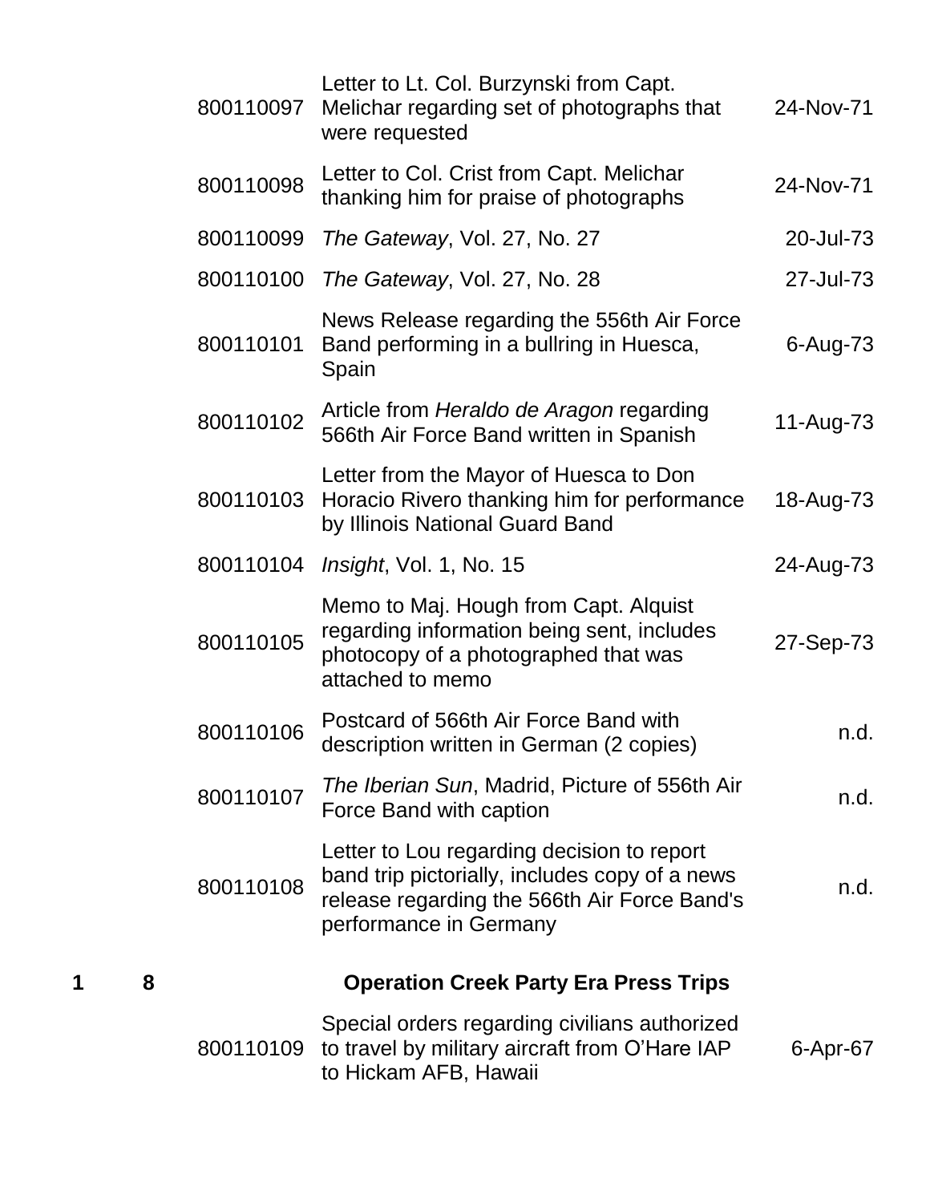| Box | Folder | Item ID | Description | Date |
|---|---|---|---|---|
| | | 800110097 | Letter to Lt. Col. Burzynski from Capt. Melichar regarding set of photographs that were requested | 24-Nov-71 |
| | | 800110098 | Letter to Col. Crist from Capt. Melichar thanking him for praise of photographs | 24-Nov-71 |
| | | 800110099 | *The Gateway*, Vol. 27, No. 27 | 20-Jul-73 |
| | | 800110100 | *The Gateway*, Vol. 27, No. 28 | 27-Jul-73 |
| | | 800110101 | News Release regarding the 556th Air Force Band performing in a bullring in Huesca, Spain | 6-Aug-73 |
| | | 800110102 | Article from *Heraldo de Aragon* regarding 566th Air Force Band written in Spanish | 11-Aug-73 |
| | | 800110103 | Letter from the Mayor of Huesca to Don Horacio Rivero thanking him for performance by Illinois National Guard Band | 18-Aug-73 |
| | | 800110104 | *Insight*, Vol. 1, No. 15 | 24-Aug-73 |
| | | 800110105 | Memo to Maj. Hough from Capt. Alquist regarding information being sent, includes photocopy of a photographed that was attached to memo | 27-Sep-73 |
| | | 800110106 | Postcard of 566th Air Force Band with description written in German (2 copies) | n.d. |
| | | 800110107 | *The Iberian Sun*, Madrid, Picture of 556th Air Force Band with caption | n.d. |
| | | 800110108 | Letter to Lou regarding decision to report band trip pictorially, includes copy of a news release regarding the 566th Air Force Band's performance in Germany | n.d. |
| **1** | **8** | | **Operation Creek Party Era Press Trips** | |
| | | 800110109 | Special orders regarding civilians authorized to travel by military aircraft from O'Hare IAP to Hickam AFB, Hawaii | 6-Apr-67 |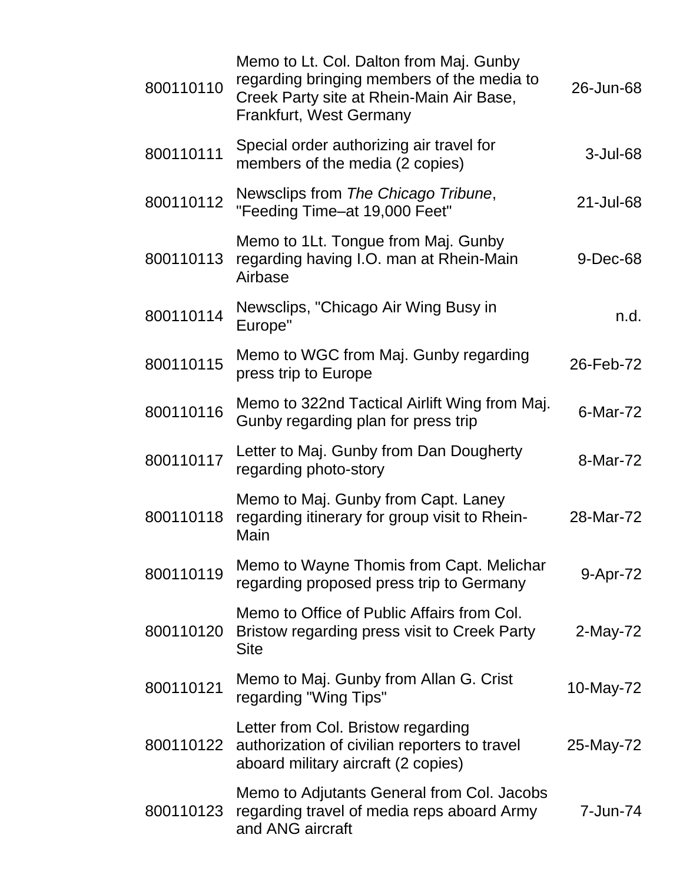| | | |
|---|---|---|
| 800110110 | Memo to Lt. Col. Dalton from Maj. Gunby regarding bringing members of the media to Creek Party site at Rhein-Main Air Base, Frankfurt, West Germany | 26-Jun-68 |
| 800110111 | Special order authorizing air travel for members of the media (2 copies) | 3-Jul-68 |
| 800110112 | Newsclips from *The Chicago Tribune*, "Feeding Time–at 19,000 Feet" | 21-Jul-68 |
| 800110113 | Memo to 1Lt. Tongue from Maj. Gunby regarding having I.O. man at Rhein-Main Airbase | 9-Dec-68 |
| 800110114 | Newsclips, "Chicago Air Wing Busy in Europe" | n.d. |
| 800110115 | Memo to WGC from Maj. Gunby regarding press trip to Europe | 26-Feb-72 |
| 800110116 | Memo to 322nd Tactical Airlift Wing from Maj. Gunby regarding plan for press trip | 6-Mar-72 |
| 800110117 | Letter to Maj. Gunby from Dan Dougherty regarding photo-story | 8-Mar-72 |
| 800110118 | Memo to Maj. Gunby from Capt. Laney regarding itinerary for group visit to Rhein-Main | 28-Mar-72 |
| 800110119 | Memo to Wayne Thomis from Capt. Melichar regarding proposed press trip to Germany | 9-Apr-72 |
| 800110120 | Memo to Office of Public Affairs from Col. Bristow regarding press visit to Creek Party Site | 2-May-72 |
| 800110121 | Memo to Maj. Gunby from Allan G. Crist regarding "Wing Tips" | 10-May-72 |
| 800110122 | Letter from Col. Bristow regarding authorization of civilian reporters to travel aboard military aircraft (2 copies) | 25-May-72 |
| 800110123 | Memo to Adjutants General from Col. Jacobs regarding travel of media reps aboard Army and ANG aircraft | 7-Jun-74 |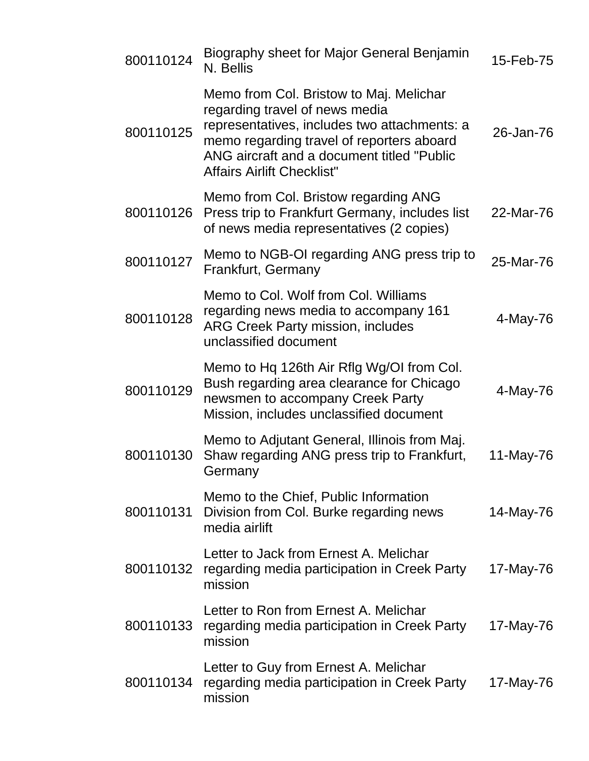| | | |
|---|---|---|
| 800110124 | Biography sheet for Major General Benjamin N. Bellis | 15-Feb-75 |
| 800110125 | Memo from Col. Bristow to Maj. Melichar regarding travel of news media representatives, includes two attachments: a memo regarding travel of reporters aboard ANG aircraft and a document titled "Public Affairs Airlift Checklist" | 26-Jan-76 |
| 800110126 | Memo from Col. Bristow regarding ANG Press trip to Frankfurt Germany, includes list of news media representatives (2 copies) | 22-Mar-76 |
| 800110127 | Memo to NGB-OI regarding ANG press trip to Frankfurt, Germany | 25-Mar-76 |
| 800110128 | Memo to Col. Wolf from Col. Williams regarding news media to accompany 161 ARG Creek Party mission, includes unclassified document | 4-May-76 |
| 800110129 | Memo to Hq 126th Air Rflg Wg/OI from Col. Bush regarding area clearance for Chicago newsmen to accompany Creek Party Mission, includes unclassified document | 4-May-76 |
| 800110130 | Memo to Adjutant General, Illinois from Maj. Shaw regarding ANG press trip to Frankfurt, Germany | 11-May-76 |
| 800110131 | Memo to the Chief, Public Information Division from Col. Burke regarding news media airlift | 14-May-76 |
| 800110132 | Letter to Jack from Ernest A. Melichar regarding media participation in Creek Party mission | 17-May-76 |
| 800110133 | Letter to Ron from Ernest A. Melichar regarding media participation in Creek Party mission | 17-May-76 |
| 800110134 | Letter to Guy from Ernest A. Melichar regarding media participation in Creek Party mission | 17-May-76 |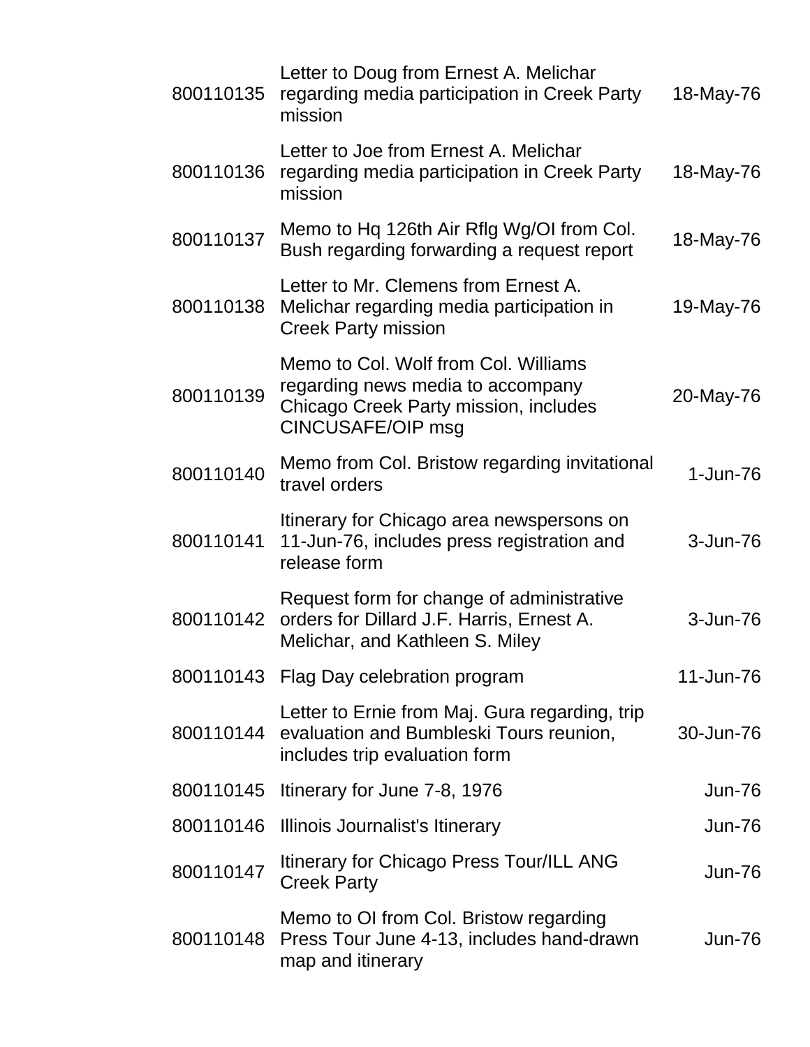| | | |
|---|---|---|
| 800110135 | Letter to Doug from Ernest A. Melichar regarding media participation in Creek Party mission | 18-May-76 |
| 800110136 | Letter to Joe from Ernest A. Melichar regarding media participation in Creek Party mission | 18-May-76 |
| 800110137 | Memo to Hq 126th Air Rflg Wg/OI from Col. Bush regarding forwarding a request report | 18-May-76 |
| 800110138 | Letter to Mr. Clemens from Ernest A. Melichar regarding media participation in Creek Party mission | 19-May-76 |
| 800110139 | Memo to Col. Wolf from Col. Williams regarding news media to accompany Chicago Creek Party mission, includes CINCUSAFE/OIP msg | 20-May-76 |
| 800110140 | Memo from Col. Bristow regarding invitational travel orders | 1-Jun-76 |
| 800110141 | Itinerary for Chicago area newspersons on 11-Jun-76, includes press registration and release form | 3-Jun-76 |
| 800110142 | Request form for change of administrative orders for Dillard J.F. Harris, Ernest A. Melichar, and Kathleen S. Miley | 3-Jun-76 |
| 800110143 | Flag Day celebration program | 11-Jun-76 |
| 800110144 | Letter to Ernie from Maj. Gura regarding, trip evaluation and Bumbleski Tours reunion, includes trip evaluation form | 30-Jun-76 |
| 800110145 | Itinerary for June 7-8, 1976 | Jun-76 |
| 800110146 | Illinois Journalist's Itinerary | Jun-76 |
| 800110147 | Itinerary for Chicago Press Tour/ILL ANG Creek Party | Jun-76 |
| 800110148 | Memo to OI from Col. Bristow regarding Press Tour June 4-13, includes hand-drawn map and itinerary | Jun-76 |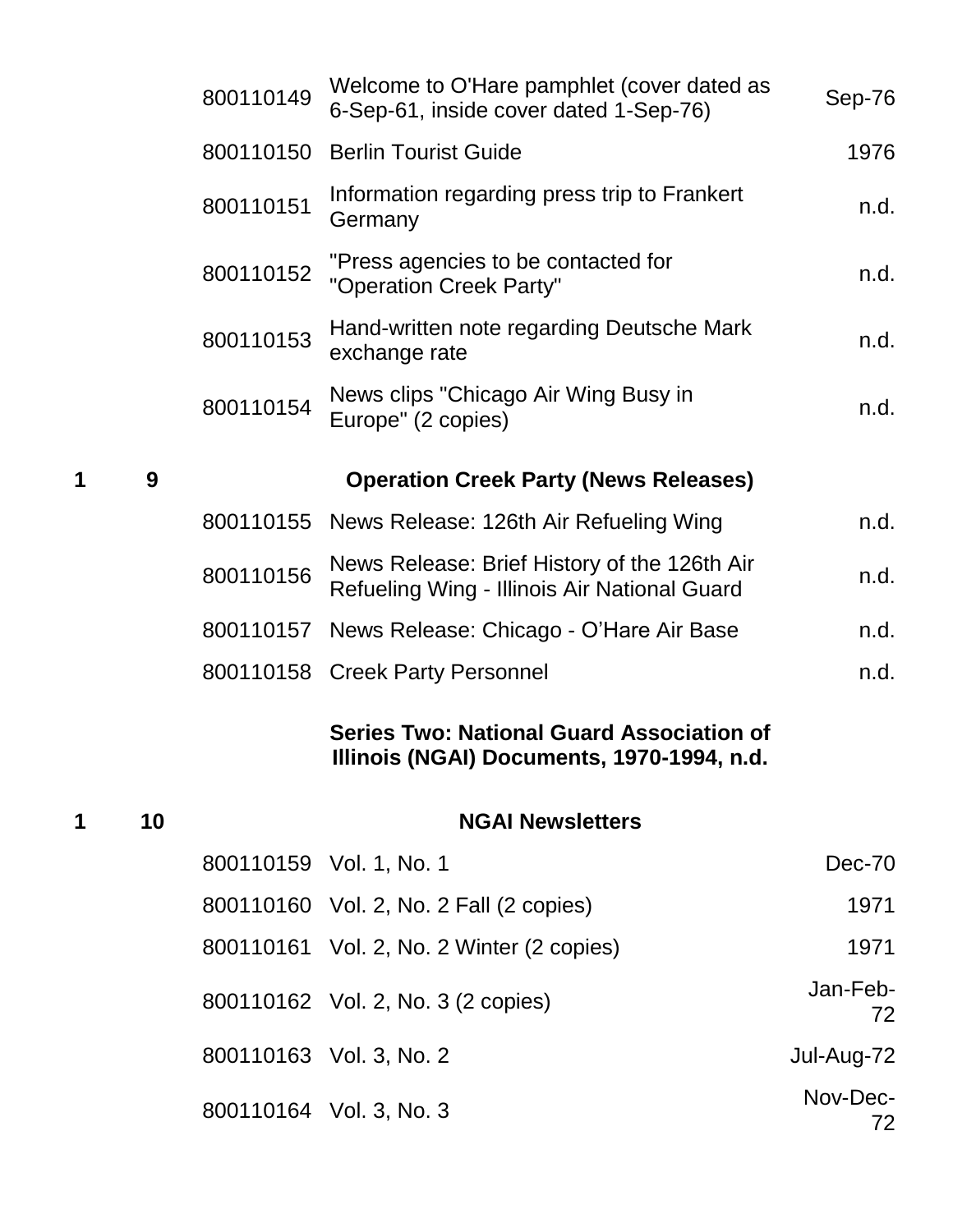| Box | Folder | Item ID | Description | Date |
|---|---|---|---|---|
| | | 800110149 | Welcome to O'Hare pamphlet (cover dated as 6-Sep-61, inside cover dated 1-Sep-76) | Sep-76 |
| | | 800110150 | Berlin Tourist Guide | 1976 |
| | | 800110151 | Information regarding press trip to Frankert Germany | n.d. |
| | | 800110152 | "Press agencies to be contacted for "Operation Creek Party" | n.d. |
| | | 800110153 | Hand-written note regarding Deutsche Mark exchange rate | n.d. |
| | | 800110154 | News clips "Chicago Air Wing Busy in Europe" (2 copies) | n.d. |
| **1** | **9** | | **Operation Creek Party (News Releases)** | |
| | | 800110155 | News Release: 126th Air Refueling Wing | n.d. |
| | | 800110156 | News Release: Brief History of the 126th Air Refueling Wing - Illinois Air National Guard | n.d. |
| | | 800110157 | News Release: Chicago - O'Hare Air Base | n.d. |
| | | 800110158 | Creek Party Personnel | n.d. |

**Series Two: National Guard Association of Illinois (NGAI) Documents, 1970-1994, n.d.**

| Box | Folder | Item ID | Description | Date |
|---|---|---|---|---|
| **1** | **10** | | **NGAI Newsletters** | |
| | | 800110159 | Vol. 1, No. 1 | Dec-70 |
| | | 800110160 | Vol. 2, No. 2 Fall (2 copies) | 1971 |
| | | 800110161 | Vol. 2, No. 2 Winter (2 copies) | 1971 |
| | | 800110162 | Vol. 2, No. 3 (2 copies) | Jan-Feb-72 |
| | | 800110163 | Vol. 3, No. 2 | Jul-Aug-72 |
| | | 800110164 | Vol. 3, No. 3 | Nov-Dec-72 |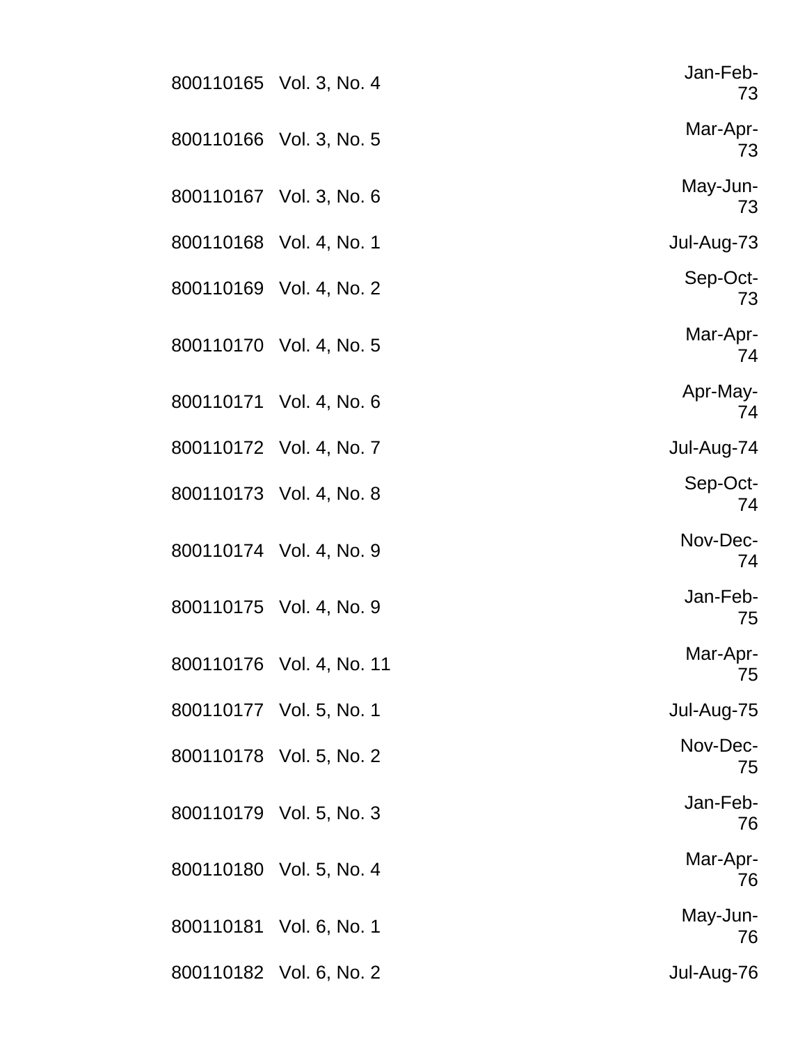| | | |
|---|---|---|
| 800110165 | Vol. 3, No. 4 | Jan-Feb-73 |
| 800110166 | Vol. 3, No. 5 | Mar-Apr-73 |
| 800110167 | Vol. 3, No. 6 | May-Jun-73 |
| 800110168 | Vol. 4, No. 1 | Jul-Aug-73 |
| 800110169 | Vol. 4, No. 2 | Sep-Oct-73 |
| 800110170 | Vol. 4, No. 5 | Mar-Apr-74 |
| 800110171 | Vol. 4, No. 6 | Apr-May-74 |
| 800110172 | Vol. 4, No. 7 | Jul-Aug-74 |
| 800110173 | Vol. 4, No. 8 | Sep-Oct-74 |
| 800110174 | Vol. 4, No. 9 | Nov-Dec-74 |
| 800110175 | Vol. 4, No. 9 | Jan-Feb-75 |
| 800110176 | Vol. 4, No. 11 | Mar-Apr-75 |
| 800110177 | Vol. 5, No. 1 | Jul-Aug-75 |
| 800110178 | Vol. 5, No. 2 | Nov-Dec-75 |
| 800110179 | Vol. 5, No. 3 | Jan-Feb-76 |
| 800110180 | Vol. 5, No. 4 | Mar-Apr-76 |
| 800110181 | Vol. 6, No. 1 | May-Jun-76 |
| 800110182 | Vol. 6, No. 2 | Jul-Aug-76 |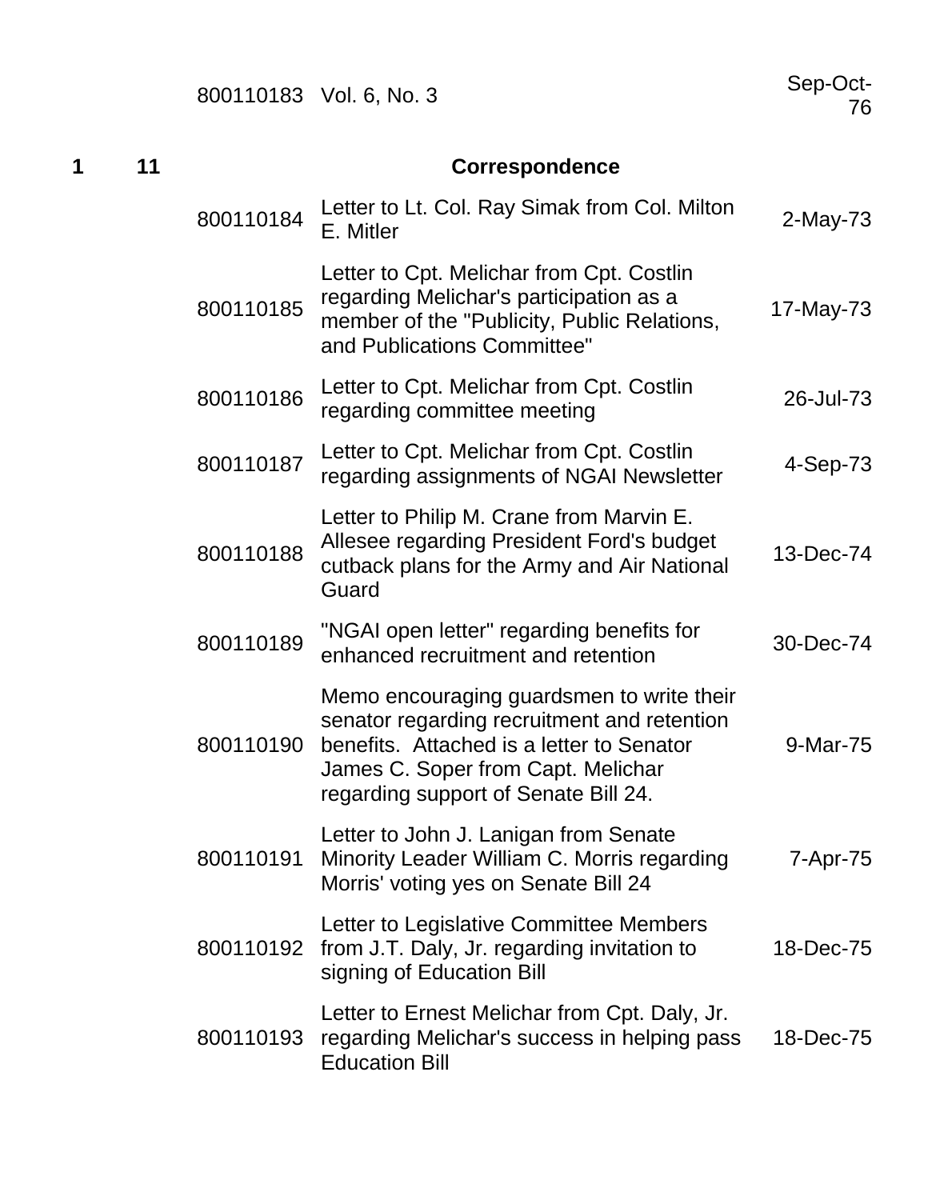| | | | | |
|---|---|---|---|---|
| | | 800110183 | Vol. 6, No. 3 | Sep-Oct-76 |
| **1** | **11** | | **Correspondence** | |
| | | 800110184 | Letter to Lt. Col. Ray Simak from Col. Milton E. Mitler | 2-May-73 |
| | | 800110185 | Letter to Cpt. Melichar from Cpt. Costlin regarding Melichar's participation as a member of the "Publicity, Public Relations, and Publications Committee" | 17-May-73 |
| | | 800110186 | Letter to Cpt. Melichar from Cpt. Costlin regarding committee meeting | 26-Jul-73 |
| | | 800110187 | Letter to Cpt. Melichar from Cpt. Costlin regarding assignments of NGAI Newsletter | 4-Sep-73 |
| | | 800110188 | Letter to Philip M. Crane from Marvin E. Allesee regarding President Ford's budget cutback plans for the Army and Air National Guard | 13-Dec-74 |
| | | 800110189 | "NGAI open letter" regarding benefits for enhanced recruitment and retention | 30-Dec-74 |
| | | 800110190 | Memo encouraging guardsmen to write their senator regarding recruitment and retention benefits. Attached is a letter to Senator James C. Soper from Capt. Melichar regarding support of Senate Bill 24. | 9-Mar-75 |
| | | 800110191 | Letter to John J. Lanigan from Senate Minority Leader William C. Morris regarding Morris' voting yes on Senate Bill 24 | 7-Apr-75 |
| | | 800110192 | Letter to Legislative Committee Members from J.T. Daly, Jr. regarding invitation to signing of Education Bill | 18-Dec-75 |
| | | 800110193 | Letter to Ernest Melichar from Cpt. Daly, Jr. regarding Melichar's success in helping pass Education Bill | 18-Dec-75 |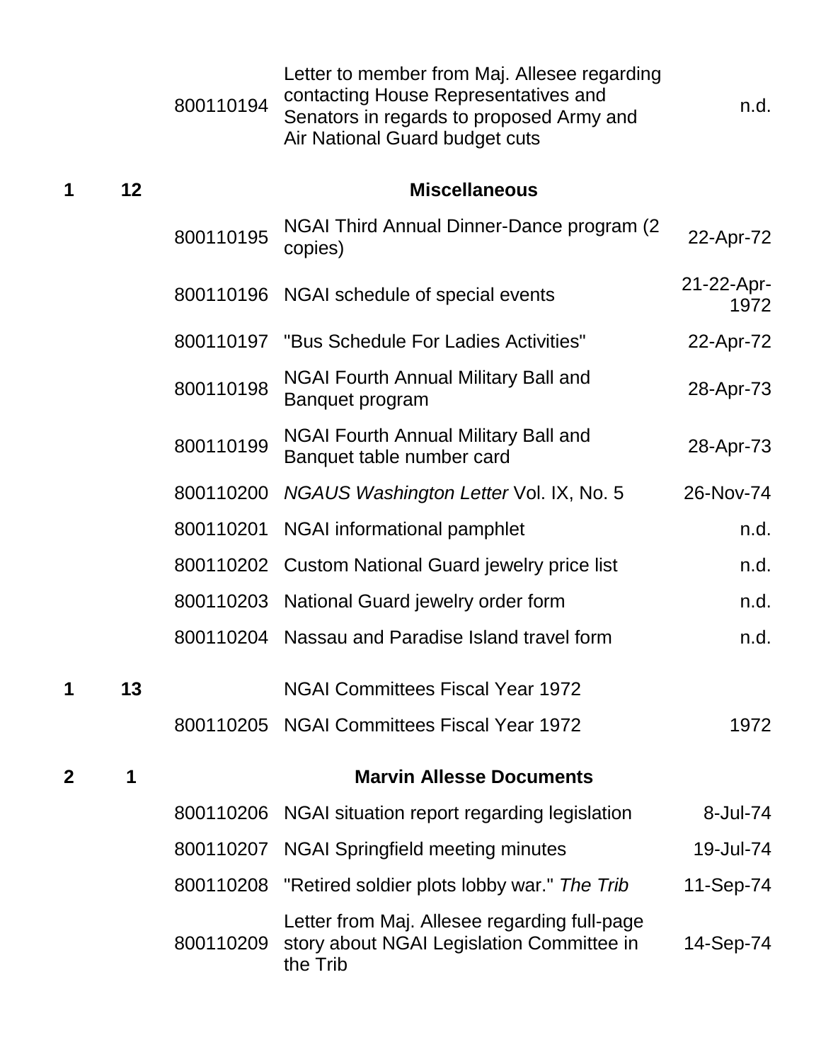| | | | | |
|---|---|---|---|---|
| | | 800110194 | Letter to member from Maj. Allesee regarding contacting House Representatives and Senators in regards to proposed Army and Air National Guard budget cuts | n.d. |
| **1** | **12** | | **Miscellaneous** | |
| | | 800110195 | NGAI Third Annual Dinner-Dance program (2 copies) | 22-Apr-72 |
| | | 800110196 | NGAI schedule of special events | 21-22-Apr-1972 |
| | | 800110197 | "Bus Schedule For Ladies Activities" | 22-Apr-72 |
| | | 800110198 | NGAI Fourth Annual Military Ball and Banquet program | 28-Apr-73 |
| | | 800110199 | NGAI Fourth Annual Military Ball and Banquet table number card | 28-Apr-73 |
| | | 800110200 | *NGAUS Washington Letter* Vol. IX, No. 5 | 26-Nov-74 |
| | | 800110201 | NGAI informational pamphlet | n.d. |
| | | 800110202 | Custom National Guard jewelry price list | n.d. |
| | | 800110203 | National Guard jewelry order form | n.d. |
| | | 800110204 | Nassau and Paradise Island travel form | n.d. |
| **1** | **13** | | NGAI Committees Fiscal Year 1972 | |
| | | 800110205 | NGAI Committees Fiscal Year 1972 | 1972 |
| **2** | **1** | | **Marvin Allesse Documents** | |
| | | 800110206 | NGAI situation report regarding legislation | 8-Jul-74 |
| | | 800110207 | NGAI Springfield meeting minutes | 19-Jul-74 |
| | | 800110208 | "Retired soldier plots lobby war." *The Trib* | 11-Sep-74 |
| | | 800110209 | Letter from Maj. Allesee regarding full-page story about NGAI Legislation Committee in the Trib | 14-Sep-74 |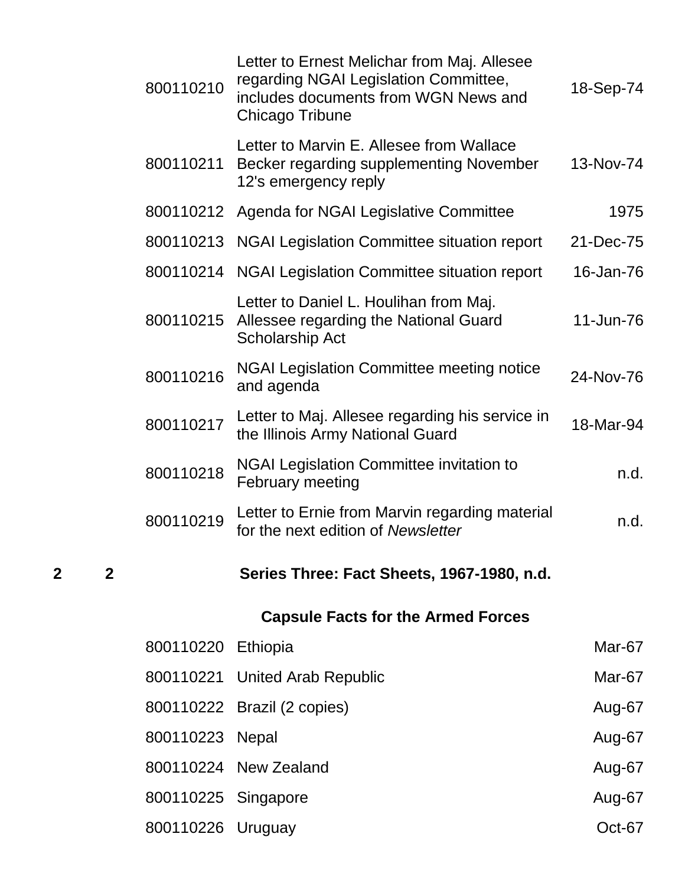| | | | | |
|---|---|---|---|---|
| | | 800110210 | Letter to Ernest Melichar from Maj. Allesee regarding NGAI Legislation Committee, includes documents from WGN News and Chicago Tribune | 18-Sep-74 |
| | | 800110211 | Letter to Marvin E. Allesee from Wallace Becker regarding supplementing November 12's emergency reply | 13-Nov-74 |
| | | 800110212 | Agenda for NGAI Legislative Committee | 1975 |
| | | 800110213 | NGAI Legislation Committee situation report | 21-Dec-75 |
| | | 800110214 | NGAI Legislation Committee situation report | 16-Jan-76 |
| | | 800110215 | Letter to Daniel L. Houlihan from Maj. Allessee regarding the National Guard Scholarship Act | 11-Jun-76 |
| | | 800110216 | NGAI Legislation Committee meeting notice and agenda | 24-Nov-76 |
| | | 800110217 | Letter to Maj. Allesee regarding his service in the Illinois Army National Guard | 18-Mar-94 |
| | | 800110218 | NGAI Legislation Committee invitation to February meeting | n.d. |
| | | 800110219 | Letter to Ernie from Marvin regarding material for the next edition of *Newsletter* | n.d. |
| **2** | **2** | | **Series Three: Fact Sheets, 1967-1980, n.d.** | |
| | | | **Capsule Facts for the Armed Forces** | |
| | | 800110220 | Ethiopia | Mar-67 |
| | | 800110221 | United Arab Republic | Mar-67 |
| | | 800110222 | Brazil (2 copies) | Aug-67 |
| | | 800110223 | Nepal | Aug-67 |
| | | 800110224 | New Zealand | Aug-67 |
| | | 800110225 | Singapore | Aug-67 |
| | | 800110226 | Uruguay | Oct-67 |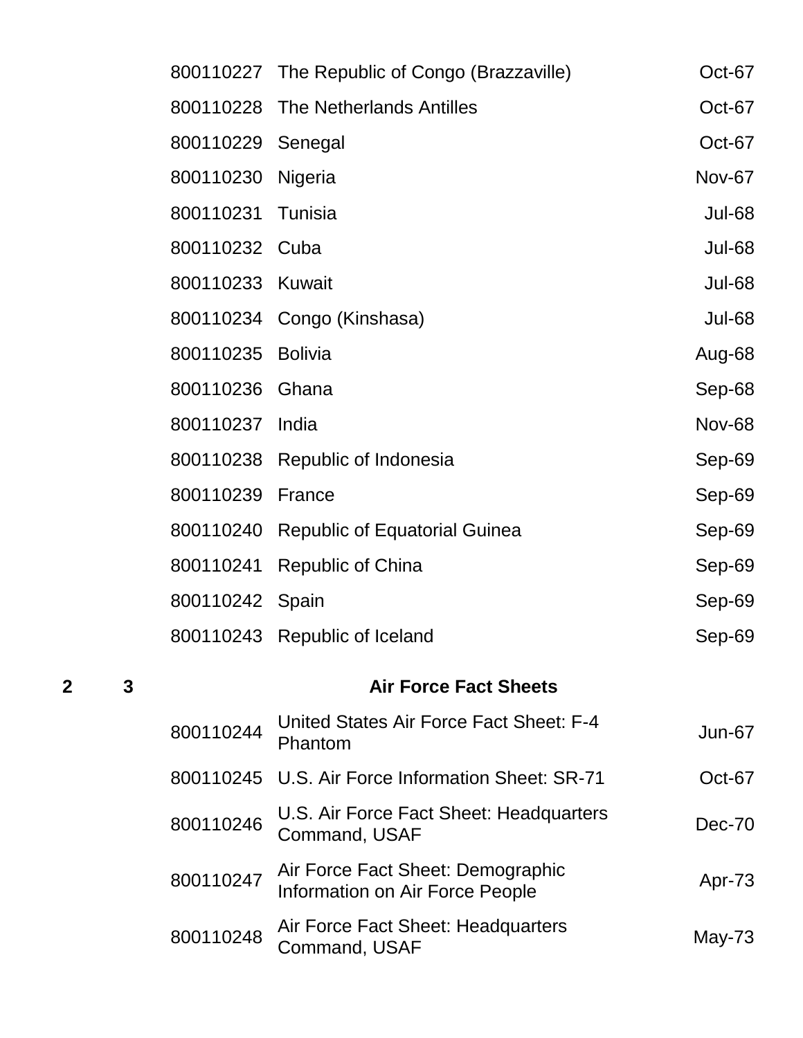| | | | | |
|---|---|---|---|---|
| | | 800110227 | The Republic of Congo (Brazzaville) | Oct-67 |
| | | 800110228 | The Netherlands Antilles | Oct-67 |
| | | 800110229 | Senegal | Oct-67 |
| | | 800110230 | Nigeria | Nov-67 |
| | | 800110231 | Tunisia | Jul-68 |
| | | 800110232 | Cuba | Jul-68 |
| | | 800110233 | Kuwait | Jul-68 |
| | | 800110234 | Congo (Kinshasa) | Jul-68 |
| | | 800110235 | Bolivia | Aug-68 |
| | | 800110236 | Ghana | Sep-68 |
| | | 800110237 | India | Nov-68 |
| | | 800110238 | Republic of Indonesia | Sep-69 |
| | | 800110239 | France | Sep-69 |
| | | 800110240 | Republic of Equatorial Guinea | Sep-69 |
| | | 800110241 | Republic of China | Sep-69 |
| | | 800110242 | Spain | Sep-69 |
| | | 800110243 | Republic of Iceland | Sep-69 |
| **2** | **3** | | **Air Force Fact Sheets** | |
| | | 800110244 | United States Air Force Fact Sheet: F-4 Phantom | Jun-67 |
| | | 800110245 | U.S. Air Force Information Sheet: SR-71 | Oct-67 |
| | | 800110246 | U.S. Air Force Fact Sheet: Headquarters Command, USAF | Dec-70 |
| | | 800110247 | Air Force Fact Sheet: Demographic Information on Air Force People | Apr-73 |
| | | 800110248 | Air Force Fact Sheet: Headquarters Command, USAF | May-73 |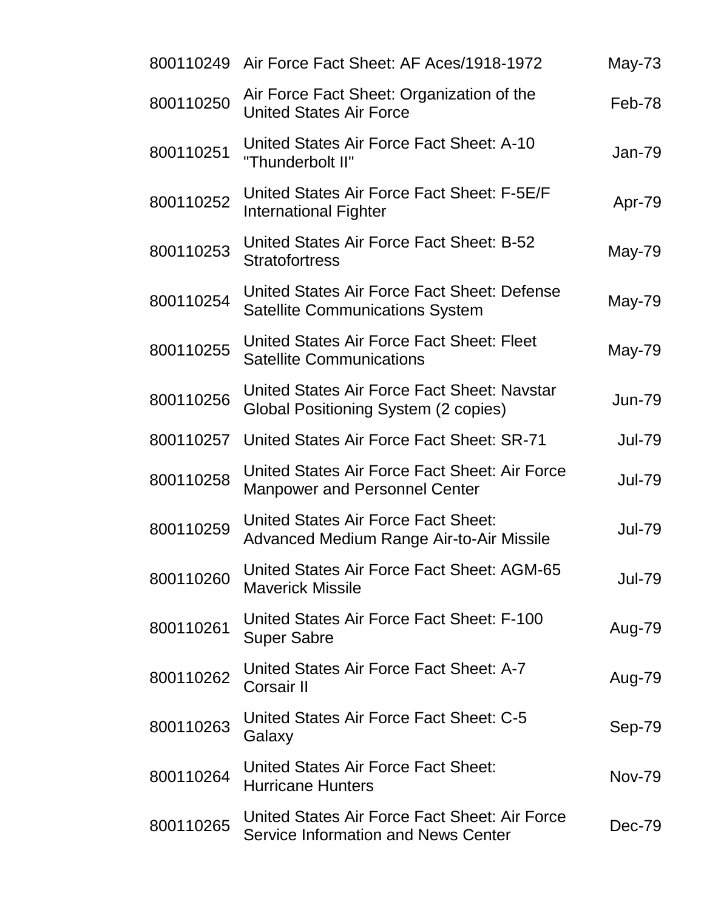| | | |
|---|---|---|
| 800110249 | Air Force Fact Sheet: AF Aces/1918-1972 | May-73 |
| 800110250 | Air Force Fact Sheet: Organization of the United States Air Force | Feb-78 |
| 800110251 | United States Air Force Fact Sheet: A-10 "Thunderbolt II" | Jan-79 |
| 800110252 | United States Air Force Fact Sheet: F-5E/F International Fighter | Apr-79 |
| 800110253 | United States Air Force Fact Sheet: B-52 Stratofortress | May-79 |
| 800110254 | United States Air Force Fact Sheet: Defense Satellite Communications System | May-79 |
| 800110255 | United States Air Force Fact Sheet: Fleet Satellite Communications | May-79 |
| 800110256 | United States Air Force Fact Sheet: Navstar Global Positioning System (2 copies) | Jun-79 |
| 800110257 | United States Air Force Fact Sheet: SR-71 | Jul-79 |
| 800110258 | United States Air Force Fact Sheet: Air Force Manpower and Personnel Center | Jul-79 |
| 800110259 | United States Air Force Fact Sheet: Advanced Medium Range Air-to-Air Missile | Jul-79 |
| 800110260 | United States Air Force Fact Sheet: AGM-65 Maverick Missile | Jul-79 |
| 800110261 | United States Air Force Fact Sheet: F-100 Super Sabre | Aug-79 |
| 800110262 | United States Air Force Fact Sheet: A-7 Corsair II | Aug-79 |
| 800110263 | United States Air Force Fact Sheet: C-5 Galaxy | Sep-79 |
| 800110264 | United States Air Force Fact Sheet: Hurricane Hunters | Nov-79 |
| 800110265 | United States Air Force Fact Sheet: Air Force Service Information and News Center | Dec-79 |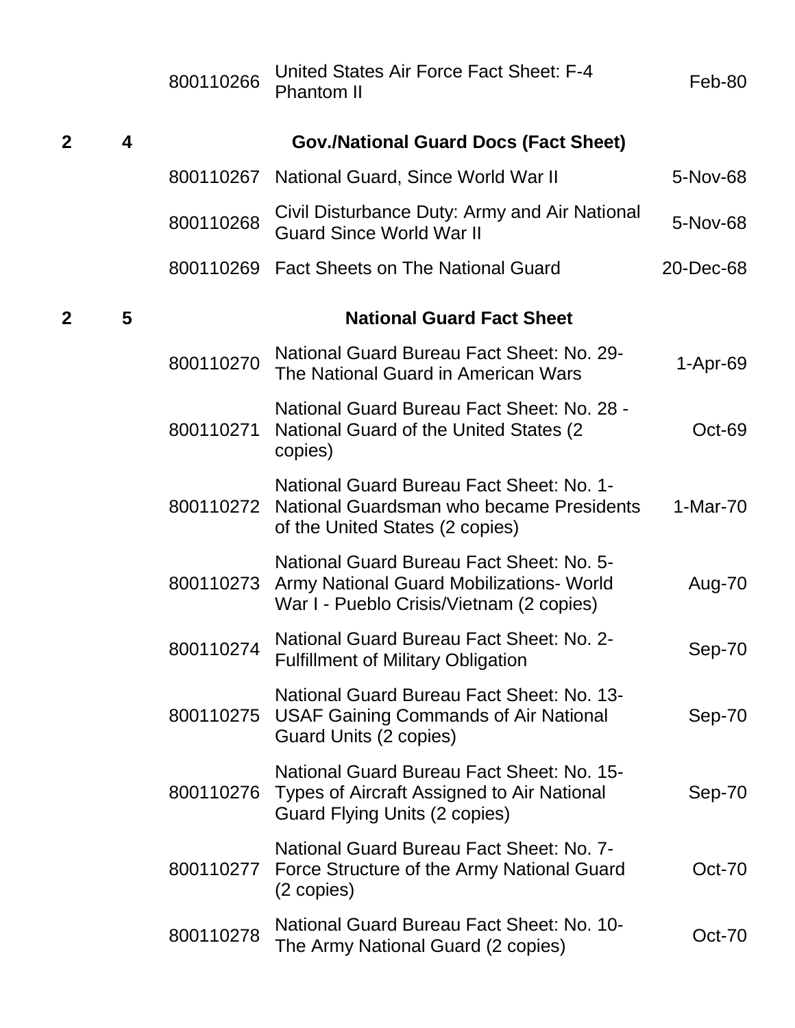| | | | | |
|---|---|---|---|---|
| | | 800110266 | United States Air Force Fact Sheet: F-4 Phantom II | Feb-80 |
| **2** | **4** | | **Gov./National Guard Docs (Fact Sheet)** | |
| | | 800110267 | National Guard, Since World War II | 5-Nov-68 |
| | | 800110268 | Civil Disturbance Duty: Army and Air National Guard Since World War II | 5-Nov-68 |
| | | 800110269 | Fact Sheets on The National Guard | 20-Dec-68 |
| **2** | **5** | | **National Guard Fact Sheet** | |
| | | 800110270 | National Guard Bureau Fact Sheet: No. 29- The National Guard in American Wars | 1-Apr-69 |
| | | 800110271 | National Guard Bureau Fact Sheet: No. 28 - National Guard of the United States (2 copies) | Oct-69 |
| | | 800110272 | National Guard Bureau Fact Sheet: No. 1- National Guardsman who became Presidents of the United States (2 copies) | 1-Mar-70 |
| | | 800110273 | National Guard Bureau Fact Sheet: No. 5- Army National Guard Mobilizations- World War I - Pueblo Crisis/Vietnam (2 copies) | Aug-70 |
| | | 800110274 | National Guard Bureau Fact Sheet: No. 2- Fulfillment of Military Obligation | Sep-70 |
| | | 800110275 | National Guard Bureau Fact Sheet: No. 13- USAF Gaining Commands of Air National Guard Units (2 copies) | Sep-70 |
| | | 800110276 | National Guard Bureau Fact Sheet: No. 15- Types of Aircraft Assigned to Air National Guard Flying Units (2 copies) | Sep-70 |
| | | 800110277 | National Guard Bureau Fact Sheet: No. 7- Force Structure of the Army National Guard (2 copies) | Oct-70 |
| | | 800110278 | National Guard Bureau Fact Sheet: No. 10- The Army National Guard (2 copies) | Oct-70 |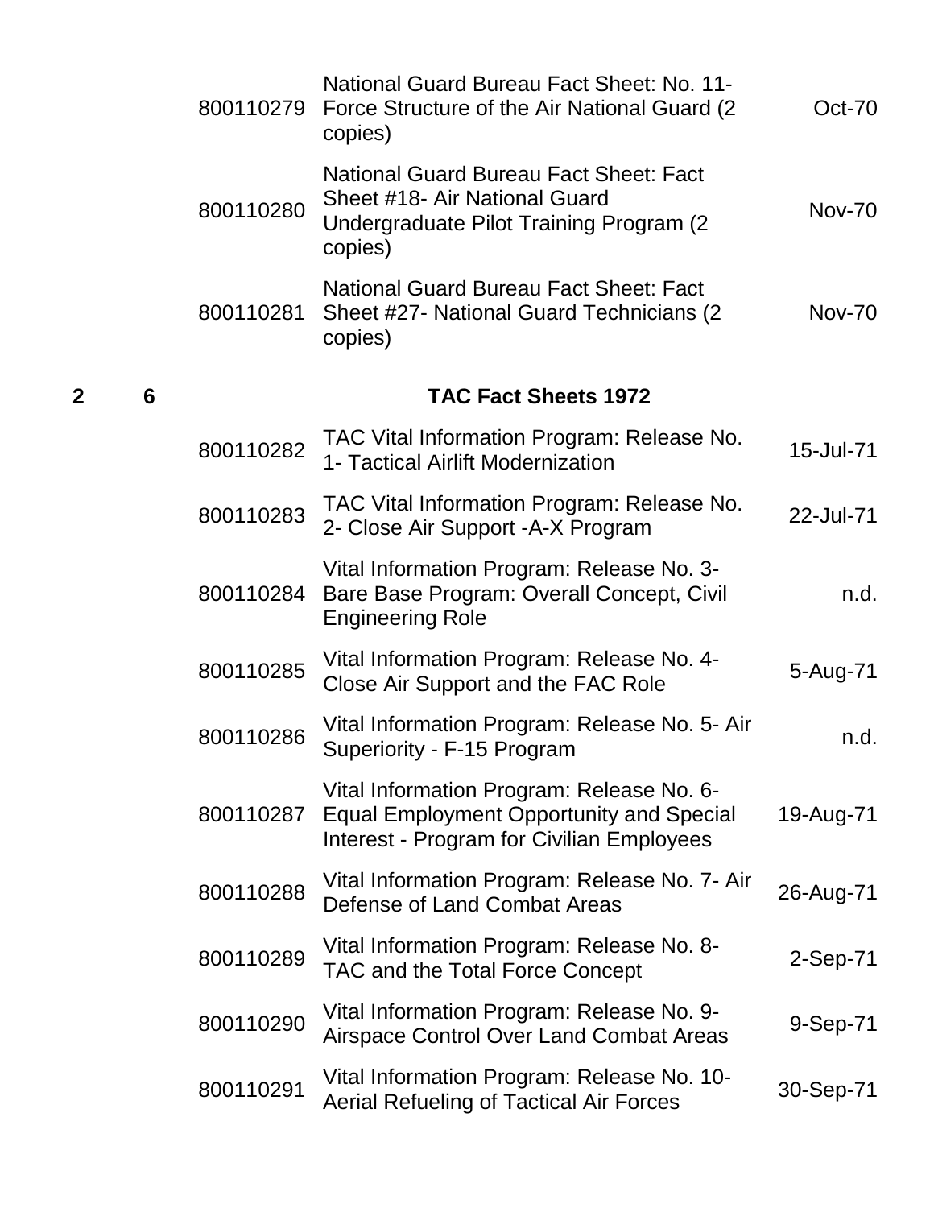| | | | | |
|---|---|---|---|---|
| | | 800110279 | National Guard Bureau Fact Sheet: No. 11- Force Structure of the Air National Guard (2 copies) | Oct-70 |
| | | 800110280 | National Guard Bureau Fact Sheet: Fact Sheet #18- Air National Guard Undergraduate Pilot Training Program (2 copies) | Nov-70 |
| | | 800110281 | National Guard Bureau Fact Sheet: Fact Sheet #27- National Guard Technicians (2 copies) | Nov-70 |
| **2** | **6** | | **TAC Fact Sheets 1972** | |
| | | 800110282 | TAC Vital Information Program: Release No. 1- Tactical Airlift Modernization | 15-Jul-71 |
| | | 800110283 | TAC Vital Information Program: Release No. 2- Close Air Support -A-X Program | 22-Jul-71 |
| | | 800110284 | Vital Information Program: Release No. 3- Bare Base Program: Overall Concept, Civil Engineering Role | n.d. |
| | | 800110285 | Vital Information Program: Release No. 4- Close Air Support and the FAC Role | 5-Aug-71 |
| | | 800110286 | Vital Information Program: Release No. 5- Air Superiority - F-15 Program | n.d. |
| | | 800110287 | Vital Information Program: Release No. 6- Equal Employment Opportunity and Special Interest - Program for Civilian Employees | 19-Aug-71 |
| | | 800110288 | Vital Information Program: Release No. 7- Air Defense of Land Combat Areas | 26-Aug-71 |
| | | 800110289 | Vital Information Program: Release No. 8- TAC and the Total Force Concept | 2-Sep-71 |
| | | 800110290 | Vital Information Program: Release No. 9- Airspace Control Over Land Combat Areas | 9-Sep-71 |
| | | 800110291 | Vital Information Program: Release No. 10- Aerial Refueling of Tactical Air Forces | 30-Sep-71 |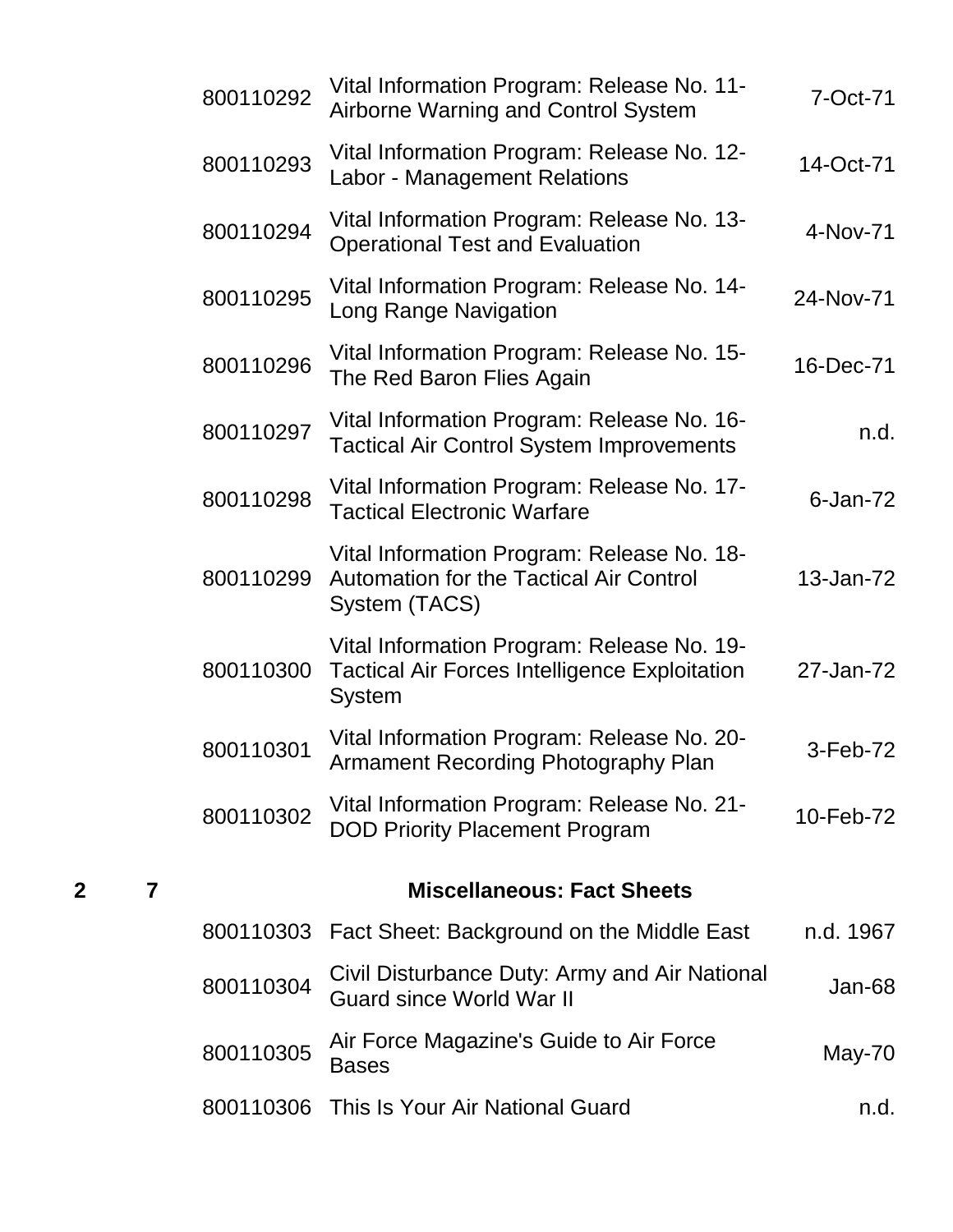| | | | | |
|---|---|---|---|---|
| | | 800110292 | Vital Information Program: Release No. 11- Airborne Warning and Control System | 7-Oct-71 |
| | | 800110293 | Vital Information Program: Release No. 12- Labor - Management Relations | 14-Oct-71 |
| | | 800110294 | Vital Information Program: Release No. 13- Operational Test and Evaluation | 4-Nov-71 |
| | | 800110295 | Vital Information Program: Release No. 14- Long Range Navigation | 24-Nov-71 |
| | | 800110296 | Vital Information Program: Release No. 15- The Red Baron Flies Again | 16-Dec-71 |
| | | 800110297 | Vital Information Program: Release No. 16- Tactical Air Control System Improvements | n.d. |
| | | 800110298 | Vital Information Program: Release No. 17- Tactical Electronic Warfare | 6-Jan-72 |
| | | 800110299 | Vital Information Program: Release No. 18- Automation for the Tactical Air Control System (TACS) | 13-Jan-72 |
| | | 800110300 | Vital Information Program: Release No. 19- Tactical Air Forces Intelligence Exploitation System | 27-Jan-72 |
| | | 800110301 | Vital Information Program: Release No. 20- Armament Recording Photography Plan | 3-Feb-72 |
| | | 800110302 | Vital Information Program: Release No. 21- DOD Priority Placement Program | 10-Feb-72 |
| **2** | **7** | | **Miscellaneous: Fact Sheets** | |
| | | 800110303 | Fact Sheet: Background on the Middle East | n.d. 1967 |
| | | 800110304 | Civil Disturbance Duty: Army and Air National Guard since World War II | Jan-68 |
| | | 800110305 | Air Force Magazine's Guide to Air Force Bases | May-70 |
| | | 800110306 | This Is Your Air National Guard | n.d. |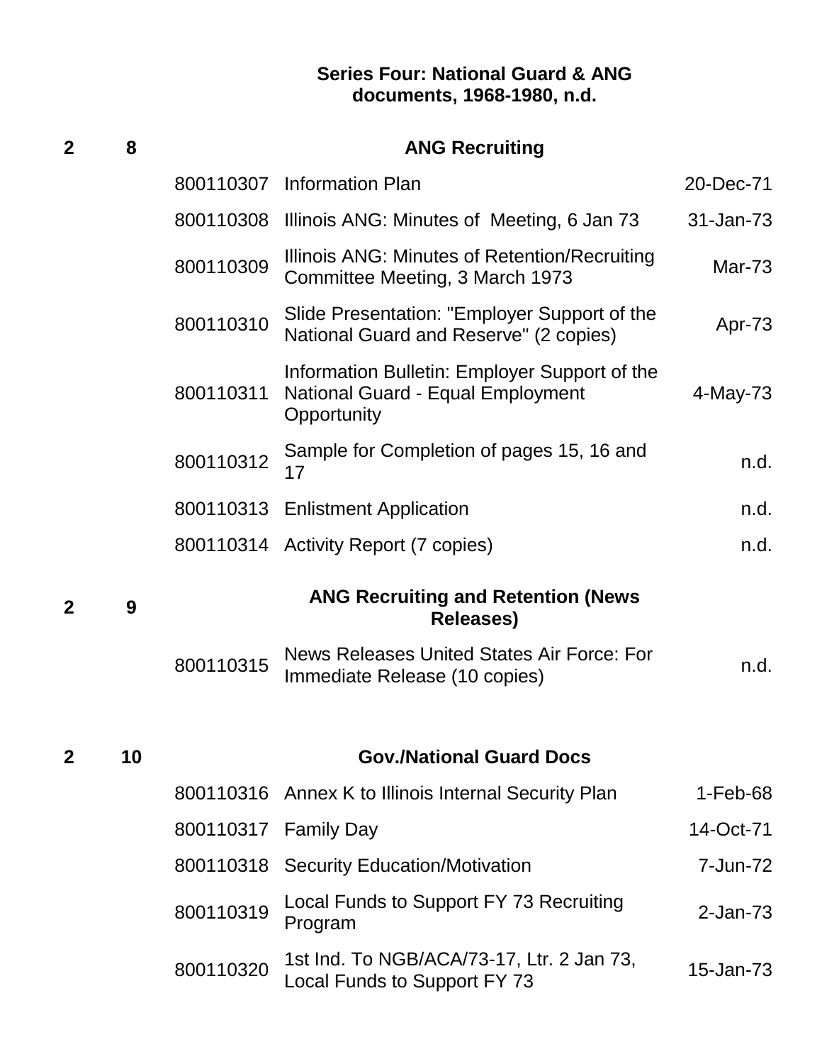## Series Four: National Guard & ANG documents, 1968-1980, n.d.

| Box | Folder | Item | Description | Date |
|---|---|---|---|---|
| 2 | 8 | | **ANG Recruiting** | |
| | | 800110307 | Information Plan | 20-Dec-71 |
| | | 800110308 | Illinois ANG: Minutes of Meeting, 6 Jan 73 | 31-Jan-73 |
| | | 800110309 | Illinois ANG: Minutes of Retention/Recruiting Committee Meeting, 3 March 1973 | Mar-73 |
| | | 800110310 | Slide Presentation: "Employer Support of the National Guard and Reserve" (2 copies) | Apr-73 |
| | | 800110311 | Information Bulletin: Employer Support of the National Guard - Equal Employment Opportunity | 4-May-73 |
| | | 800110312 | Sample for Completion of pages 15, 16 and 17 | n.d. |
| | | 800110313 | Enlistment Application | n.d. |
| | | 800110314 | Activity Report (7 copies) | n.d. |
| 2 | 9 | | **ANG Recruiting and Retention (News Releases)** | |
| | | 800110315 | News Releases United States Air Force: For Immediate Release (10 copies) | n.d. |
| 2 | 10 | | **Gov./National Guard Docs** | |
| | | 800110316 | Annex K to Illinois Internal Security Plan | 1-Feb-68 |
| | | 800110317 | Family Day | 14-Oct-71 |
| | | 800110318 | Security Education/Motivation | 7-Jun-72 |
| | | 800110319 | Local Funds to Support FY 73 Recruiting Program | 2-Jan-73 |
| | | 800110320 | 1st Ind. To NGB/ACA/73-17, Ltr. 2 Jan 73, Local Funds to Support FY 73 | 15-Jan-73 |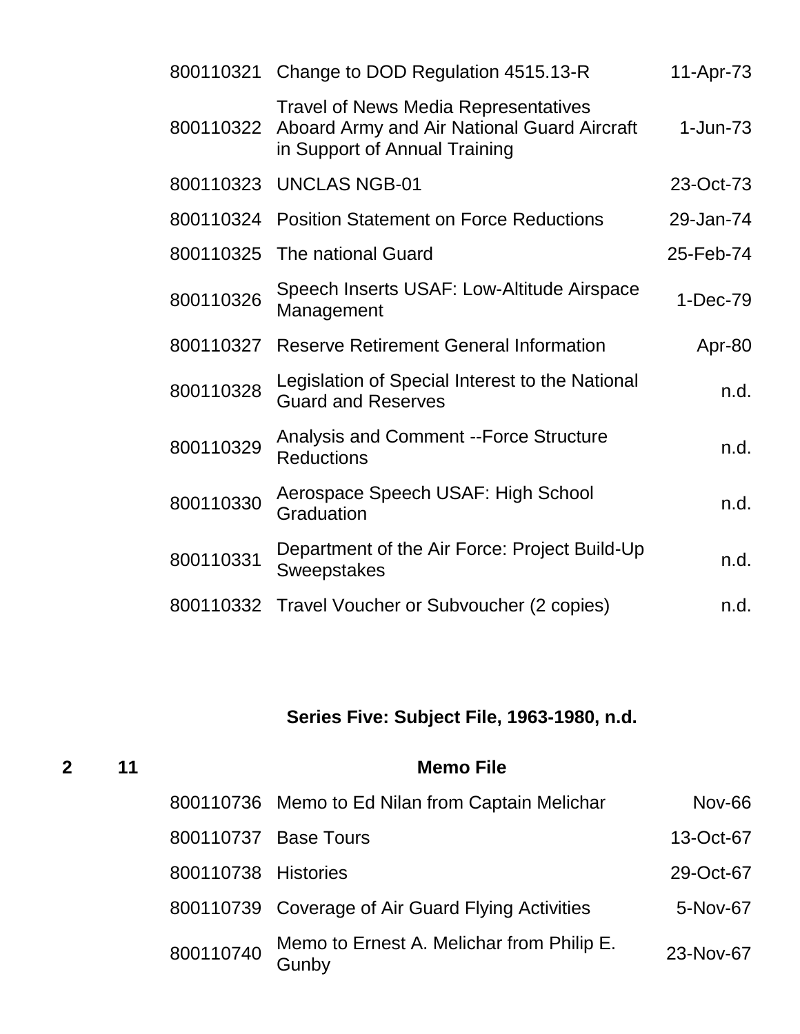| | | | | |
|---|---|---|---|---|
| | | 800110321 | Change to DOD Regulation 4515.13-R | 11-Apr-73 |
| | | 800110322 | Travel of News Media Representatives Aboard Army and Air National Guard Aircraft in Support of Annual Training | 1-Jun-73 |
| | | 800110323 | UNCLAS NGB-01 | 23-Oct-73 |
| | | 800110324 | Position Statement on Force Reductions | 29-Jan-74 |
| | | 800110325 | The national Guard | 25-Feb-74 |
| | | 800110326 | Speech Inserts USAF: Low-Altitude Airspace Management | 1-Dec-79 |
| | | 800110327 | Reserve Retirement General Information | Apr-80 |
| | | 800110328 | Legislation of Special Interest to the National Guard and Reserves | n.d. |
| | | 800110329 | Analysis and Comment --Force Structure Reductions | n.d. |
| | | 800110330 | Aerospace Speech USAF: High School Graduation | n.d. |
| | | 800110331 | Department of the Air Force: Project Build-Up Sweepstakes | n.d. |
| | | 800110332 | Travel Voucher or Subvoucher (2 copies) | n.d. |

## Series Five: Subject File, 1963-1980, n.d.

| | | | | |
|---|---|---|---|---|
| **2** | **11** | | **Memo File** | |
| | | 800110736 | Memo to Ed Nilan from Captain Melichar | Nov-66 |
| | | 800110737 | Base Tours | 13-Oct-67 |
| | | 800110738 | Histories | 29-Oct-67 |
| | | 800110739 | Coverage of Air Guard Flying Activities | 5-Nov-67 |
| | | 800110740 | Memo to Ernest A. Melichar from Philip E. Gunby | 23-Nov-67 |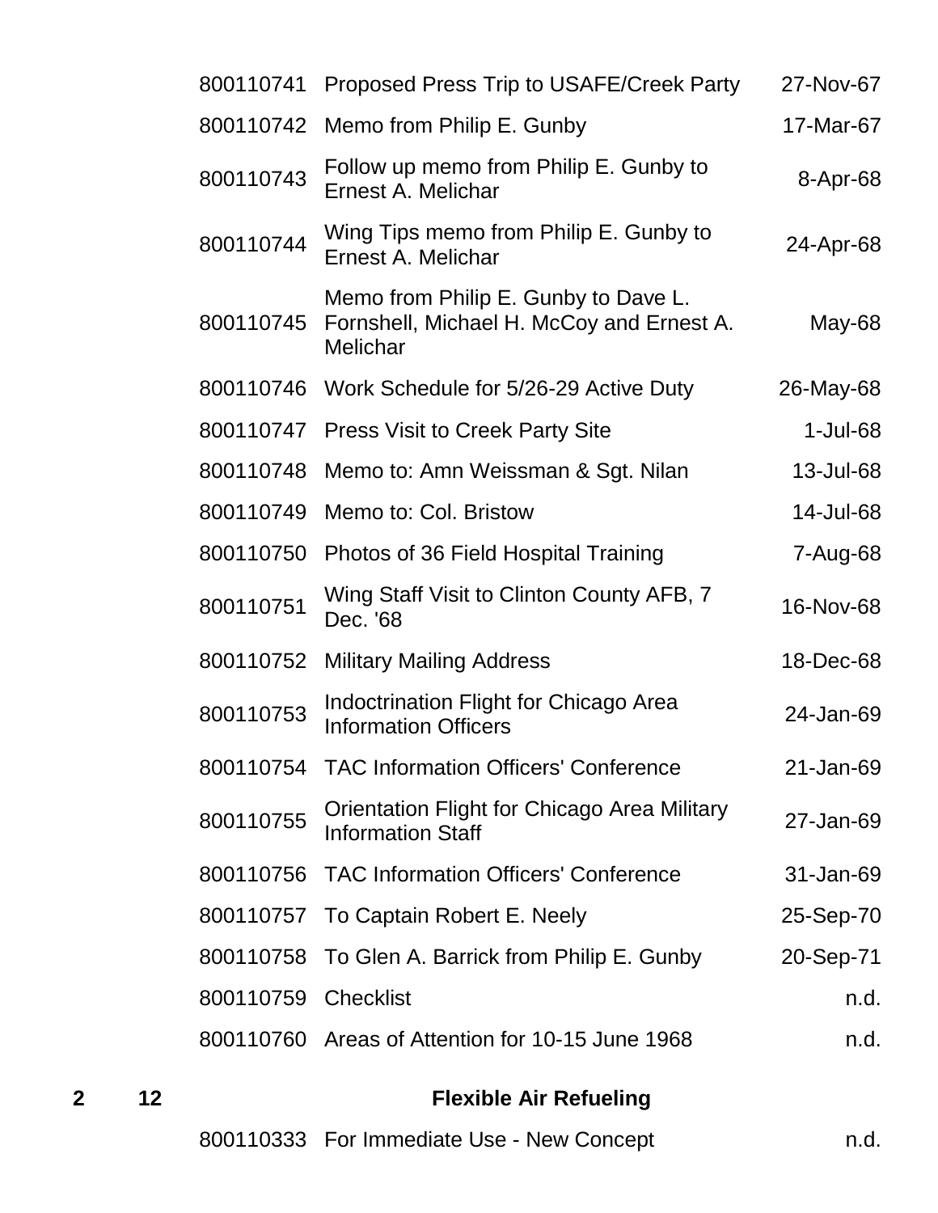| | | | | |
|---|---|---|---|---|
| | | 800110741 | Proposed Press Trip to USAFE/Creek Party | 27-Nov-67 |
| | | 800110742 | Memo from Philip E. Gunby | 17-Mar-67 |
| | | 800110743 | Follow up memo from Philip E. Gunby to Ernest A. Melichar | 8-Apr-68 |
| | | 800110744 | Wing Tips memo from Philip E. Gunby to Ernest A. Melichar | 24-Apr-68 |
| | | 800110745 | Memo from Philip E. Gunby to Dave L. Fornshell, Michael H. McCoy and Ernest A. Melichar | May-68 |
| | | 800110746 | Work Schedule for 5/26-29 Active Duty | 26-May-68 |
| | | 800110747 | Press Visit to Creek Party Site | 1-Jul-68 |
| | | 800110748 | Memo to: Amn Weissman & Sgt. Nilan | 13-Jul-68 |
| | | 800110749 | Memo to: Col. Bristow | 14-Jul-68 |
| | | 800110750 | Photos of 36 Field Hospital Training | 7-Aug-68 |
| | | 800110751 | Wing Staff Visit to Clinton County AFB, 7 Dec. '68 | 16-Nov-68 |
| | | 800110752 | Military Mailing Address | 18-Dec-68 |
| | | 800110753 | Indoctrination Flight for Chicago Area Information Officers | 24-Jan-69 |
| | | 800110754 | TAC Information Officers' Conference | 21-Jan-69 |
| | | 800110755 | Orientation Flight for Chicago Area Military Information Staff | 27-Jan-69 |
| | | 800110756 | TAC Information Officers' Conference | 31-Jan-69 |
| | | 800110757 | To Captain Robert E. Neely | 25-Sep-70 |
| | | 800110758 | To Glen A. Barrick from Philip E. Gunby | 20-Sep-71 |
| | | 800110759 | Checklist | n.d. |
| | | 800110760 | Areas of Attention for 10-15 June 1968 | n.d. |
| **2** | **12** | | **Flexible Air Refueling** | |
| | | 800110333 | For Immediate Use - New Concept | n.d. |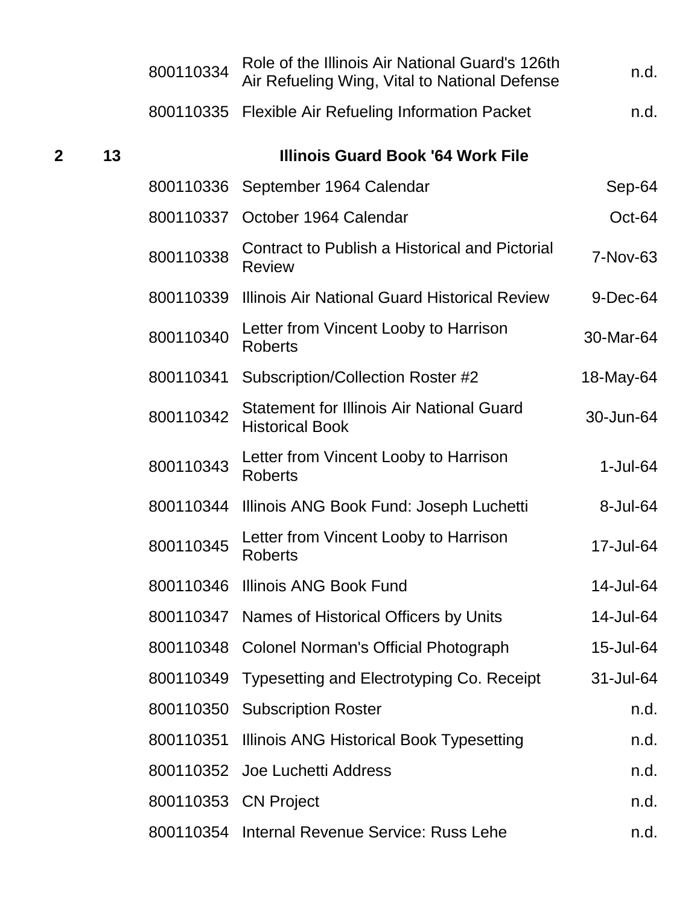| Box | Folder | ID | Title | Date |
|---|---|---|---|---|
| | | 800110334 | Role of the Illinois Air National Guard's 126th Air Refueling Wing, Vital to National Defense | n.d. |
| | | 800110335 | Flexible Air Refueling Information Packet | n.d. |
| **2** | **13** | | **Illinois Guard Book '64 Work File** | |
| | | 800110336 | September 1964 Calendar | Sep-64 |
| | | 800110337 | October 1964 Calendar | Oct-64 |
| | | 800110338 | Contract to Publish a Historical and Pictorial Review | 7-Nov-63 |
| | | 800110339 | Illinois Air National Guard Historical Review | 9-Dec-64 |
| | | 800110340 | Letter from Vincent Looby to Harrison Roberts | 30-Mar-64 |
| | | 800110341 | Subscription/Collection Roster #2 | 18-May-64 |
| | | 800110342 | Statement for Illinois Air National Guard Historical Book | 30-Jun-64 |
| | | 800110343 | Letter from Vincent Looby to Harrison Roberts | 1-Jul-64 |
| | | 800110344 | Illinois ANG Book Fund: Joseph Luchetti | 8-Jul-64 |
| | | 800110345 | Letter from Vincent Looby to Harrison Roberts | 17-Jul-64 |
| | | 800110346 | Illinois ANG Book Fund | 14-Jul-64 |
| | | 800110347 | Names of Historical Officers by Units | 14-Jul-64 |
| | | 800110348 | Colonel Norman's Official Photograph | 15-Jul-64 |
| | | 800110349 | Typesetting and Electrotyping Co. Receipt | 31-Jul-64 |
| | | 800110350 | Subscription Roster | n.d. |
| | | 800110351 | Illinois ANG Historical Book Typesetting | n.d. |
| | | 800110352 | Joe Luchetti Address | n.d. |
| | | 800110353 | CN Project | n.d. |
| | | 800110354 | Internal Revenue Service: Russ Lehe | n.d. |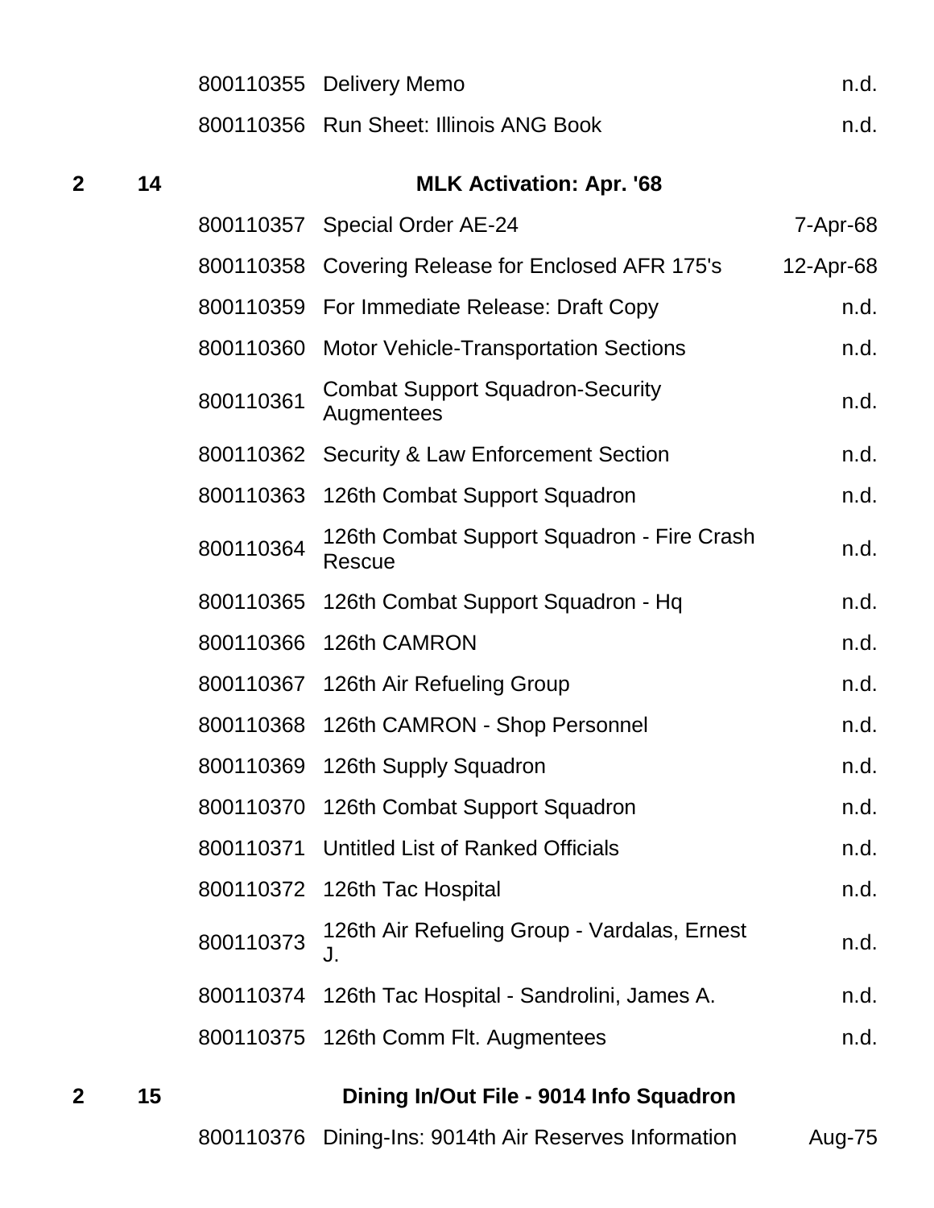| | | | | |
|---|---|---|---|---|
| | | 800110355 | Delivery Memo | n.d. |
| | | 800110356 | Run Sheet: Illinois ANG Book | n.d. |
| **2** | **14** | | **MLK Activation: Apr. '68** | |
| | | 800110357 | Special Order AE-24 | 7-Apr-68 |
| | | 800110358 | Covering Release for Enclosed AFR 175's | 12-Apr-68 |
| | | 800110359 | For Immediate Release: Draft Copy | n.d. |
| | | 800110360 | Motor Vehicle-Transportation Sections | n.d. |
| | | 800110361 | Combat Support Squadron-Security Augmentees | n.d. |
| | | 800110362 | Security & Law Enforcement Section | n.d. |
| | | 800110363 | 126th Combat Support Squadron | n.d. |
| | | 800110364 | 126th Combat Support Squadron - Fire Crash Rescue | n.d. |
| | | 800110365 | 126th Combat Support Squadron - Hq | n.d. |
| | | 800110366 | 126th CAMRON | n.d. |
| | | 800110367 | 126th Air Refueling Group | n.d. |
| | | 800110368 | 126th CAMRON - Shop Personnel | n.d. |
| | | 800110369 | 126th Supply Squadron | n.d. |
| | | 800110370 | 126th Combat Support Squadron | n.d. |
| | | 800110371 | Untitled List of Ranked Officials | n.d. |
| | | 800110372 | 126th Tac Hospital | n.d. |
| | | 800110373 | 126th Air Refueling Group - Vardalas, Ernest J. | n.d. |
| | | 800110374 | 126th Tac Hospital - Sandrolini, James A. | n.d. |
| | | 800110375 | 126th Comm Flt. Augmentees | n.d. |
| **2** | **15** | | **Dining In/Out File - 9014 Info Squadron** | |
| | | 800110376 | Dining-Ins: 9014th Air Reserves Information | Aug-75 |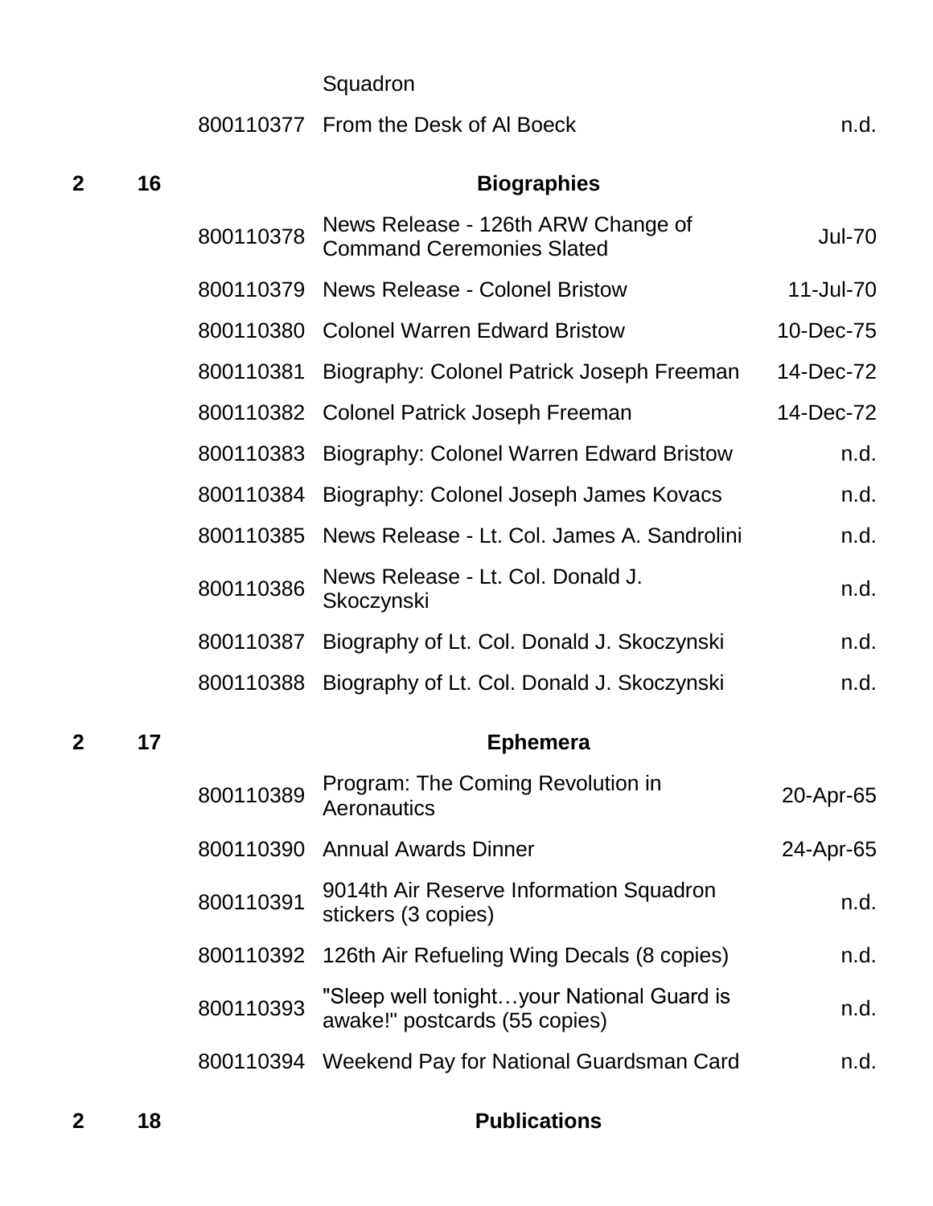| Box | Folder | ID | Title | Date |
| --- | --- | --- | --- | --- |
| | | | Squadron | |
| | | 800110377 | From the Desk of Al Boeck | n.d. |
| **2** | **16** | | **Biographies** | |
| | | 800110378 | News Release - 126th ARW Change of Command Ceremonies Slated | Jul-70 |
| | | 800110379 | News Release - Colonel Bristow | 11-Jul-70 |
| | | 800110380 | Colonel Warren Edward Bristow | 10-Dec-75 |
| | | 800110381 | Biography: Colonel Patrick Joseph Freeman | 14-Dec-72 |
| | | 800110382 | Colonel Patrick Joseph Freeman | 14-Dec-72 |
| | | 800110383 | Biography: Colonel Warren Edward Bristow | n.d. |
| | | 800110384 | Biography: Colonel Joseph James Kovacs | n.d. |
| | | 800110385 | News Release - Lt. Col. James A. Sandrolini | n.d. |
| | | 800110386 | News Release - Lt. Col. Donald J. Skoczynski | n.d. |
| | | 800110387 | Biography of Lt. Col. Donald J. Skoczynski | n.d. |
| | | 800110388 | Biography of Lt. Col. Donald J. Skoczynski | n.d. |
| **2** | **17** | | **Ephemera** | |
| | | 800110389 | Program: The Coming Revolution in Aeronautics | 20-Apr-65 |
| | | 800110390 | Annual Awards Dinner | 24-Apr-65 |
| | | 800110391 | 9014th Air Reserve Information Squadron stickers (3 copies) | n.d. |
| | | 800110392 | 126th Air Refueling Wing Decals (8 copies) | n.d. |
| | | 800110393 | "Sleep well tonight…your National Guard is awake!" postcards (55 copies) | n.d. |
| | | 800110394 | Weekend Pay for National Guardsman Card | n.d. |
| **2** | **18** | | **Publications** | |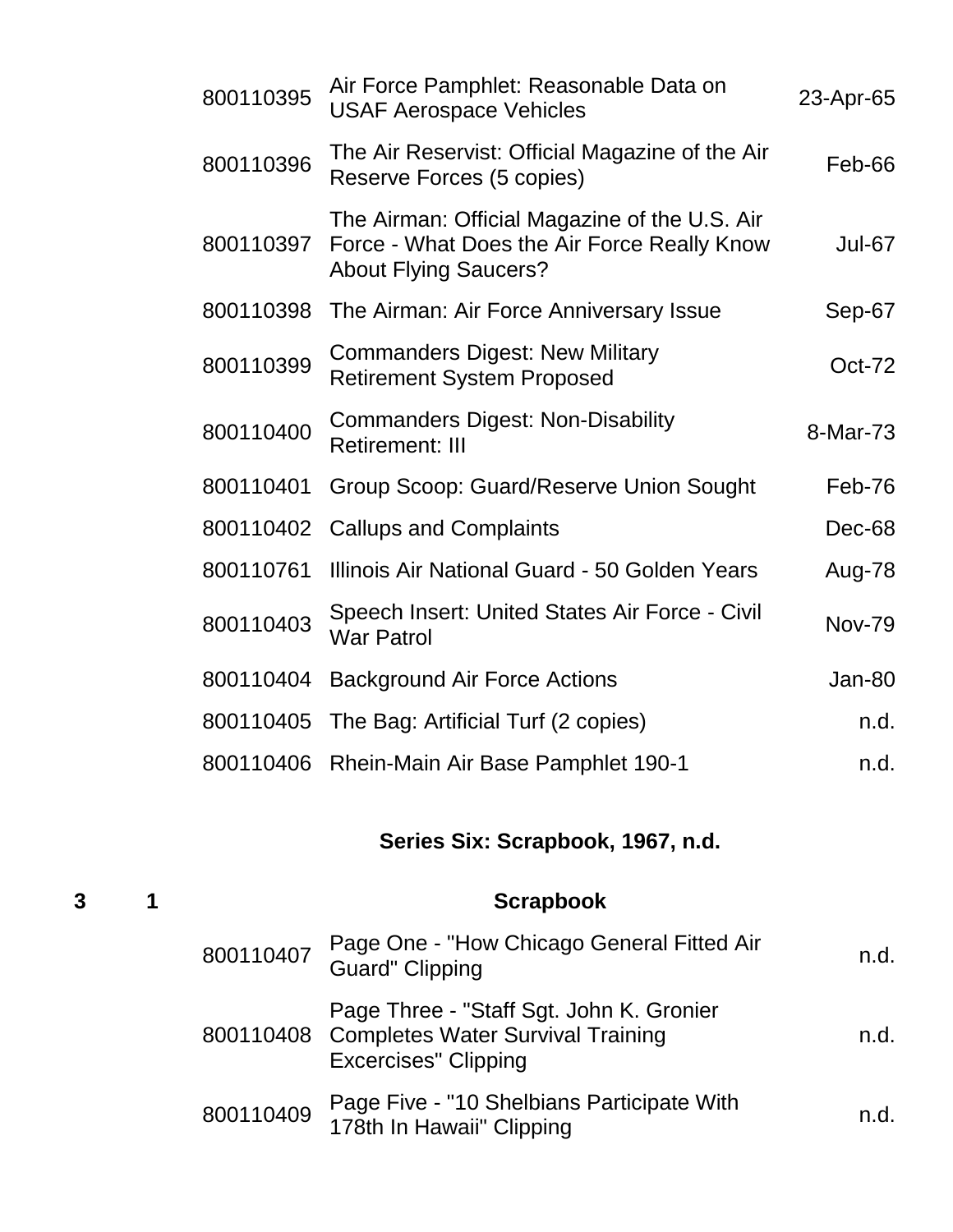| | | | | |
|---|---|---|---|---|
| | | 800110395 | Air Force Pamphlet: Reasonable Data on USAF Aerospace Vehicles | 23-Apr-65 |
| | | 800110396 | The Air Reservist: Official Magazine of the Air Reserve Forces (5 copies) | Feb-66 |
| | | 800110397 | The Airman: Official Magazine of the U.S. Air Force - What Does the Air Force Really Know About Flying Saucers? | Jul-67 |
| | | 800110398 | The Airman: Air Force Anniversary Issue | Sep-67 |
| | | 800110399 | Commanders Digest: New Military Retirement System Proposed | Oct-72 |
| | | 800110400 | Commanders Digest: Non-Disability Retirement: III | 8-Mar-73 |
| | | 800110401 | Group Scoop: Guard/Reserve Union Sought | Feb-76 |
| | | 800110402 | Callups and Complaints | Dec-68 |
| | | 800110761 | Illinois Air National Guard - 50 Golden Years | Aug-78 |
| | | 800110403 | Speech Insert: United States Air Force - Civil War Patrol | Nov-79 |
| | | 800110404 | Background Air Force Actions | Jan-80 |
| | | 800110405 | The Bag: Artificial Turf (2 copies) | n.d. |
| | | 800110406 | Rhein-Main Air Base Pamphlet 190-1 | n.d. |

## Series Six: Scrapbook, 1967, n.d.

| | | | | |
|---|---|---|---|---|
| **3** | **1** | | **Scrapbook** | |
| | | 800110407 | Page One - "How Chicago General Fitted Air Guard" Clipping | n.d. |
| | | 800110408 | Page Three - "Staff Sgt. John K. Gronier Completes Water Survival Training Excercises" Clipping | n.d. |
| | | 800110409 | Page Five - "10 Shelbians Participate With 178th In Hawaii" Clipping | n.d. |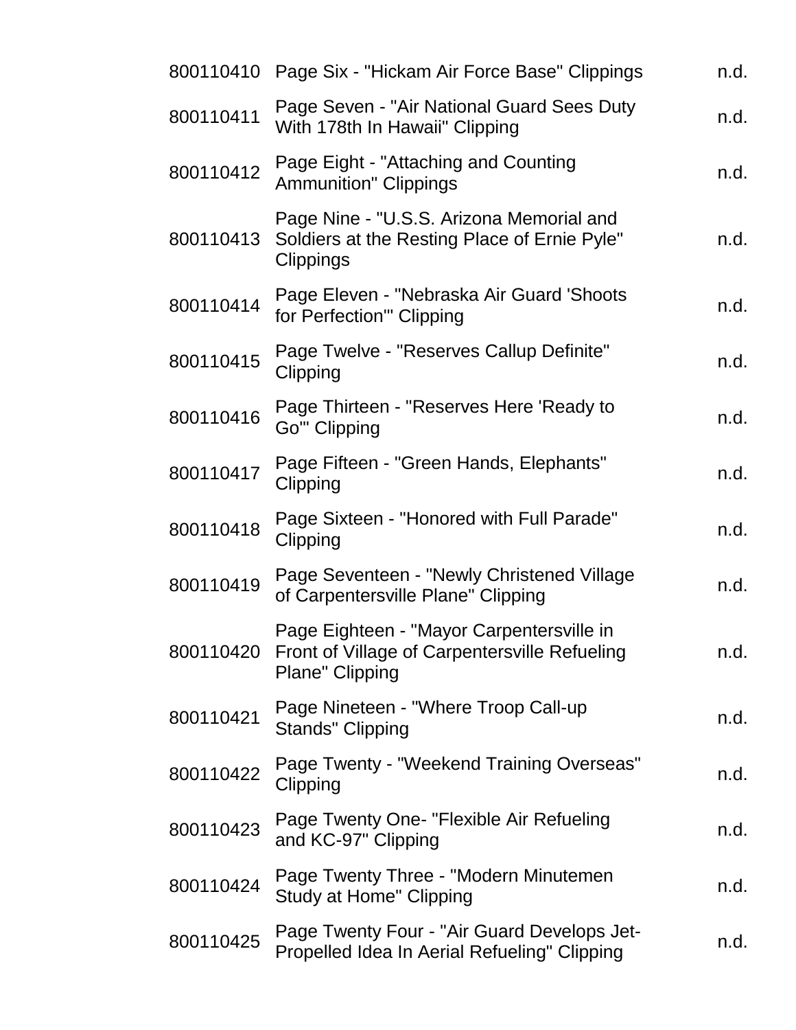| | | |
|---|---|---|
| 800110410 | Page Six - "Hickam Air Force Base" Clippings | n.d. |
| 800110411 | Page Seven - "Air National Guard Sees Duty With 178th In Hawaii" Clipping | n.d. |
| 800110412 | Page Eight - "Attaching and Counting Ammunition" Clippings | n.d. |
| 800110413 | Page Nine - "U.S.S. Arizona Memorial and Soldiers at the Resting Place of Ernie Pyle" Clippings | n.d. |
| 800110414 | Page Eleven - "Nebraska Air Guard 'Shoots for Perfection'" Clipping | n.d. |
| 800110415 | Page Twelve - "Reserves Callup Definite" Clipping | n.d. |
| 800110416 | Page Thirteen - "Reserves Here 'Ready to Go'" Clipping | n.d. |
| 800110417 | Page Fifteen - "Green Hands, Elephants" Clipping | n.d. |
| 800110418 | Page Sixteen - "Honored with Full Parade" Clipping | n.d. |
| 800110419 | Page Seventeen - "Newly Christened Village of Carpentersville Plane" Clipping | n.d. |
| 800110420 | Page Eighteen - "Mayor Carpentersville in Front of Village of Carpentersville Refueling Plane" Clipping | n.d. |
| 800110421 | Page Nineteen - "Where Troop Call-up Stands" Clipping | n.d. |
| 800110422 | Page Twenty - "Weekend Training Overseas" Clipping | n.d. |
| 800110423 | Page Twenty One- "Flexible Air Refueling and KC-97" Clipping | n.d. |
| 800110424 | Page Twenty Three - "Modern Minutemen Study at Home" Clipping | n.d. |
| 800110425 | Page Twenty Four - "Air Guard Develops Jet-Propelled Idea In Aerial Refueling" Clipping | n.d. |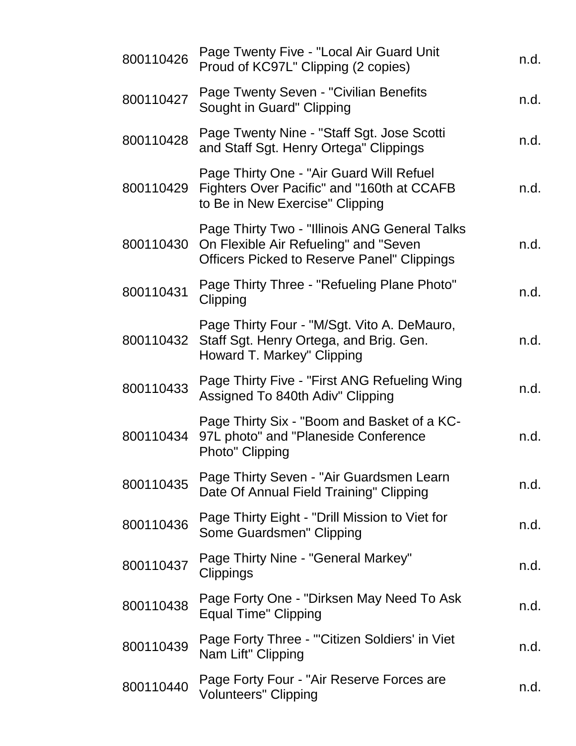| | | |
|---|---|---|
| 800110426 | Page Twenty Five - "Local Air Guard Unit Proud of KC97L" Clipping (2 copies) | n.d. |
| 800110427 | Page Twenty Seven - "Civilian Benefits Sought in Guard" Clipping | n.d. |
| 800110428 | Page Twenty Nine - "Staff Sgt. Jose Scotti and Staff Sgt. Henry Ortega" Clippings | n.d. |
| 800110429 | Page Thirty One - "Air Guard Will Refuel Fighters Over Pacific" and "160th at CCAFB to Be in New Exercise" Clipping | n.d. |
| 800110430 | Page Thirty Two - "Illinois ANG General Talks On Flexible Air Refueling" and "Seven Officers Picked to Reserve Panel" Clippings | n.d. |
| 800110431 | Page Thirty Three - "Refueling Plane Photo" Clipping | n.d. |
| 800110432 | Page Thirty Four - "M/Sgt. Vito A. DeMauro, Staff Sgt. Henry Ortega, and Brig. Gen. Howard T. Markey" Clipping | n.d. |
| 800110433 | Page Thirty Five - "First ANG Refueling Wing Assigned To 840th Adiv" Clipping | n.d. |
| 800110434 | Page Thirty Six - "Boom and Basket of a KC-97L photo" and "Planeside Conference Photo" Clipping | n.d. |
| 800110435 | Page Thirty Seven - "Air Guardsmen Learn Date Of Annual Field Training" Clipping | n.d. |
| 800110436 | Page Thirty Eight - "Drill Mission to Viet for Some Guardsmen" Clipping | n.d. |
| 800110437 | Page Thirty Nine - "General Markey" Clippings | n.d. |
| 800110438 | Page Forty One - "Dirksen May Need To Ask Equal Time" Clipping | n.d. |
| 800110439 | Page Forty Three - "'Citizen Soldiers' in Viet Nam Lift" Clipping | n.d. |
| 800110440 | Page Forty Four - "Air Reserve Forces are Volunteers" Clipping | n.d. |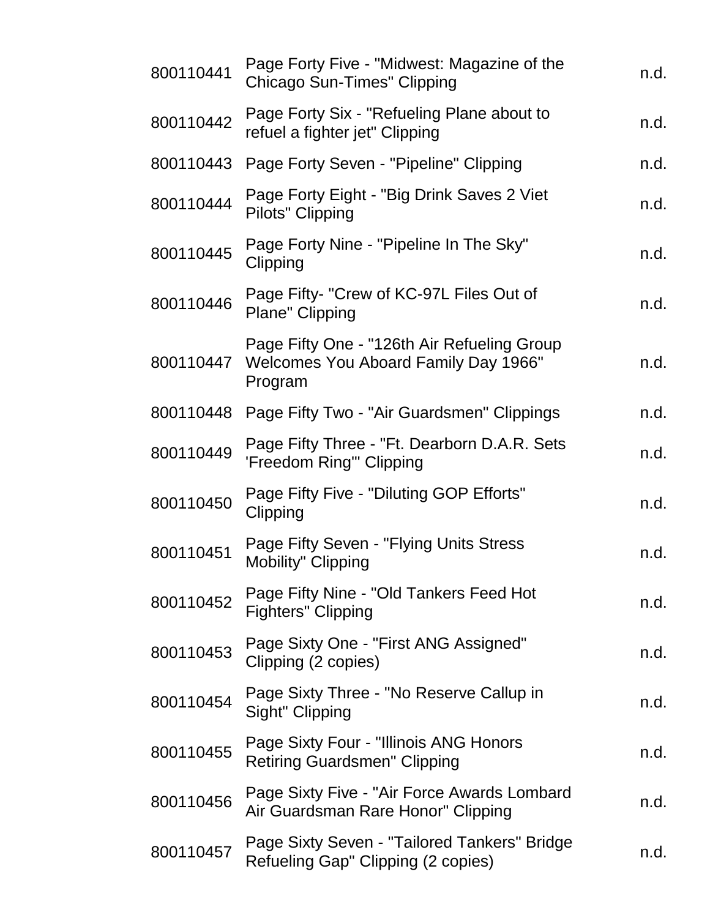| | | |
|---|---|---|
| 800110441 | Page Forty Five - "Midwest: Magazine of the Chicago Sun-Times" Clipping | n.d. |
| 800110442 | Page Forty Six - "Refueling Plane about to refuel a fighter jet" Clipping | n.d. |
| 800110443 | Page Forty Seven - "Pipeline" Clipping | n.d. |
| 800110444 | Page Forty Eight - "Big Drink Saves 2 Viet Pilots" Clipping | n.d. |
| 800110445 | Page Forty Nine - "Pipeline In The Sky" Clipping | n.d. |
| 800110446 | Page Fifty- "Crew of KC-97L Files Out of Plane" Clipping | n.d. |
| 800110447 | Page Fifty One - "126th Air Refueling Group Welcomes You Aboard Family Day 1966" Program | n.d. |
| 800110448 | Page Fifty Two - "Air Guardsmen" Clippings | n.d. |
| 800110449 | Page Fifty Three - "Ft. Dearborn D.A.R. Sets 'Freedom Ring'" Clipping | n.d. |
| 800110450 | Page Fifty Five - "Diluting GOP Efforts" Clipping | n.d. |
| 800110451 | Page Fifty Seven - "Flying Units Stress Mobility" Clipping | n.d. |
| 800110452 | Page Fifty Nine - "Old Tankers Feed Hot Fighters" Clipping | n.d. |
| 800110453 | Page Sixty One - "First ANG Assigned" Clipping (2 copies) | n.d. |
| 800110454 | Page Sixty Three - "No Reserve Callup in Sight" Clipping | n.d. |
| 800110455 | Page Sixty Four - "Illinois ANG Honors Retiring Guardsmen" Clipping | n.d. |
| 800110456 | Page Sixty Five - "Air Force Awards Lombard Air Guardsman Rare Honor" Clipping | n.d. |
| 800110457 | Page Sixty Seven - "Tailored Tankers" Bridge Refueling Gap" Clipping (2 copies) | n.d. |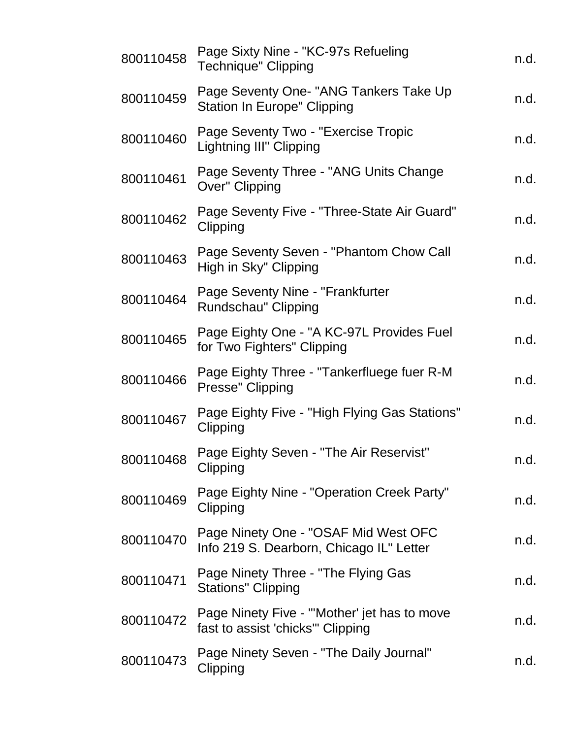| | | |
|---|---|---|
| 800110458 | Page Sixty Nine - "KC-97s Refueling Technique" Clipping | n.d. |
| 800110459 | Page Seventy One- "ANG Tankers Take Up Station In Europe" Clipping | n.d. |
| 800110460 | Page Seventy Two - "Exercise Tropic Lightning III" Clipping | n.d. |
| 800110461 | Page Seventy Three - "ANG Units Change Over" Clipping | n.d. |
| 800110462 | Page Seventy Five - "Three-State Air Guard" Clipping | n.d. |
| 800110463 | Page Seventy Seven - "Phantom Chow Call High in Sky" Clipping | n.d. |
| 800110464 | Page Seventy Nine - "Frankfurter Rundschau" Clipping | n.d. |
| 800110465 | Page Eighty One - "A KC-97L Provides Fuel for Two Fighters" Clipping | n.d. |
| 800110466 | Page Eighty Three - "Tankerfluege fuer R-M Presse" Clipping | n.d. |
| 800110467 | Page Eighty Five - "High Flying Gas Stations" Clipping | n.d. |
| 800110468 | Page Eighty Seven - "The Air Reservist" Clipping | n.d. |
| 800110469 | Page Eighty Nine - "Operation Creek Party" Clipping | n.d. |
| 800110470 | Page Ninety One - "OSAF Mid West OFC Info 219 S. Dearborn, Chicago IL" Letter | n.d. |
| 800110471 | Page Ninety Three - "The Flying Gas Stations" Clipping | n.d. |
| 800110472 | Page Ninety Five - "'Mother' jet has to move fast to assist 'chicks'" Clipping | n.d. |
| 800110473 | Page Ninety Seven - "The Daily Journal" Clipping | n.d. |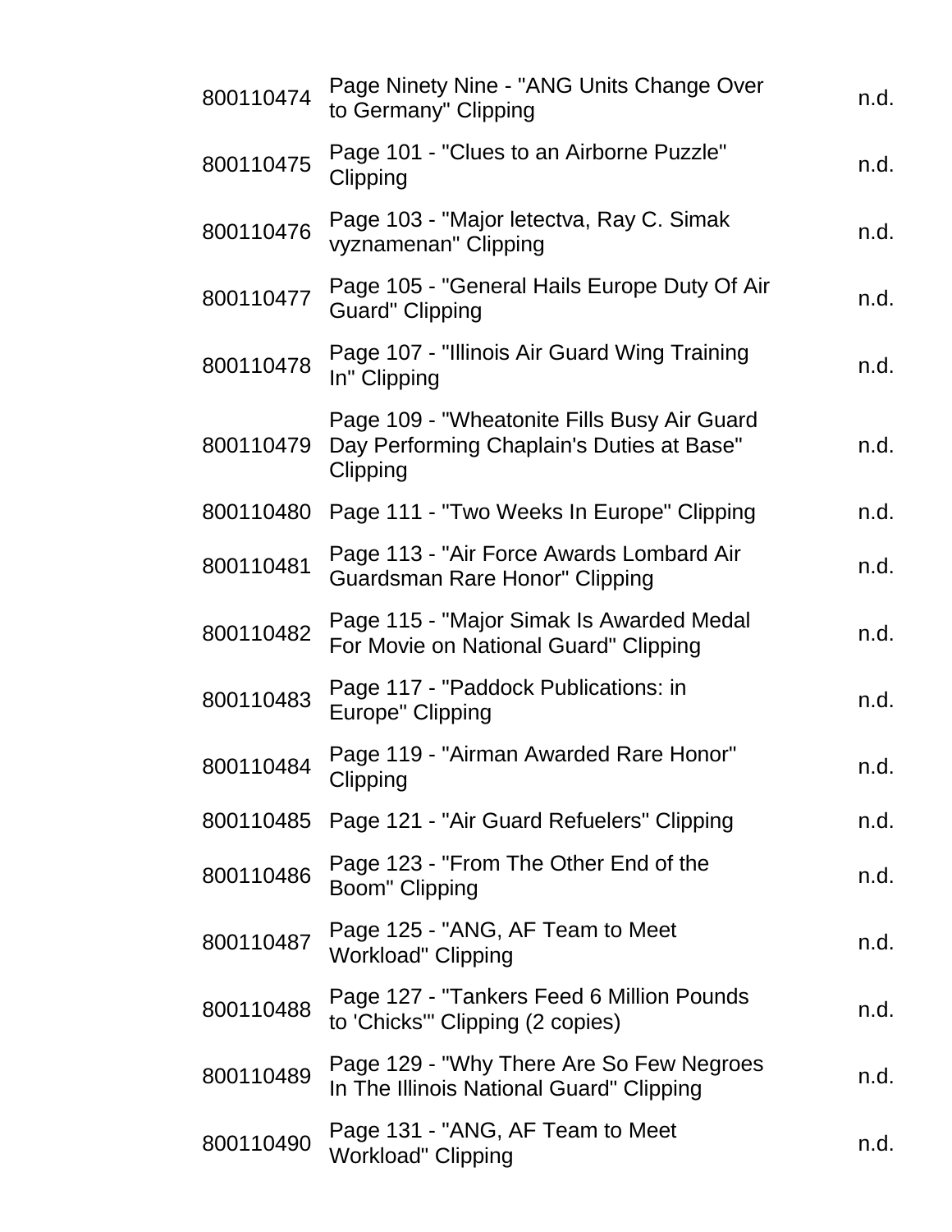| | | |
|---|---|---|
| 800110474 | Page Ninety Nine - "ANG Units Change Over to Germany" Clipping | n.d. |
| 800110475 | Page 101 - "Clues to an Airborne Puzzle" Clipping | n.d. |
| 800110476 | Page 103 - "Major letectva, Ray C. Simak vyznamenan" Clipping | n.d. |
| 800110477 | Page 105 - "General Hails Europe Duty Of Air Guard" Clipping | n.d. |
| 800110478 | Page 107 - "Illinois Air Guard Wing Training In" Clipping | n.d. |
| 800110479 | Page 109 - "Wheatonite Fills Busy Air Guard Day Performing Chaplain's Duties at Base" Clipping | n.d. |
| 800110480 | Page 111 - "Two Weeks In Europe" Clipping | n.d. |
| 800110481 | Page 113 - "Air Force Awards Lombard Air Guardsman Rare Honor" Clipping | n.d. |
| 800110482 | Page 115 - "Major Simak Is Awarded Medal For Movie on National Guard" Clipping | n.d. |
| 800110483 | Page 117 - "Paddock Publications: in Europe" Clipping | n.d. |
| 800110484 | Page 119 - "Airman Awarded Rare Honor" Clipping | n.d. |
| 800110485 | Page 121 - "Air Guard Refuelers" Clipping | n.d. |
| 800110486 | Page 123 - "From The Other End of the Boom" Clipping | n.d. |
| 800110487 | Page 125 - "ANG, AF Team to Meet Workload" Clipping | n.d. |
| 800110488 | Page 127 - "Tankers Feed 6 Million Pounds to 'Chicks'" Clipping (2 copies) | n.d. |
| 800110489 | Page 129 - "Why There Are So Few Negroes In The Illinois National Guard" Clipping | n.d. |
| 800110490 | Page 131 - "ANG, AF Team to Meet Workload" Clipping | n.d. |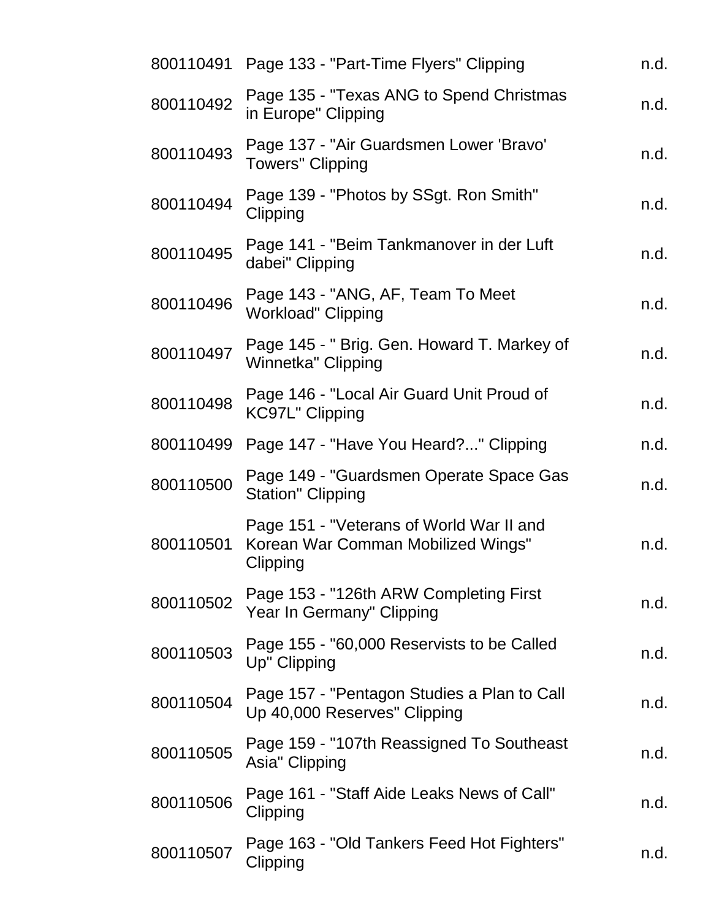| | | |
|---|---|---|
| 800110491 | Page 133 - "Part-Time Flyers" Clipping | n.d. |
| 800110492 | Page 135 - "Texas ANG to Spend Christmas in Europe" Clipping | n.d. |
| 800110493 | Page 137 - "Air Guardsmen Lower 'Bravo' Towers" Clipping | n.d. |
| 800110494 | Page 139 - "Photos by SSgt. Ron Smith" Clipping | n.d. |
| 800110495 | Page 141 - "Beim Tankmanover in der Luft dabei" Clipping | n.d. |
| 800110496 | Page 143 - "ANG, AF, Team To Meet Workload" Clipping | n.d. |
| 800110497 | Page 145 - " Brig. Gen. Howard T. Markey of Winnetka" Clipping | n.d. |
| 800110498 | Page 146 - "Local Air Guard Unit Proud of KC97L" Clipping | n.d. |
| 800110499 | Page 147 - "Have You Heard?..." Clipping | n.d. |
| 800110500 | Page 149 - "Guardsmen Operate Space Gas Station" Clipping | n.d. |
| 800110501 | Page 151 - "Veterans of World War II and Korean War Comman Mobilized Wings" Clipping | n.d. |
| 800110502 | Page 153 - "126th ARW Completing First Year In Germany" Clipping | n.d. |
| 800110503 | Page 155 - "60,000 Reservists to be Called Up" Clipping | n.d. |
| 800110504 | Page 157 - "Pentagon Studies a Plan to Call Up 40,000 Reserves" Clipping | n.d. |
| 800110505 | Page 159 - "107th Reassigned To Southeast Asia" Clipping | n.d. |
| 800110506 | Page 161 - "Staff Aide Leaks News of Call" Clipping | n.d. |
| 800110507 | Page 163 - "Old Tankers Feed Hot Fighters" Clipping | n.d. |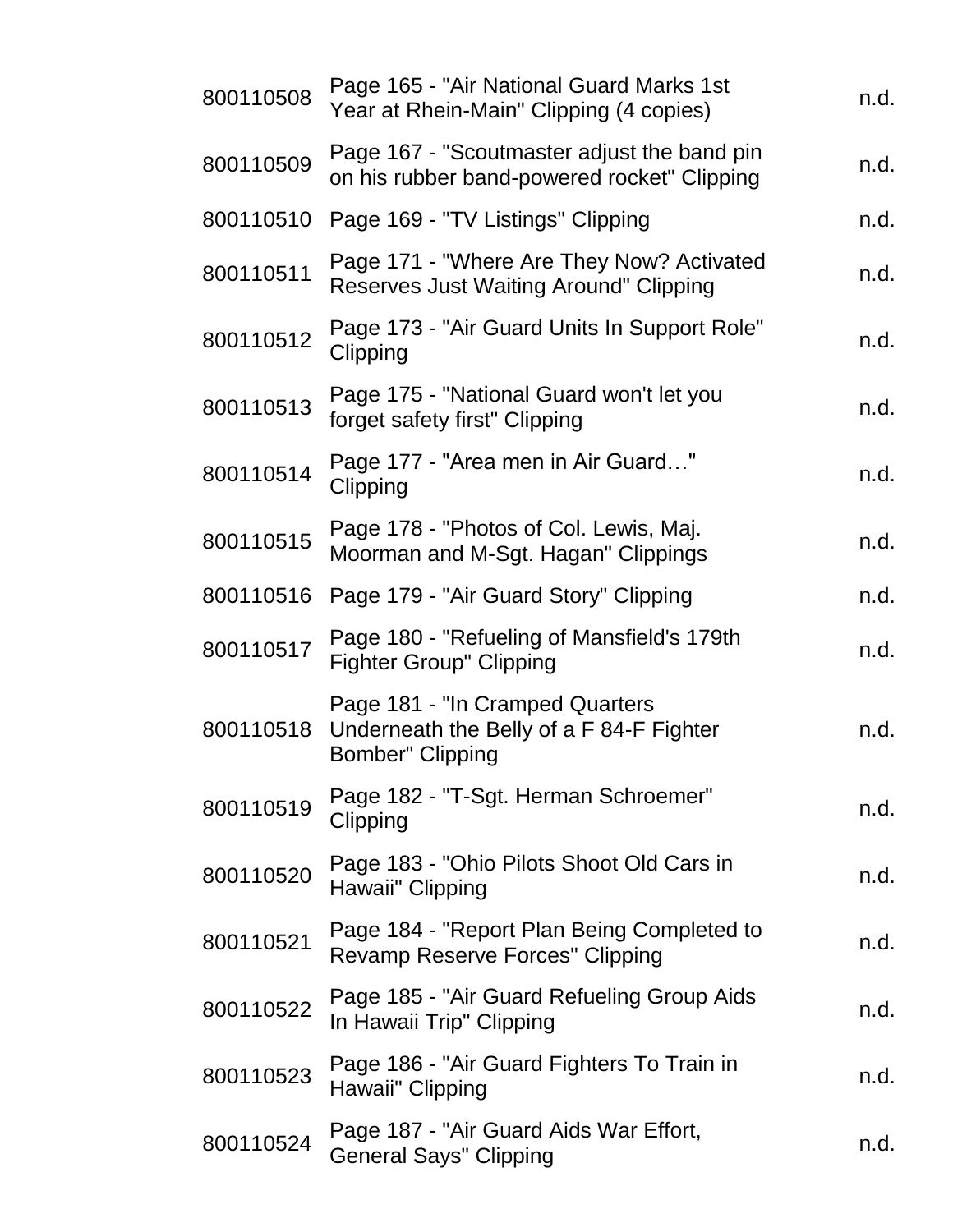| | | |
|---|---|---|
| 800110508 | Page 165 - "Air National Guard Marks 1st Year at Rhein-Main" Clipping (4 copies) | n.d. |
| 800110509 | Page 167 - "Scoutmaster adjust the band pin on his rubber band-powered rocket" Clipping | n.d. |
| 800110510 | Page 169 - "TV Listings" Clipping | n.d. |
| 800110511 | Page 171 - "Where Are They Now? Activated Reserves Just Waiting Around" Clipping | n.d. |
| 800110512 | Page 173 - "Air Guard Units In Support Role" Clipping | n.d. |
| 800110513 | Page 175 - "National Guard won't let you forget safety first" Clipping | n.d. |
| 800110514 | Page 177 - "Area men in Air Guard…" Clipping | n.d. |
| 800110515 | Page 178 - "Photos of Col. Lewis, Maj. Moorman and M-Sgt. Hagan" Clippings | n.d. |
| 800110516 | Page 179 - "Air Guard Story" Clipping | n.d. |
| 800110517 | Page 180 - "Refueling of Mansfield's 179th Fighter Group" Clipping | n.d. |
| 800110518 | Page 181 - "In Cramped Quarters Underneath the Belly of a F 84-F Fighter Bomber" Clipping | n.d. |
| 800110519 | Page 182 - "T-Sgt. Herman Schroemer" Clipping | n.d. |
| 800110520 | Page 183 - "Ohio Pilots Shoot Old Cars in Hawaii" Clipping | n.d. |
| 800110521 | Page 184 - "Report Plan Being Completed to Revamp Reserve Forces" Clipping | n.d. |
| 800110522 | Page 185 - "Air Guard Refueling Group Aids In Hawaii Trip" Clipping | n.d. |
| 800110523 | Page 186 - "Air Guard Fighters To Train in Hawaii" Clipping | n.d. |
| 800110524 | Page 187 - "Air Guard Aids War Effort, General Says" Clipping | n.d. |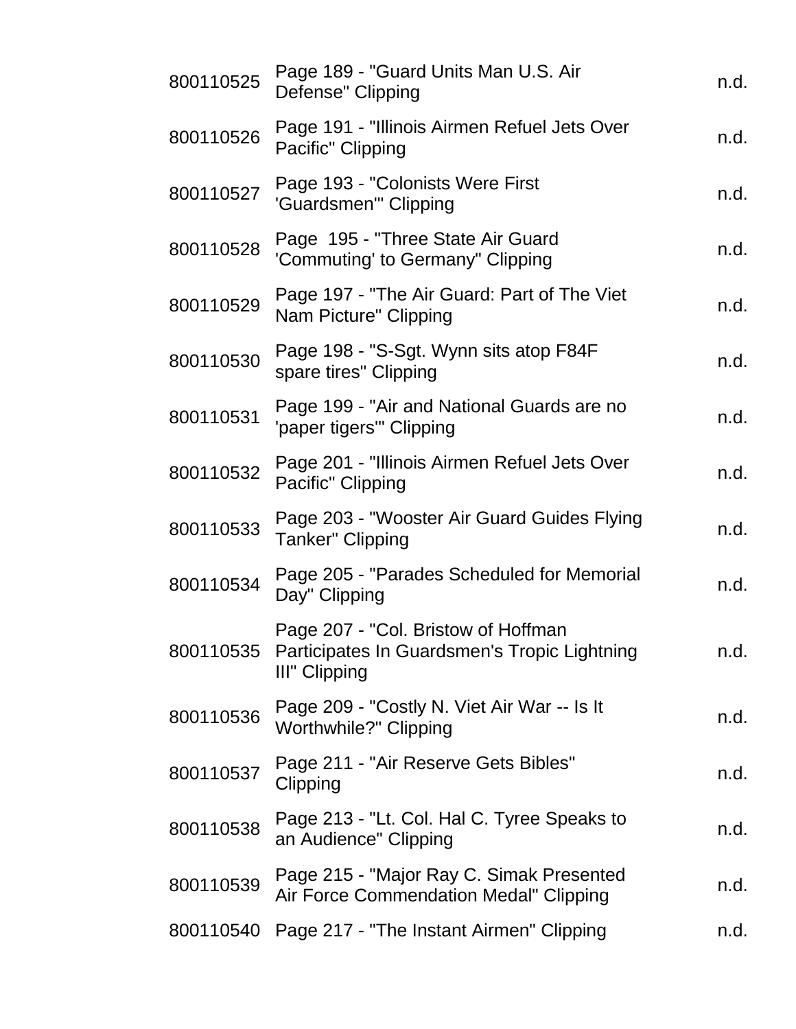| | | |
|---|---|---|
| 800110525 | Page 189 - "Guard Units Man U.S. Air Defense" Clipping | n.d. |
| 800110526 | Page 191 - "Illinois Airmen Refuel Jets Over Pacific" Clipping | n.d. |
| 800110527 | Page 193 - "Colonists Were First 'Guardsmen'" Clipping | n.d. |
| 800110528 | Page 195 - "Three State Air Guard 'Commuting' to Germany" Clipping | n.d. |
| 800110529 | Page 197 - "The Air Guard: Part of The Viet Nam Picture" Clipping | n.d. |
| 800110530 | Page 198 - "S-Sgt. Wynn sits atop F84F spare tires" Clipping | n.d. |
| 800110531 | Page 199 - "Air and National Guards are no 'paper tigers'" Clipping | n.d. |
| 800110532 | Page 201 - "Illinois Airmen Refuel Jets Over Pacific" Clipping | n.d. |
| 800110533 | Page 203 - "Wooster Air Guard Guides Flying Tanker" Clipping | n.d. |
| 800110534 | Page 205 - "Parades Scheduled for Memorial Day" Clipping | n.d. |
| 800110535 | Page 207 - "Col. Bristow of Hoffman Participates In Guardsmen's Tropic Lightning III" Clipping | n.d. |
| 800110536 | Page 209 - "Costly N. Viet Air War -- Is It Worthwhile?" Clipping | n.d. |
| 800110537 | Page 211 - "Air Reserve Gets Bibles" Clipping | n.d. |
| 800110538 | Page 213 - "Lt. Col. Hal C. Tyree Speaks to an Audience" Clipping | n.d. |
| 800110539 | Page 215 - "Major Ray C. Simak Presented Air Force Commendation Medal" Clipping | n.d. |
| 800110540 | Page 217 - "The Instant Airmen" Clipping | n.d. |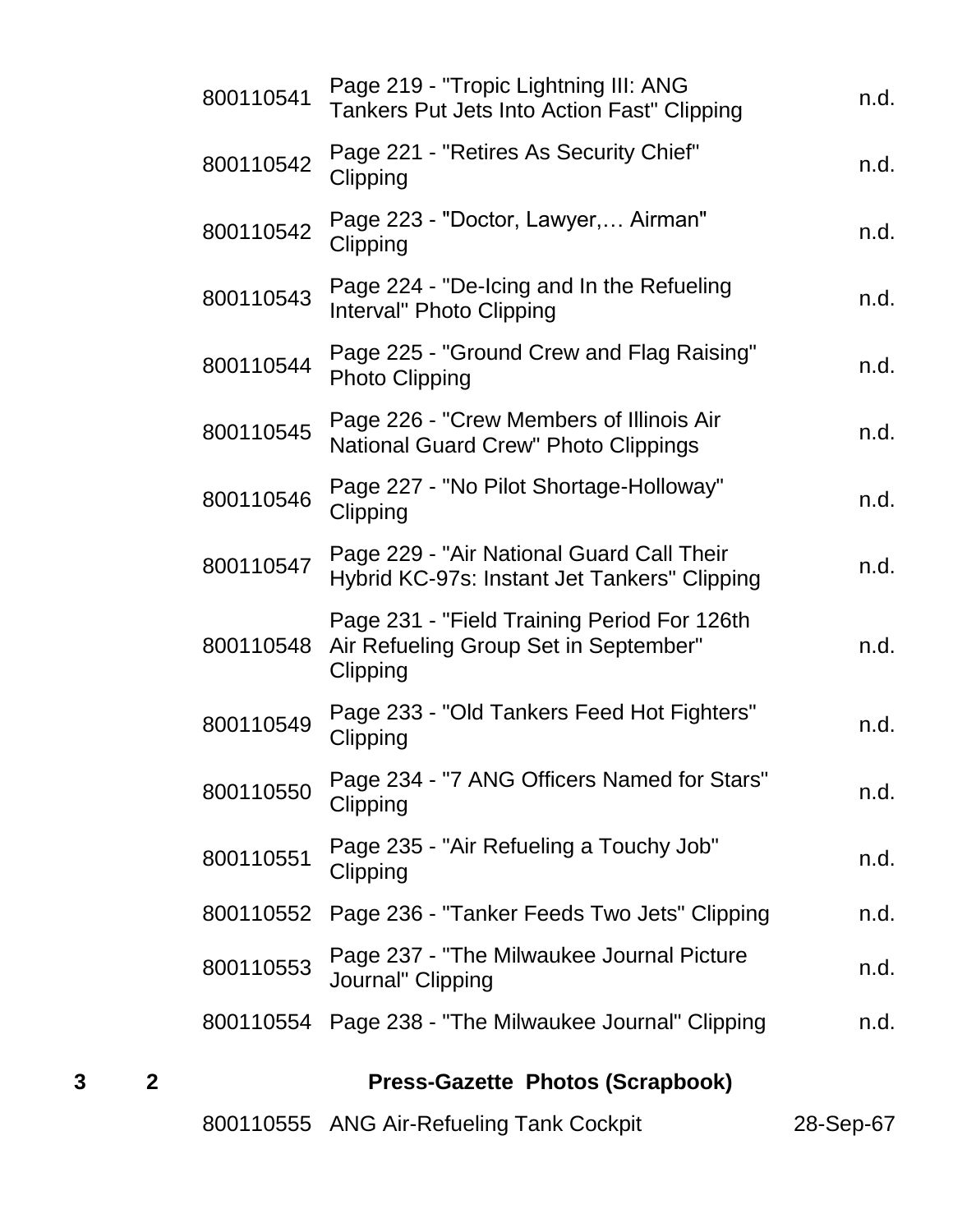| | | | | |
|---|---|---|---|---|
| | | 800110541 | Page 219 - "Tropic Lightning III: ANG Tankers Put Jets Into Action Fast" Clipping | n.d. |
| | | 800110542 | Page 221 - "Retires As Security Chief" Clipping | n.d. |
| | | 800110542 | Page 223 - "Doctor, Lawyer,… Airman" Clipping | n.d. |
| | | 800110543 | Page 224 - "De-Icing and In the Refueling Interval" Photo Clipping | n.d. |
| | | 800110544 | Page 225 - "Ground Crew and Flag Raising" Photo Clipping | n.d. |
| | | 800110545 | Page 226 - "Crew Members of Illinois Air National Guard Crew" Photo Clippings | n.d. |
| | | 800110546 | Page 227 - "No Pilot Shortage-Holloway" Clipping | n.d. |
| | | 800110547 | Page 229 - "Air National Guard Call Their Hybrid KC-97s: Instant Jet Tankers" Clipping | n.d. |
| | | 800110548 | Page 231 - "Field Training Period For 126th Air Refueling Group Set in September" Clipping | n.d. |
| | | 800110549 | Page 233 - "Old Tankers Feed Hot Fighters" Clipping | n.d. |
| | | 800110550 | Page 234 - "7 ANG Officers Named for Stars" Clipping | n.d. |
| | | 800110551 | Page 235 - "Air Refueling a Touchy Job" Clipping | n.d. |
| | | 800110552 | Page 236 - "Tanker Feeds Two Jets" Clipping | n.d. |
| | | 800110553 | Page 237 - "The Milwaukee Journal Picture Journal" Clipping | n.d. |
| | | 800110554 | Page 238 - "The Milwaukee Journal" Clipping | n.d. |
| **3** | **2** | | **Press-Gazette Photos (Scrapbook)** | |
| | | 800110555 | ANG Air-Refueling Tank Cockpit | 28-Sep-67 |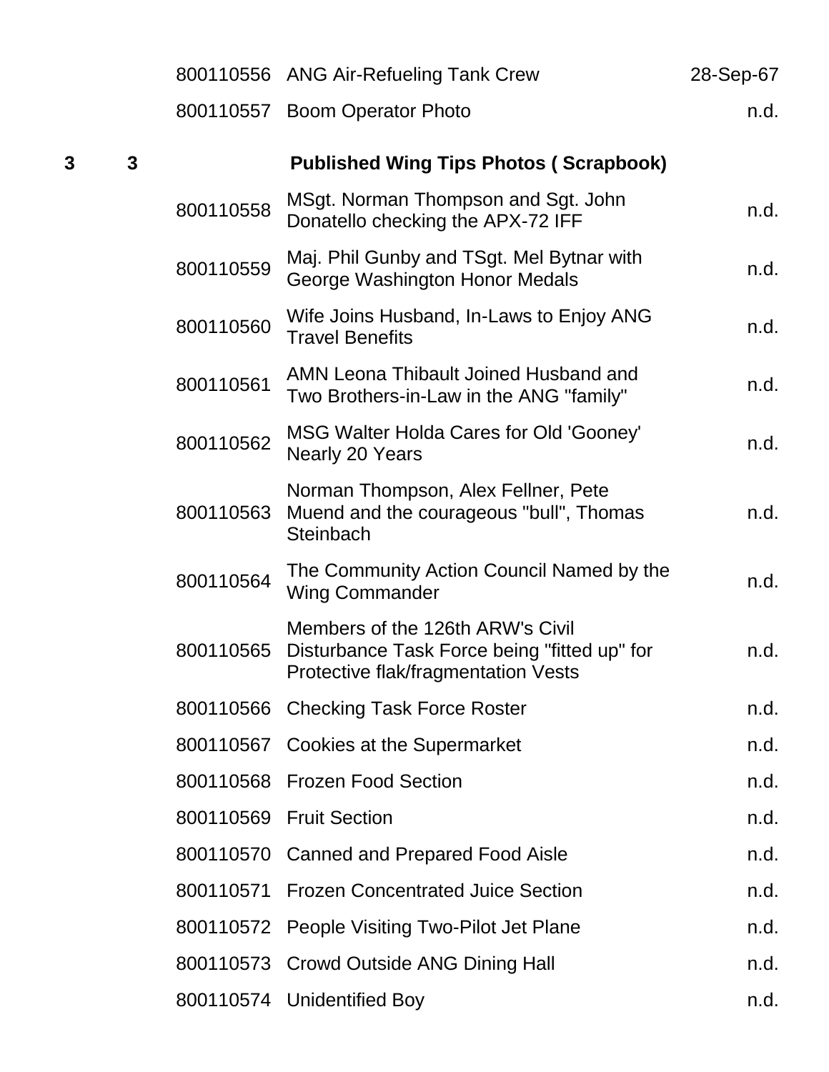| | | | | |
|---|---|---|---|---|
| | | 800110556 | ANG Air-Refueling Tank Crew | 28-Sep-67 |
| | | 800110557 | Boom Operator Photo | n.d. |
| **3** | **3** | | **Published Wing Tips Photos ( Scrapbook)** | |
| | | 800110558 | MSgt. Norman Thompson and Sgt. John Donatello checking the APX-72 IFF | n.d. |
| | | 800110559 | Maj. Phil Gunby and TSgt. Mel Bytnar with George Washington Honor Medals | n.d. |
| | | 800110560 | Wife Joins Husband, In-Laws to Enjoy ANG Travel Benefits | n.d. |
| | | 800110561 | AMN Leona Thibault Joined Husband and Two Brothers-in-Law in the ANG "family" | n.d. |
| | | 800110562 | MSG Walter Holda Cares for Old 'Gooney' Nearly 20 Years | n.d. |
| | | 800110563 | Norman Thompson, Alex Fellner, Pete Muend and the courageous "bull", Thomas Steinbach | n.d. |
| | | 800110564 | The Community Action Council Named by the Wing Commander | n.d. |
| | | 800110565 | Members of the 126th ARW's Civil Disturbance Task Force being "fitted up" for Protective flak/fragmentation Vests | n.d. |
| | | 800110566 | Checking Task Force Roster | n.d. |
| | | 800110567 | Cookies at the Supermarket | n.d. |
| | | 800110568 | Frozen Food Section | n.d. |
| | | 800110569 | Fruit Section | n.d. |
| | | 800110570 | Canned and Prepared Food Aisle | n.d. |
| | | 800110571 | Frozen Concentrated Juice Section | n.d. |
| | | 800110572 | People Visiting Two-Pilot Jet Plane | n.d. |
| | | 800110573 | Crowd Outside ANG Dining Hall | n.d. |
| | | 800110574 | Unidentified Boy | n.d. |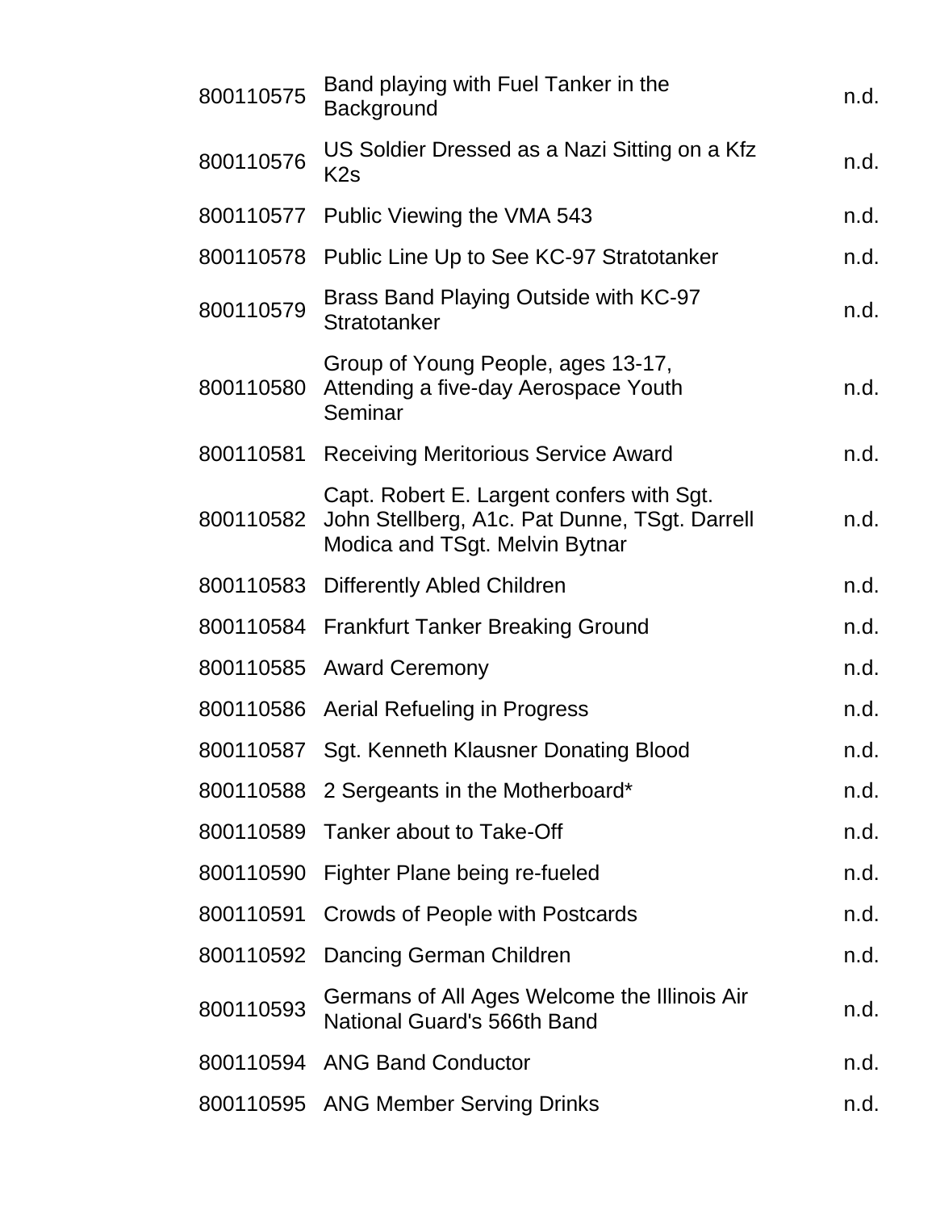| | | |
|---|---|---|
| 800110575 | Band playing with Fuel Tanker in the Background | n.d. |
| 800110576 | US Soldier Dressed as a Nazi Sitting on a Kfz K2s | n.d. |
| 800110577 | Public Viewing the VMA 543 | n.d. |
| 800110578 | Public Line Up to See KC-97 Stratotanker | n.d. |
| 800110579 | Brass Band Playing Outside with KC-97 Stratotanker | n.d. |
| 800110580 | Group of Young People, ages 13-17, Attending a five-day Aerospace Youth Seminar | n.d. |
| 800110581 | Receiving Meritorious Service Award | n.d. |
| 800110582 | Capt. Robert E. Largent confers with Sgt. John Stellberg, A1c. Pat Dunne, TSgt. Darrell Modica and TSgt. Melvin Bytnar | n.d. |
| 800110583 | Differently Abled Children | n.d. |
| 800110584 | Frankfurt Tanker Breaking Ground | n.d. |
| 800110585 | Award Ceremony | n.d. |
| 800110586 | Aerial Refueling in Progress | n.d. |
| 800110587 | Sgt. Kenneth Klausner Donating Blood | n.d. |
| 800110588 | 2 Sergeants in the Motherboard* | n.d. |
| 800110589 | Tanker about to Take-Off | n.d. |
| 800110590 | Fighter Plane being re-fueled | n.d. |
| 800110591 | Crowds of People with Postcards | n.d. |
| 800110592 | Dancing German Children | n.d. |
| 800110593 | Germans of All Ages Welcome the Illinois Air National Guard's 566th Band | n.d. |
| 800110594 | ANG Band Conductor | n.d. |
| 800110595 | ANG Member Serving Drinks | n.d. |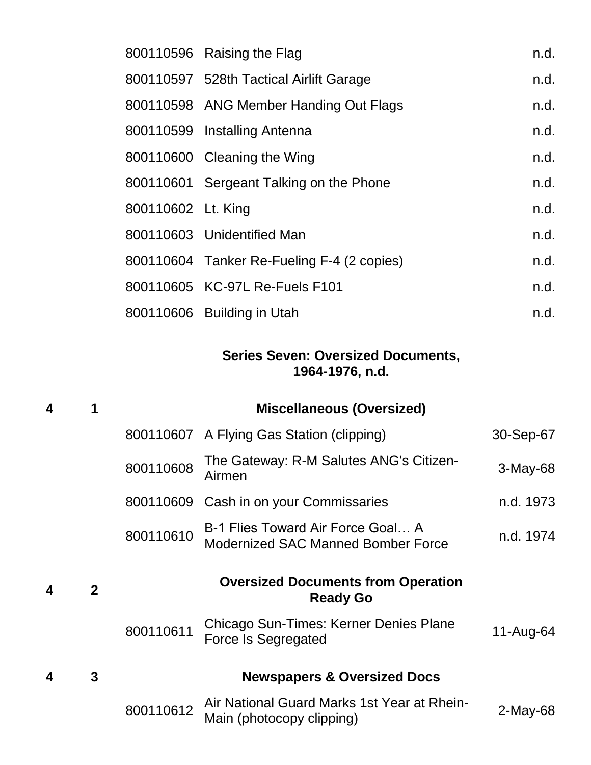| Box | Folder | ID | Title | Date |
|---|---|---|---|---|
| | | 800110596 | Raising the Flag | n.d. |
| | | 800110597 | 528th Tactical Airlift Garage | n.d. |
| | | 800110598 | ANG Member Handing Out Flags | n.d. |
| | | 800110599 | Installing Antenna | n.d. |
| | | 800110600 | Cleaning the Wing | n.d. |
| | | 800110601 | Sergeant Talking on the Phone | n.d. |
| | | 800110602 | Lt. King | n.d. |
| | | 800110603 | Unidentified Man | n.d. |
| | | 800110604 | Tanker Re-Fueling F-4 (2 copies) | n.d. |
| | | 800110605 | KC-97L Re-Fuels F101 | n.d. |
| | | 800110606 | Building in Utah | n.d. |

## Series Seven: Oversized Documents, 1964-1976, n.d.

| Box | Folder | ID | Title | Date |
|---|---|---|---|---|
| **4** | **1** | | **Miscellaneous (Oversized)** | |
| | | 800110607 | A Flying Gas Station (clipping) | 30-Sep-67 |
| | | 800110608 | The Gateway: R-M Salutes ANG's Citizen-Airmen | 3-May-68 |
| | | 800110609 | Cash in on your Commissaries | n.d. 1973 |
| | | 800110610 | B-1 Flies Toward Air Force Goal… A Modernized SAC Manned Bomber Force | n.d. 1974 |
| **4** | **2** | | **Oversized Documents from Operation Ready Go** | |
| | | 800110611 | Chicago Sun-Times: Kerner Denies Plane Force Is Segregated | 11-Aug-64 |
| **4** | **3** | | **Newspapers & Oversized Docs** | |
| | | 800110612 | Air National Guard Marks 1st Year at Rhein-Main (photocopy clipping) | 2-May-68 |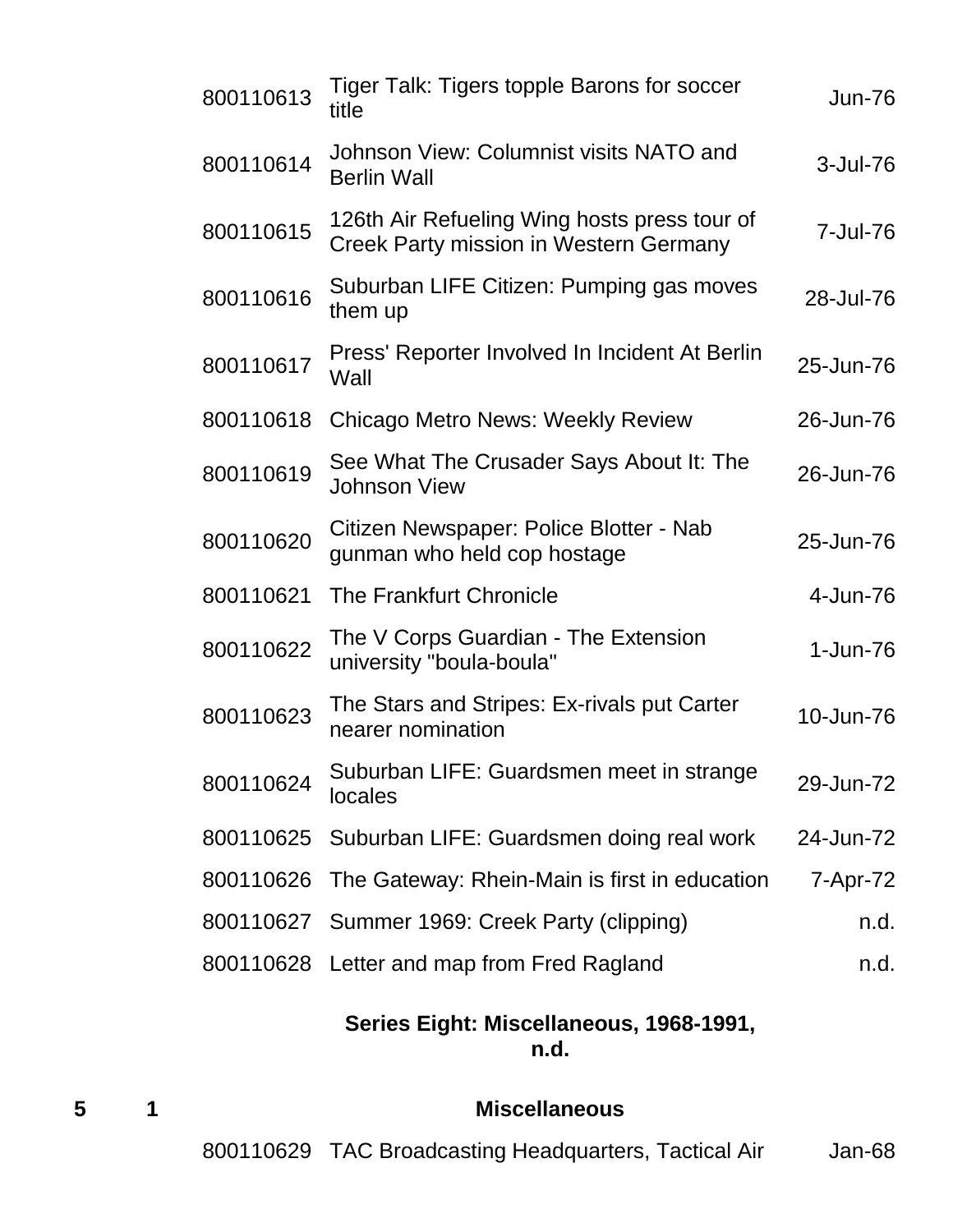| | | | | |
|---|---|---|---|---|
| | | 800110613 | Tiger Talk: Tigers topple Barons for soccer title | Jun-76 |
| | | 800110614 | Johnson View: Columnist visits NATO and Berlin Wall | 3-Jul-76 |
| | | 800110615 | 126th Air Refueling Wing hosts press tour of Creek Party mission in Western Germany | 7-Jul-76 |
| | | 800110616 | Suburban LIFE Citizen: Pumping gas moves them up | 28-Jul-76 |
| | | 800110617 | Press' Reporter Involved In Incident At Berlin Wall | 25-Jun-76 |
| | | 800110618 | Chicago Metro News: Weekly Review | 26-Jun-76 |
| | | 800110619 | See What The Crusader Says About It: The Johnson View | 26-Jun-76 |
| | | 800110620 | Citizen Newspaper: Police Blotter - Nab gunman who held cop hostage | 25-Jun-76 |
| | | 800110621 | The Frankfurt Chronicle | 4-Jun-76 |
| | | 800110622 | The V Corps Guardian - The Extension university "boula-boula" | 1-Jun-76 |
| | | 800110623 | The Stars and Stripes: Ex-rivals put Carter nearer nomination | 10-Jun-76 |
| | | 800110624 | Suburban LIFE: Guardsmen meet in strange locales | 29-Jun-72 |
| | | 800110625 | Suburban LIFE: Guardsmen doing real work | 24-Jun-72 |
| | | 800110626 | The Gateway: Rhein-Main is first in education | 7-Apr-72 |
| | | 800110627 | Summer 1969: Creek Party (clipping) | n.d. |
| | | 800110628 | Letter and map from Fred Ragland | n.d. |

**Series Eight: Miscellaneous, 1968-1991, n.d.**

| | | | | |
|---|---|---|---|---|
| **5** | **1** | | **Miscellaneous** | |
| | | 800110629 | TAC Broadcasting Headquarters, Tactical Air | Jan-68 |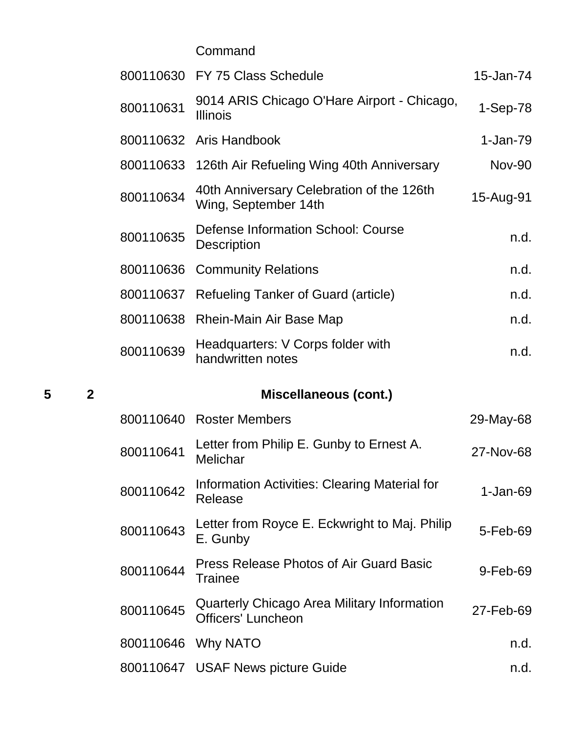| Box | Folder | ID | Title | Date |
|---|---|---|---|---|
| | | | Command | |
| | | 800110630 | FY 75 Class Schedule | 15-Jan-74 |
| | | 800110631 | 9014 ARIS Chicago O'Hare Airport - Chicago, Illinois | 1-Sep-78 |
| | | 800110632 | Aris Handbook | 1-Jan-79 |
| | | 800110633 | 126th Air Refueling Wing 40th Anniversary | Nov-90 |
| | | 800110634 | 40th Anniversary Celebration of the 126th Wing, September 14th | 15-Aug-91 |
| | | 800110635 | Defense Information School: Course Description | n.d. |
| | | 800110636 | Community Relations | n.d. |
| | | 800110637 | Refueling Tanker of Guard (article) | n.d. |
| | | 800110638 | Rhein-Main Air Base Map | n.d. |
| | | 800110639 | Headquarters: V Corps folder with handwritten notes | n.d. |
| **5** | **2** | | **Miscellaneous (cont.)** | |
| | | 800110640 | Roster Members | 29-May-68 |
| | | 800110641 | Letter from Philip E. Gunby to Ernest A. Melichar | 27-Nov-68 |
| | | 800110642 | Information Activities: Clearing Material for Release | 1-Jan-69 |
| | | 800110643 | Letter from Royce E. Eckwright to Maj. Philip E. Gunby | 5-Feb-69 |
| | | 800110644 | Press Release Photos of Air Guard Basic Trainee | 9-Feb-69 |
| | | 800110645 | Quarterly Chicago Area Military Information Officers' Luncheon | 27-Feb-69 |
| | | 800110646 | Why NATO | n.d. |
| | | 800110647 | USAF News picture Guide | n.d. |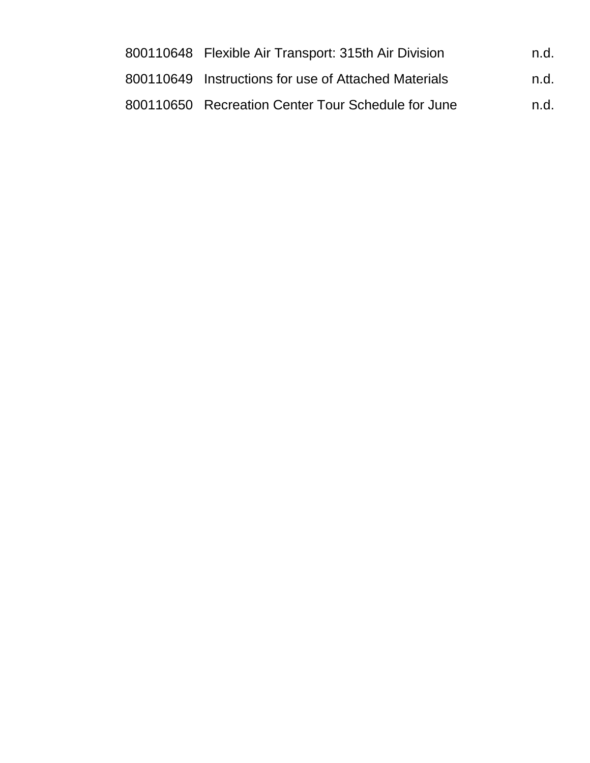| | | |
|---|---|---|
| 800110648 | Flexible Air Transport: 315th Air Division | n.d. |
| 800110649 | Instructions for use of Attached Materials | n.d. |
| 800110650 | Recreation Center Tour Schedule for June | n.d. |